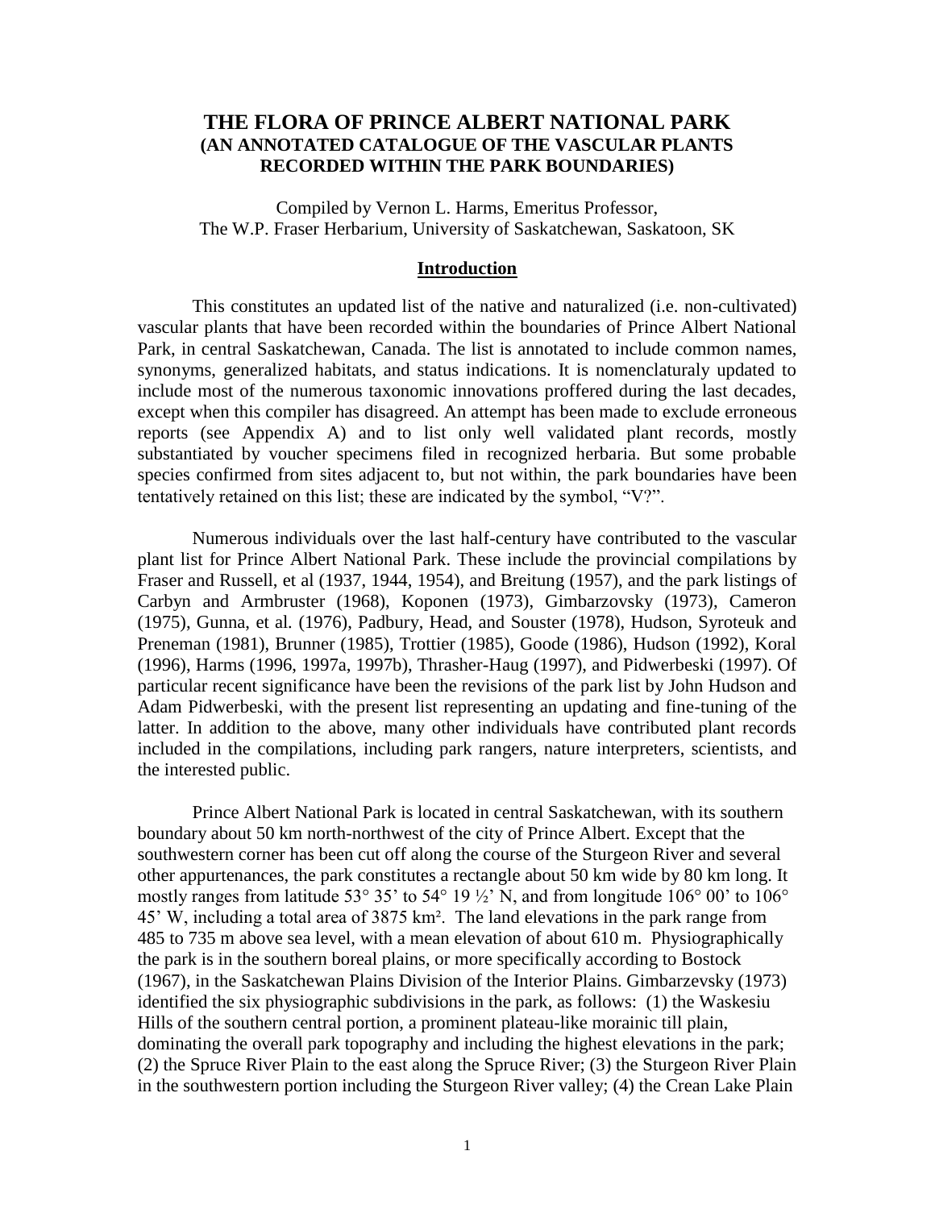# THE FLORA OF PRINCE ALBERT NATIONAL PARK
## (AN ANNOTATED CATALOGUE OF THE VASCULAR PLANTS RECORDED WITHIN THE PARK BOUNDARIES)

Compiled by Vernon L. Harms, Emeritus Professor,
The W.P. Fraser Herbarium, University of Saskatchewan, Saskatoon, SK

## Introduction

This constitutes an updated list of the native and naturalized (i.e. non-cultivated) vascular plants that have been recorded within the boundaries of Prince Albert National Park, in central Saskatchewan, Canada. The list is annotated to include common names, synonyms, generalized habitats, and status indications. It is nomenclaturaly updated to include most of the numerous taxonomic innovations proffered during the last decades, except when this compiler has disagreed. An attempt has been made to exclude erroneous reports (see Appendix A) and to list only well validated plant records, mostly substantiated by voucher specimens filed in recognized herbaria. But some probable species confirmed from sites adjacent to, but not within, the park boundaries have been tentatively retained on this list; these are indicated by the symbol, "V?".

Numerous individuals over the last half-century have contributed to the vascular plant list for Prince Albert National Park. These include the provincial compilations by Fraser and Russell, et al (1937, 1944, 1954), and Breitung (1957), and the park listings of Carbyn and Armbruster (1968), Koponen (1973), Gimbarzovsky (1973), Cameron (1975), Gunna, et al. (1976), Padbury, Head, and Souster (1978), Hudson, Syroteuk and Preneman (1981), Brunner (1985), Trottier (1985), Goode (1986), Hudson (1992), Koral (1996), Harms (1996, 1997a, 1997b), Thrasher-Haug (1997), and Pidwerbeski (1997). Of particular recent significance have been the revisions of the park list by John Hudson and Adam Pidwerbeski, with the present list representing an updating and fine-tuning of the latter. In addition to the above, many other individuals have contributed plant records included in the compilations, including park rangers, nature interpreters, scientists, and the interested public.

Prince Albert National Park is located in central Saskatchewan, with its southern boundary about 50 km north-northwest of the city of Prince Albert. Except that the southwestern corner has been cut off along the course of the Sturgeon River and several other appurtenances, the park constitutes a rectangle about 50 km wide by 80 km long. It mostly ranges from latitude 53° 35' to 54° 19 ½' N, and from longitude 106° 00' to 106° 45' W, including a total area of 3875 km². The land elevations in the park range from 485 to 735 m above sea level, with a mean elevation of about 610 m. Physiographically the park is in the southern boreal plains, or more specifically according to Bostock (1967), in the Saskatchewan Plains Division of the Interior Plains. Gimbarzevsky (1973) identified the six physiographic subdivisions in the park, as follows: (1) the Waskesiu Hills of the southern central portion, a prominent plateau-like morainic till plain, dominating the overall park topography and including the highest elevations in the park; (2) the Spruce River Plain to the east along the Spruce River; (3) the Sturgeon River Plain in the southwestern portion including the Sturgeon River valley; (4) the Crean Lake Plain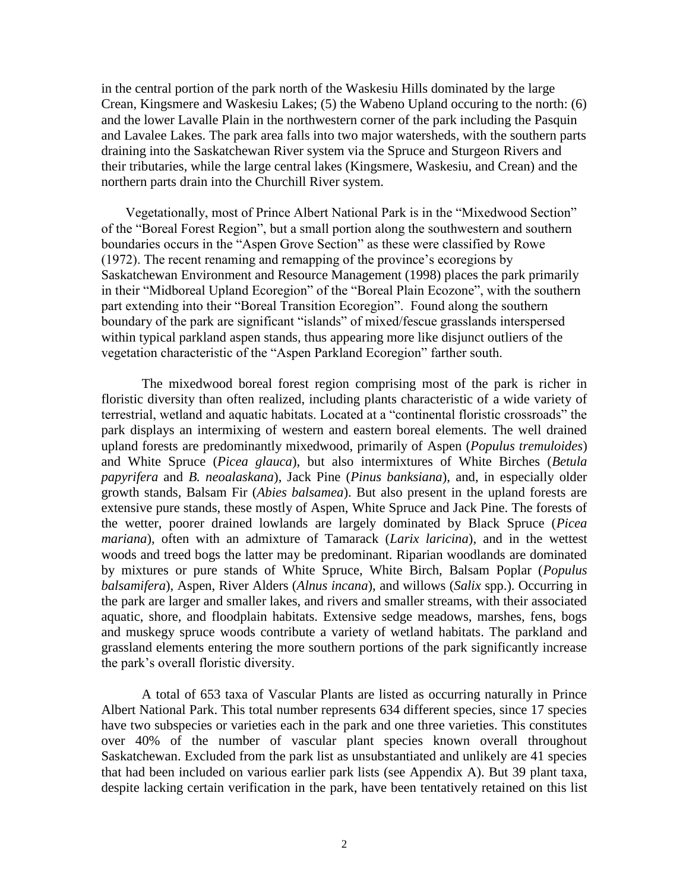in the central portion of the park north of the Waskesiu Hills dominated by the large Crean, Kingsmere and Waskesiu Lakes; (5) the Wabeno Upland occuring to the north: (6) and the lower Lavalle Plain in the northwestern corner of the park including the Pasquin and Lavalee Lakes. The park area falls into two major watersheds, with the southern parts draining into the Saskatchewan River system via the Spruce and Sturgeon Rivers and their tributaries, while the large central lakes (Kingsmere, Waskesiu, and Crean) and the northern parts drain into the Churchill River system.

Vegetationally, most of Prince Albert National Park is in the "Mixedwood Section" of the "Boreal Forest Region", but a small portion along the southwestern and southern boundaries occurs in the "Aspen Grove Section" as these were classified by Rowe (1972). The recent renaming and remapping of the province's ecoregions by Saskatchewan Environment and Resource Management (1998) places the park primarily in their "Midboreal Upland Ecoregion" of the "Boreal Plain Ecozone", with the southern part extending into their "Boreal Transition Ecoregion". Found along the southern boundary of the park are significant "islands" of mixed/fescue grasslands interspersed within typical parkland aspen stands, thus appearing more like disjunct outliers of the vegetation characteristic of the "Aspen Parkland Ecoregion" farther south.

The mixedwood boreal forest region comprising most of the park is richer in floristic diversity than often realized, including plants characteristic of a wide variety of terrestrial, wetland and aquatic habitats. Located at a "continental floristic crossroads" the park displays an intermixing of western and eastern boreal elements. The well drained upland forests are predominantly mixedwood, primarily of Aspen (*Populus tremuloides*) and White Spruce (*Picea glauca*), but also intermixtures of White Birches (*Betula papyrifera* and *B. neoalaskana*), Jack Pine (*Pinus banksiana*), and, in especially older growth stands, Balsam Fir (*Abies balsamea*). But also present in the upland forests are extensive pure stands, these mostly of Aspen, White Spruce and Jack Pine. The forests of the wetter, poorer drained lowlands are largely dominated by Black Spruce (*Picea mariana*), often with an admixture of Tamarack (*Larix laricina*), and in the wettest woods and treed bogs the latter may be predominant. Riparian woodlands are dominated by mixtures or pure stands of White Spruce, White Birch, Balsam Poplar (*Populus balsamifera*), Aspen, River Alders (*Alnus incana*), and willows (*Salix* spp.). Occurring in the park are larger and smaller lakes, and rivers and smaller streams, with their associated aquatic, shore, and floodplain habitats. Extensive sedge meadows, marshes, fens, bogs and muskegy spruce woods contribute a variety of wetland habitats. The parkland and grassland elements entering the more southern portions of the park significantly increase the park's overall floristic diversity.

A total of 653 taxa of Vascular Plants are listed as occurring naturally in Prince Albert National Park. This total number represents 634 different species, since 17 species have two subspecies or varieties each in the park and one three varieties. This constitutes over 40% of the number of vascular plant species known overall throughout Saskatchewan. Excluded from the park list as unsubstantiated and unlikely are 41 species that had been included on various earlier park lists (see Appendix A). But 39 plant taxa, despite lacking certain verification in the park, have been tentatively retained on this list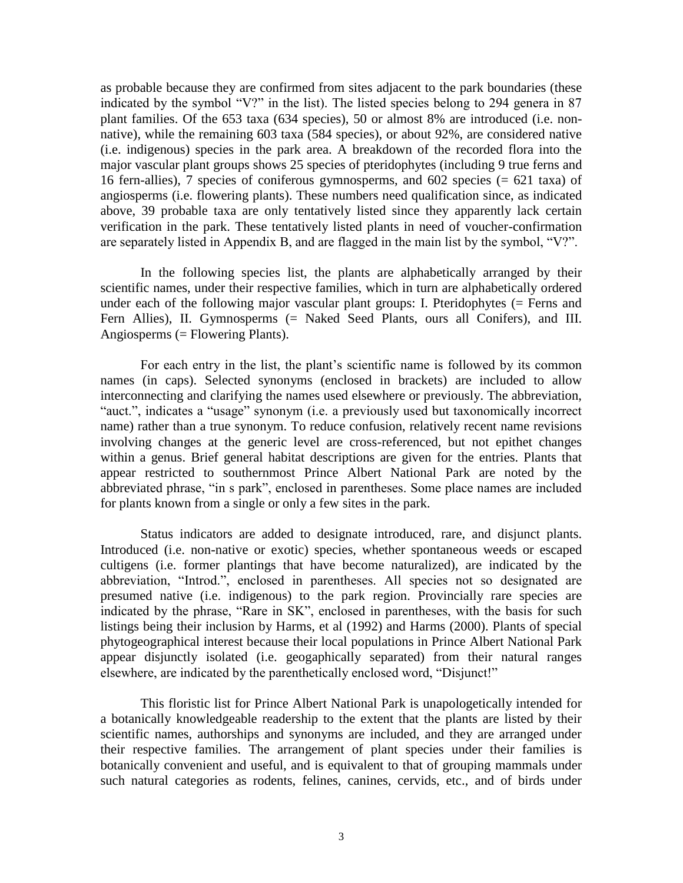as probable because they are confirmed from sites adjacent to the park boundaries (these indicated by the symbol "V?" in the list). The listed species belong to 294 genera in 87 plant families. Of the 653 taxa (634 species), 50 or almost 8% are introduced (i.e. non-native), while the remaining 603 taxa (584 species), or about 92%, are considered native (i.e. indigenous) species in the park area. A breakdown of the recorded flora into the major vascular plant groups shows 25 species of pteridophytes (including 9 true ferns and 16 fern-allies), 7 species of coniferous gymnosperms, and 602 species (= 621 taxa) of angiosperms (i.e. flowering plants). These numbers need qualification since, as indicated above, 39 probable taxa are only tentatively listed since they apparently lack certain verification in the park. These tentatively listed plants in need of voucher-confirmation are separately listed in Appendix B, and are flagged in the main list by the symbol, "V?".

In the following species list, the plants are alphabetically arranged by their scientific names, under their respective families, which in turn are alphabetically ordered under each of the following major vascular plant groups: I. Pteridophytes (= Ferns and Fern Allies), II. Gymnosperms (= Naked Seed Plants, ours all Conifers), and III. Angiosperms (= Flowering Plants).

For each entry in the list, the plant's scientific name is followed by its common names (in caps). Selected synonyms (enclosed in brackets) are included to allow interconnecting and clarifying the names used elsewhere or previously. The abbreviation, "auct.", indicates a "usage" synonym (i.e. a previously used but taxonomically incorrect name) rather than a true synonym. To reduce confusion, relatively recent name revisions involving changes at the generic level are cross-referenced, but not epithet changes within a genus. Brief general habitat descriptions are given for the entries. Plants that appear restricted to southernmost Prince Albert National Park are noted by the abbreviated phrase, "in s park", enclosed in parentheses. Some place names are included for plants known from a single or only a few sites in the park.

Status indicators are added to designate introduced, rare, and disjunct plants. Introduced (i.e. non-native or exotic) species, whether spontaneous weeds or escaped cultigens (i.e. former plantings that have become naturalized), are indicated by the abbreviation, "Introd.", enclosed in parentheses. All species not so designated are presumed native (i.e. indigenous) to the park region. Provincially rare species are indicated by the phrase, "Rare in SK", enclosed in parentheses, with the basis for such listings being their inclusion by Harms, et al (1992) and Harms (2000). Plants of special phytogeographical interest because their local populations in Prince Albert National Park appear disjunctly isolated (i.e. geogaphically separated) from their natural ranges elsewhere, are indicated by the parenthetically enclosed word, "Disjunct!"

This floristic list for Prince Albert National Park is unapologetically intended for a botanically knowledgeable readership to the extent that the plants are listed by their scientific names, authorships and synonyms are included, and they are arranged under their respective families. The arrangement of plant species under their families is botanically convenient and useful, and is equivalent to that of grouping mammals under such natural categories as rodents, felines, canines, cervids, etc., and of birds under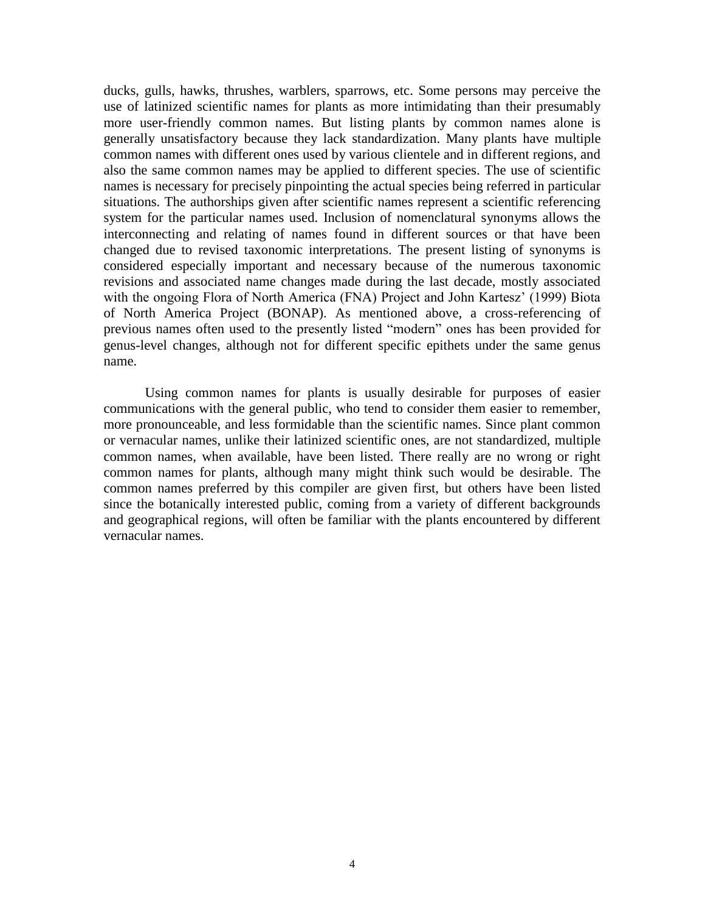ducks, gulls, hawks, thrushes, warblers, sparrows, etc. Some persons may perceive the use of latinized scientific names for plants as more intimidating than their presumably more user-friendly common names. But listing plants by common names alone is generally unsatisfactory because they lack standardization. Many plants have multiple common names with different ones used by various clientele and in different regions, and also the same common names may be applied to different species. The use of scientific names is necessary for precisely pinpointing the actual species being referred in particular situations. The authorships given after scientific names represent a scientific referencing system for the particular names used. Inclusion of nomenclatural synonyms allows the interconnecting and relating of names found in different sources or that have been changed due to revised taxonomic interpretations. The present listing of synonyms is considered especially important and necessary because of the numerous taxonomic revisions and associated name changes made during the last decade, mostly associated with the ongoing Flora of North America (FNA) Project and John Kartesz' (1999) Biota of North America Project (BONAP). As mentioned above, a cross-referencing of previous names often used to the presently listed "modern" ones has been provided for genus-level changes, although not for different specific epithets under the same genus name.

Using common names for plants is usually desirable for purposes of easier communications with the general public, who tend to consider them easier to remember, more pronounceable, and less formidable than the scientific names. Since plant common or vernacular names, unlike their latinized scientific ones, are not standardized, multiple common names, when available, have been listed. There really are no wrong or right common names for plants, although many might think such would be desirable. The common names preferred by this compiler are given first, but others have been listed since the botanically interested public, coming from a variety of different backgrounds and geographical regions, will often be familiar with the plants encountered by different vernacular names.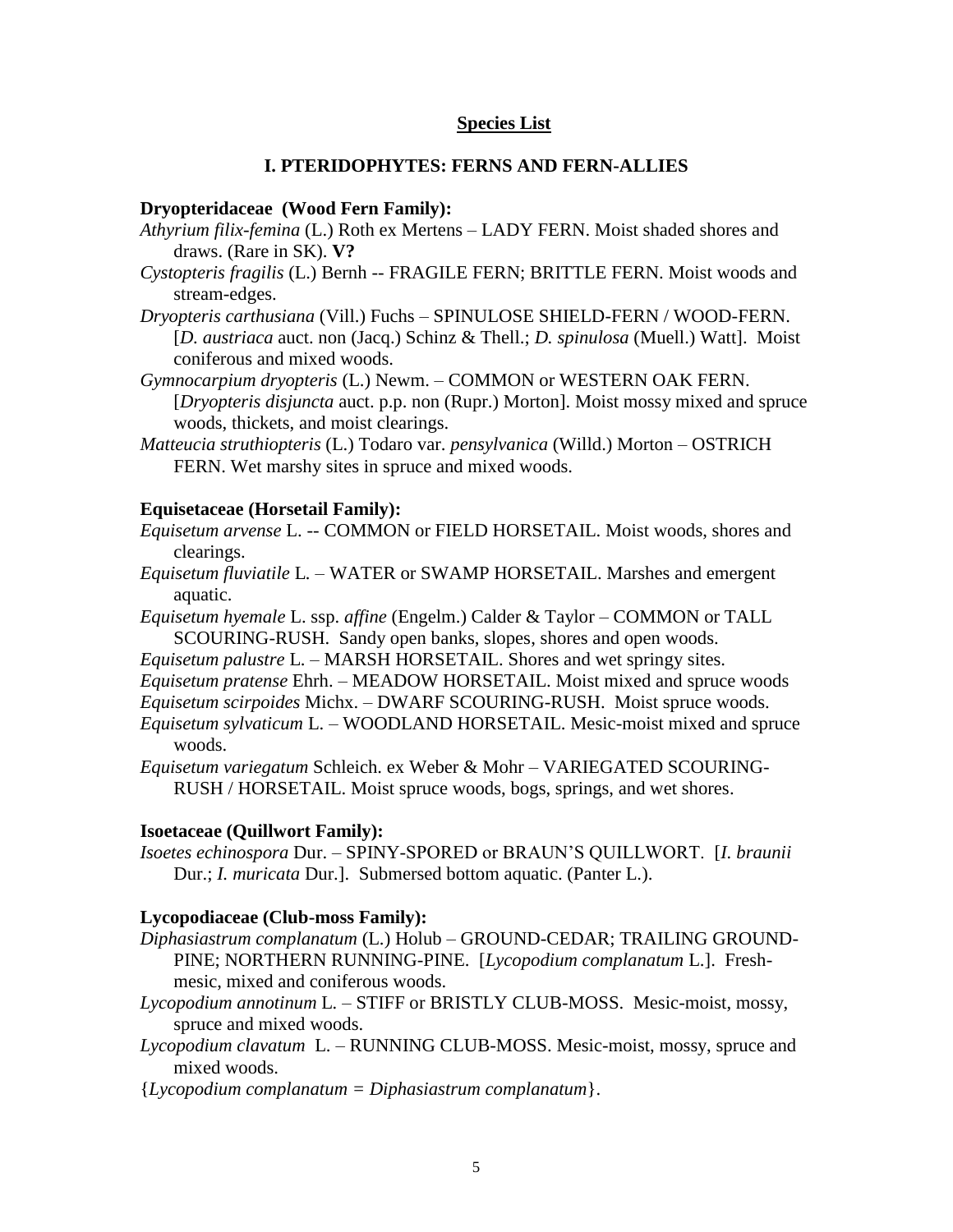## Species List

### I. PTERIDOPHYTES: FERNS AND FERN-ALLIES

**Dryopteridaceae (Wood Fern Family):**

*Athyrium filix-femina* (L.) Roth ex Mertens – LADY FERN. Moist shaded shores and draws. (Rare in SK). **V?**

*Cystopteris fragilis* (L.) Bernh -- FRAGILE FERN; BRITTLE FERN. Moist woods and stream-edges.

*Dryopteris carthusiana* (Vill.) Fuchs – SPINULOSE SHIELD-FERN / WOOD-FERN. [*D. austriaca* auct. non (Jacq.) Schinz & Thell.; *D. spinulosa* (Muell.) Watt]. Moist coniferous and mixed woods.

*Gymnocarpium dryopteris* (L.) Newm. – COMMON or WESTERN OAK FERN. [*Dryopteris disjuncta* auct. p.p. non (Rupr.) Morton]. Moist mossy mixed and spruce woods, thickets, and moist clearings.

*Matteucia struthiopteris* (L.) Todaro var. *pensylvanica* (Willd.) Morton – OSTRICH FERN. Wet marshy sites in spruce and mixed woods.

**Equisetaceae (Horsetail Family):**

*Equisetum arvense* L. -- COMMON or FIELD HORSETAIL. Moist woods, shores and clearings.

*Equisetum fluviatile* L. – WATER or SWAMP HORSETAIL. Marshes and emergent aquatic.

*Equisetum hyemale* L. ssp. *affine* (Engelm.) Calder & Taylor – COMMON or TALL SCOURING-RUSH. Sandy open banks, slopes, shores and open woods.

*Equisetum palustre* L. – MARSH HORSETAIL. Shores and wet springy sites.

*Equisetum pratense* Ehrh. – MEADOW HORSETAIL. Moist mixed and spruce woods

*Equisetum scirpoides* Michx. – DWARF SCOURING-RUSH. Moist spruce woods.

*Equisetum sylvaticum* L. – WOODLAND HORSETAIL. Mesic-moist mixed and spruce woods.

*Equisetum variegatum* Schleich. ex Weber & Mohr – VARIEGATED SCOURING-RUSH / HORSETAIL. Moist spruce woods, bogs, springs, and wet shores.

**Isoetaceae (Quillwort Family):**

*Isoetes echinospora* Dur. – SPINY-SPORED or BRAUN'S QUILLWORT. [*I. braunii* Dur.; *I. muricata* Dur.]. Submersed bottom aquatic. (Panter L.).

**Lycopodiaceae (Club-moss Family):**

*Diphasiastrum complanatum* (L.) Holub – GROUND-CEDAR; TRAILING GROUND-PINE; NORTHERN RUNNING-PINE. [*Lycopodium complanatum* L.]. Fresh-mesic, mixed and coniferous woods.

*Lycopodium annotinum* L. – STIFF or BRISTLY CLUB-MOSS. Mesic-moist, mossy, spruce and mixed woods.

*Lycopodium clavatum* L. – RUNNING CLUB-MOSS. Mesic-moist, mossy, spruce and mixed woods.

{*Lycopodium complanatum = Diphasiastrum complanatum*}.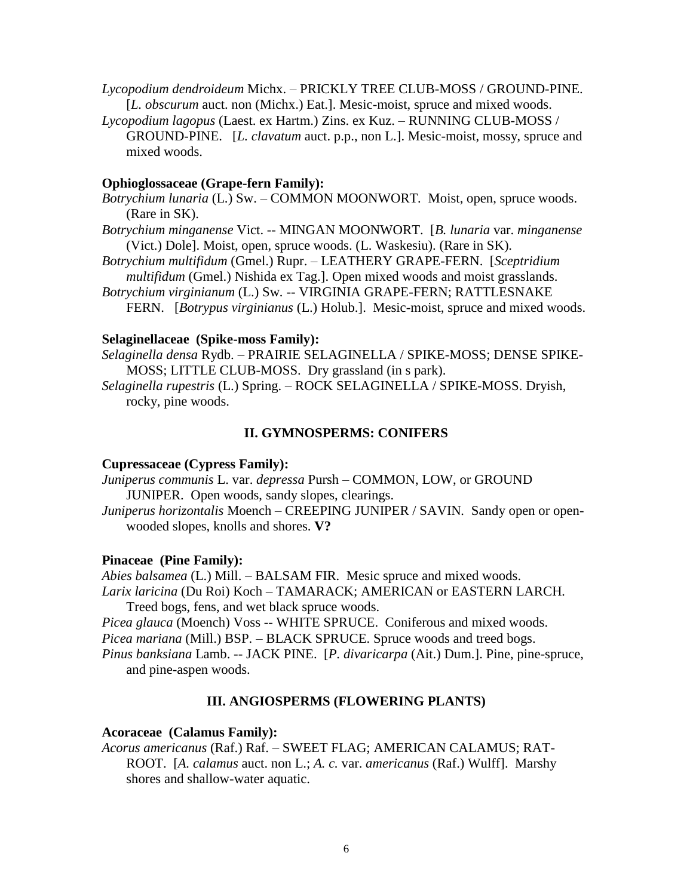*Lycopodium dendroideum* Michx. – PRICKLY TREE CLUB-MOSS / GROUND-PINE. [*L. obscurum* auct. non (Michx.) Eat.]. Mesic-moist, spruce and mixed woods.

*Lycopodium lagopus* (Laest. ex Hartm.) Zins. ex Kuz. – RUNNING CLUB-MOSS / GROUND-PINE. [*L. clavatum* auct. p.p., non L.]. Mesic-moist, mossy, spruce and mixed woods.

**Ophioglossaceae (Grape-fern Family):**

*Botrychium lunaria* (L.) Sw. – COMMON MOONWORT. Moist, open, spruce woods. (Rare in SK).

*Botrychium minganense* Vict. -- MINGAN MOONWORT. [*B. lunaria* var. *minganense* (Vict.) Dole]. Moist, open, spruce woods. (L. Waskesiu). (Rare in SK).

*Botrychium multifidum* (Gmel.) Rupr. – LEATHERY GRAPE-FERN. [*Sceptridium multifidum* (Gmel.) Nishida ex Tag.]. Open mixed woods and moist grasslands.

*Botrychium virginianum* (L.) Sw. -- VIRGINIA GRAPE-FERN; RATTLESNAKE FERN. [*Botrypus virginianus* (L.) Holub.]. Mesic-moist, spruce and mixed woods.

**Selaginellaceae (Spike-moss Family):**

*Selaginella densa* Rydb. – PRAIRIE SELAGINELLA / SPIKE-MOSS; DENSE SPIKE-MOSS; LITTLE CLUB-MOSS. Dry grassland (in s park).

*Selaginella rupestris* (L.) Spring. – ROCK SELAGINELLA / SPIKE-MOSS. Dryish, rocky, pine woods.

## II. GYMNOSPERMS: CONIFERS

**Cupressaceae (Cypress Family):**

*Juniperus communis* L. var. *depressa* Pursh – COMMON, LOW, or GROUND JUNIPER. Open woods, sandy slopes, clearings.

*Juniperus horizontalis* Moench – CREEPING JUNIPER / SAVIN. Sandy open or open-wooded slopes, knolls and shores. **V?**

**Pinaceae (Pine Family):**

*Abies balsamea* (L.) Mill. – BALSAM FIR. Mesic spruce and mixed woods.

*Larix laricina* (Du Roi) Koch – TAMARACK; AMERICAN or EASTERN LARCH. Treed bogs, fens, and wet black spruce woods.

*Picea glauca* (Moench) Voss -- WHITE SPRUCE. Coniferous and mixed woods.

*Picea mariana* (Mill.) BSP. – BLACK SPRUCE. Spruce woods and treed bogs.

*Pinus banksiana* Lamb. -- JACK PINE. [*P. divaricarpa* (Ait.) Dum.]. Pine, pine-spruce, and pine-aspen woods.

## III. ANGIOSPERMS (FLOWERING PLANTS)

**Acoraceae (Calamus Family):**

*Acorus americanus* (Raf.) Raf. – SWEET FLAG; AMERICAN CALAMUS; RAT-ROOT. [*A. calamus* auct. non L.; *A. c.* var. *americanus* (Raf.) Wulff]. Marshy shores and shallow-water aquatic.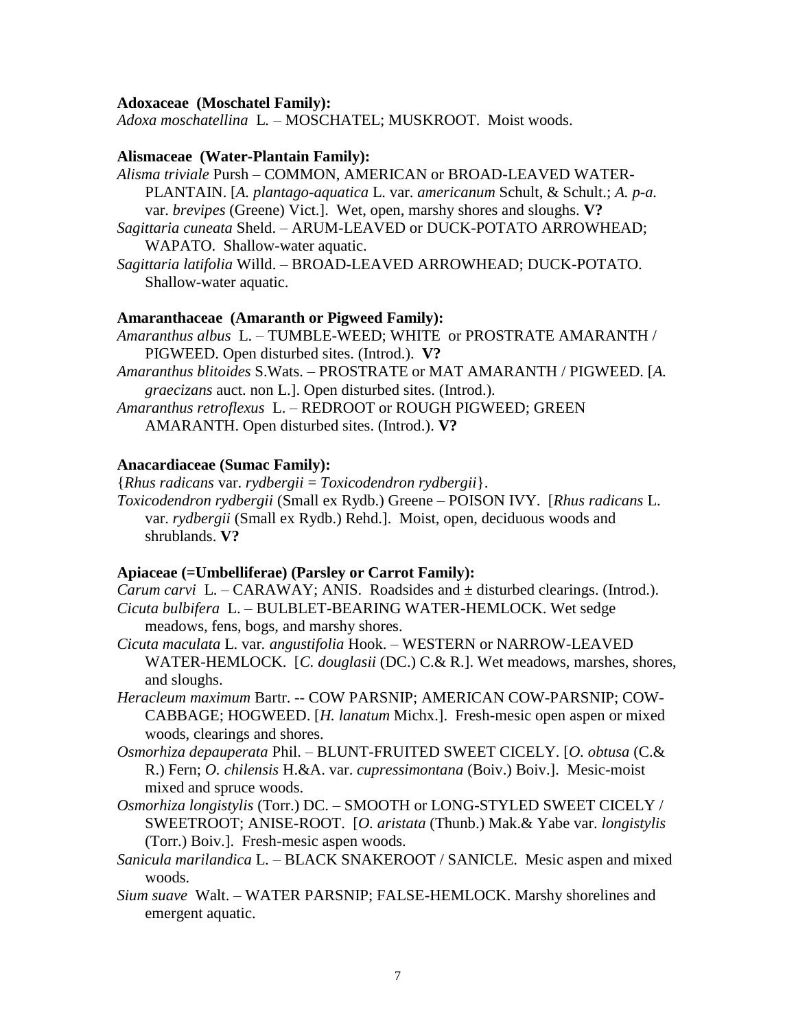**Adoxaceae (Moschatel Family):**
*Adoxa moschatellina* L. – MOSCHATEL; MUSKROOT. Moist woods.

**Alismaceae (Water-Plantain Family):**
*Alisma triviale* Pursh – COMMON, AMERICAN or BROAD-LEAVED WATER-PLANTAIN. [*A. plantago-aquatica* L. var. *americanum* Schult, & Schult.; *A. p-a.* var. *brevipes* (Greene) Vict.]. Wet, open, marshy shores and sloughs. **V?**
*Sagittaria cuneata* Sheld. – ARUM-LEAVED or DUCK-POTATO ARROWHEAD; WAPATO. Shallow-water aquatic.
*Sagittaria latifolia* Willd. – BROAD-LEAVED ARROWHEAD; DUCK-POTATO. Shallow-water aquatic.

**Amaranthaceae (Amaranth or Pigweed Family):**
*Amaranthus albus* L. – TUMBLE-WEED; WHITE or PROSTRATE AMARANTH / PIGWEED. Open disturbed sites. (Introd.). **V?**
*Amaranthus blitoides* S.Wats. – PROSTRATE or MAT AMARANTH / PIGWEED. [*A. graecizans* auct. non L.]. Open disturbed sites. (Introd.).
*Amaranthus retroflexus* L. – REDROOT or ROUGH PIGWEED; GREEN AMARANTH. Open disturbed sites. (Introd.). **V?**

**Anacardiaceae (Sumac Family):**
{*Rhus radicans* var. *rydbergii* = *Toxicodendron rydbergii*}.
*Toxicodendron rydbergii* (Small ex Rydb.) Greene – POISON IVY. [*Rhus radicans* L. var. *rydbergii* (Small ex Rydb.) Rehd.]. Moist, open, deciduous woods and shrublands. **V?**

**Apiaceae (=Umbelliferae) (Parsley or Carrot Family):**
*Carum carvi* L. – CARAWAY; ANIS. Roadsides and ± disturbed clearings. (Introd.).
*Cicuta bulbifera* L. – BULBLET-BEARING WATER-HEMLOCK. Wet sedge meadows, fens, bogs, and marshy shores.
*Cicuta maculata* L. var. *angustifolia* Hook. – WESTERN or NARROW-LEAVED WATER-HEMLOCK. [*C. douglasii* (DC.) C.& R.]. Wet meadows, marshes, shores, and sloughs.
*Heracleum maximum* Bartr. -- COW PARSNIP; AMERICAN COW-PARSNIP; COW-CABBAGE; HOGWEED. [*H. lanatum* Michx.]. Fresh-mesic open aspen or mixed woods, clearings and shores.
*Osmorhiza depauperata* Phil. – BLUNT-FRUITED SWEET CICELY. [*O. obtusa* (C.& R.) Fern; *O. chilensis* H.&A. var. *cupressimontana* (Boiv.) Boiv.]. Mesic-moist mixed and spruce woods.
*Osmorhiza longistylis* (Torr.) DC. – SMOOTH or LONG-STYLED SWEET CICELY / SWEETROOT; ANISE-ROOT. [*O. aristata* (Thunb.) Mak.& Yabe var. *longistylis* (Torr.) Boiv.]. Fresh-mesic aspen woods.
*Sanicula marilandica* L. – BLACK SNAKEROOT / SANICLE. Mesic aspen and mixed woods.
*Sium suave* Walt. – WATER PARSNIP; FALSE-HEMLOCK. Marshy shorelines and emergent aquatic.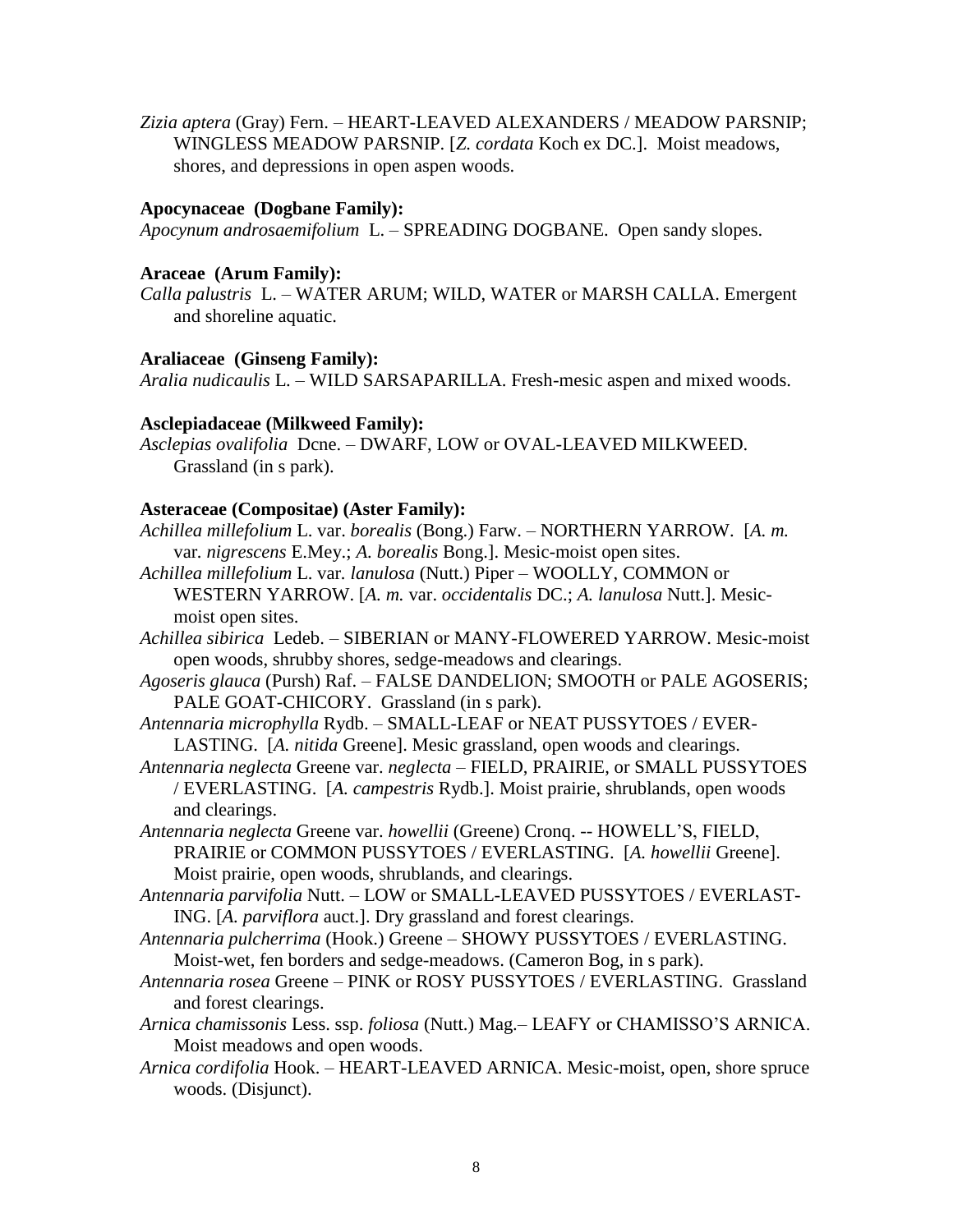*Zizia aptera* (Gray) Fern. – HEART-LEAVED ALEXANDERS / MEADOW PARSNIP; WINGLESS MEADOW PARSNIP. [*Z. cordata* Koch ex DC.]. Moist meadows, shores, and depressions in open aspen woods.

**Apocynaceae (Dogbane Family):**

*Apocynum androsaemifolium* L. – SPREADING DOGBANE. Open sandy slopes.

**Araceae (Arum Family):**

*Calla palustris* L. – WATER ARUM; WILD, WATER or MARSH CALLA. Emergent and shoreline aquatic.

**Araliaceae (Ginseng Family):**

*Aralia nudicaulis* L. – WILD SARSAPARILLA. Fresh-mesic aspen and mixed woods.

**Asclepiadaceae (Milkweed Family):**

*Asclepias ovalifolia* Dcne. – DWARF, LOW or OVAL-LEAVED MILKWEED. Grassland (in s park).

**Asteraceae (Compositae) (Aster Family):**

*Achillea millefolium* L. var. *borealis* (Bong.) Farw. – NORTHERN YARROW. [*A. m.* var. *nigrescens* E.Mey.; *A. borealis* Bong.]. Mesic-moist open sites.

*Achillea millefolium* L. var. *lanulosa* (Nutt.) Piper – WOOLLY, COMMON or WESTERN YARROW. [*A. m.* var. *occidentalis* DC.; *A. lanulosa* Nutt.]. Mesic-moist open sites.

*Achillea sibirica* Ledeb. – SIBERIAN or MANY-FLOWERED YARROW. Mesic-moist open woods, shrubby shores, sedge-meadows and clearings.

*Agoseris glauca* (Pursh) Raf. – FALSE DANDELION; SMOOTH or PALE AGOSERIS; PALE GOAT-CHICORY. Grassland (in s park).

*Antennaria microphylla* Rydb. – SMALL-LEAF or NEAT PUSSYTOES / EVER-LASTING. [*A. nitida* Greene]. Mesic grassland, open woods and clearings.

*Antennaria neglecta* Greene var. *neglecta* – FIELD, PRAIRIE, or SMALL PUSSYTOES / EVERLASTING. [*A. campestris* Rydb.]. Moist prairie, shrublands, open woods and clearings.

*Antennaria neglecta* Greene var. *howellii* (Greene) Cronq. -- HOWELL'S, FIELD, PRAIRIE or COMMON PUSSYTOES / EVERLASTING. [*A. howellii* Greene]. Moist prairie, open woods, shrublands, and clearings.

*Antennaria parvifolia* Nutt. – LOW or SMALL-LEAVED PUSSYTOES / EVERLAST-ING. [*A. parviflora* auct.]. Dry grassland and forest clearings.

*Antennaria pulcherrima* (Hook.) Greene – SHOWY PUSSYTOES / EVERLASTING. Moist-wet, fen borders and sedge-meadows. (Cameron Bog, in s park).

*Antennaria rosea* Greene – PINK or ROSY PUSSYTOES / EVERLASTING. Grassland and forest clearings.

*Arnica chamissonis* Less. ssp. *foliosa* (Nutt.) Mag.– LEAFY or CHAMISSO'S ARNICA. Moist meadows and open woods.

*Arnica cordifolia* Hook. – HEART-LEAVED ARNICA. Mesic-moist, open, shore spruce woods. (Disjunct).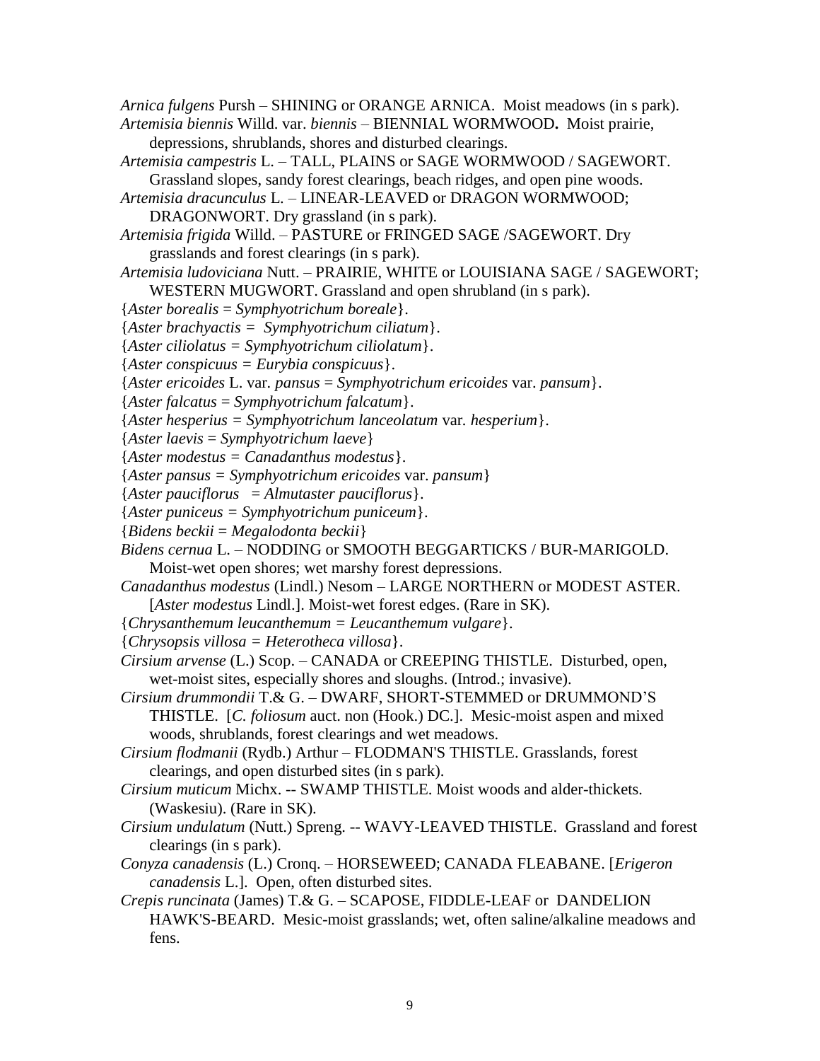*Arnica fulgens* Pursh – SHINING or ORANGE ARNICA. Moist meadows (in s park).

*Artemisia biennis* Willd. var. *biennis* – BIENNIAL WORMWOOD**.** Moist prairie, depressions, shrublands, shores and disturbed clearings.

*Artemisia campestris* L. – TALL, PLAINS or SAGE WORMWOOD / SAGEWORT. Grassland slopes, sandy forest clearings, beach ridges, and open pine woods.

*Artemisia dracunculus* L. – LINEAR-LEAVED or DRAGON WORMWOOD; DRAGONWORT. Dry grassland (in s park).

*Artemisia frigida* Willd. – PASTURE or FRINGED SAGE /SAGEWORT. Dry grasslands and forest clearings (in s park).

*Artemisia ludoviciana* Nutt. – PRAIRIE, WHITE or LOUISIANA SAGE / SAGEWORT; WESTERN MUGWORT. Grassland and open shrubland (in s park).

{*Aster borealis* = *Symphyotrichum boreale*}.

{*Aster brachyactis = Symphyotrichum ciliatum*}.

{*Aster ciliolatus = Symphyotrichum ciliolatum*}.

{*Aster conspicuus = Eurybia conspicuus*}.

{*Aster ericoides* L. var. *pansus* = *Symphyotrichum ericoides* var. *pansum*}.

{*Aster falcatus* = *Symphyotrichum falcatum*}.

{*Aster hesperius = Symphyotrichum lanceolatum* var. *hesperium*}.

{*Aster laevis* = *Symphyotrichum laeve*}

{*Aster modestus = Canadanthus modestus*}.

{*Aster pansus = Symphyotrichum ericoides* var. *pansum*}

{*Aster pauciflorus = Almutaster pauciflorus*}.

{*Aster puniceus = Symphyotrichum puniceum*}.

{*Bidens beckii* = *Megalodonta beckii*}

*Bidens cernua* L. – NODDING or SMOOTH BEGGARTICKS / BUR-MARIGOLD. Moist-wet open shores; wet marshy forest depressions.

*Canadanthus modestus* (Lindl.) Nesom – LARGE NORTHERN or MODEST ASTER. [*Aster modestus* Lindl.]. Moist-wet forest edges. (Rare in SK).

{*Chrysanthemum leucanthemum = Leucanthemum vulgare*}.

{*Chrysopsis villosa = Heterotheca villosa*}.

*Cirsium arvense* (L.) Scop. – CANADA or CREEPING THISTLE. Disturbed, open, wet-moist sites, especially shores and sloughs. (Introd.; invasive).

*Cirsium drummondii* T.& G. – DWARF, SHORT-STEMMED or DRUMMOND'S THISTLE. [*C. foliosum* auct. non (Hook.) DC.]. Mesic-moist aspen and mixed woods, shrublands, forest clearings and wet meadows.

*Cirsium flodmanii* (Rydb.) Arthur – FLODMAN'S THISTLE. Grasslands, forest clearings, and open disturbed sites (in s park).

*Cirsium muticum* Michx. -- SWAMP THISTLE. Moist woods and alder-thickets. (Waskesiu). (Rare in SK).

*Cirsium undulatum* (Nutt.) Spreng. -- WAVY-LEAVED THISTLE. Grassland and forest clearings (in s park).

*Conyza canadensis* (L.) Cronq. – HORSEWEED; CANADA FLEABANE. [*Erigeron canadensis* L.]. Open, often disturbed sites.

*Crepis runcinata* (James) T.& G. – SCAPOSE, FIDDLE-LEAF or DANDELION HAWK'S-BEARD. Mesic-moist grasslands; wet, often saline/alkaline meadows and fens.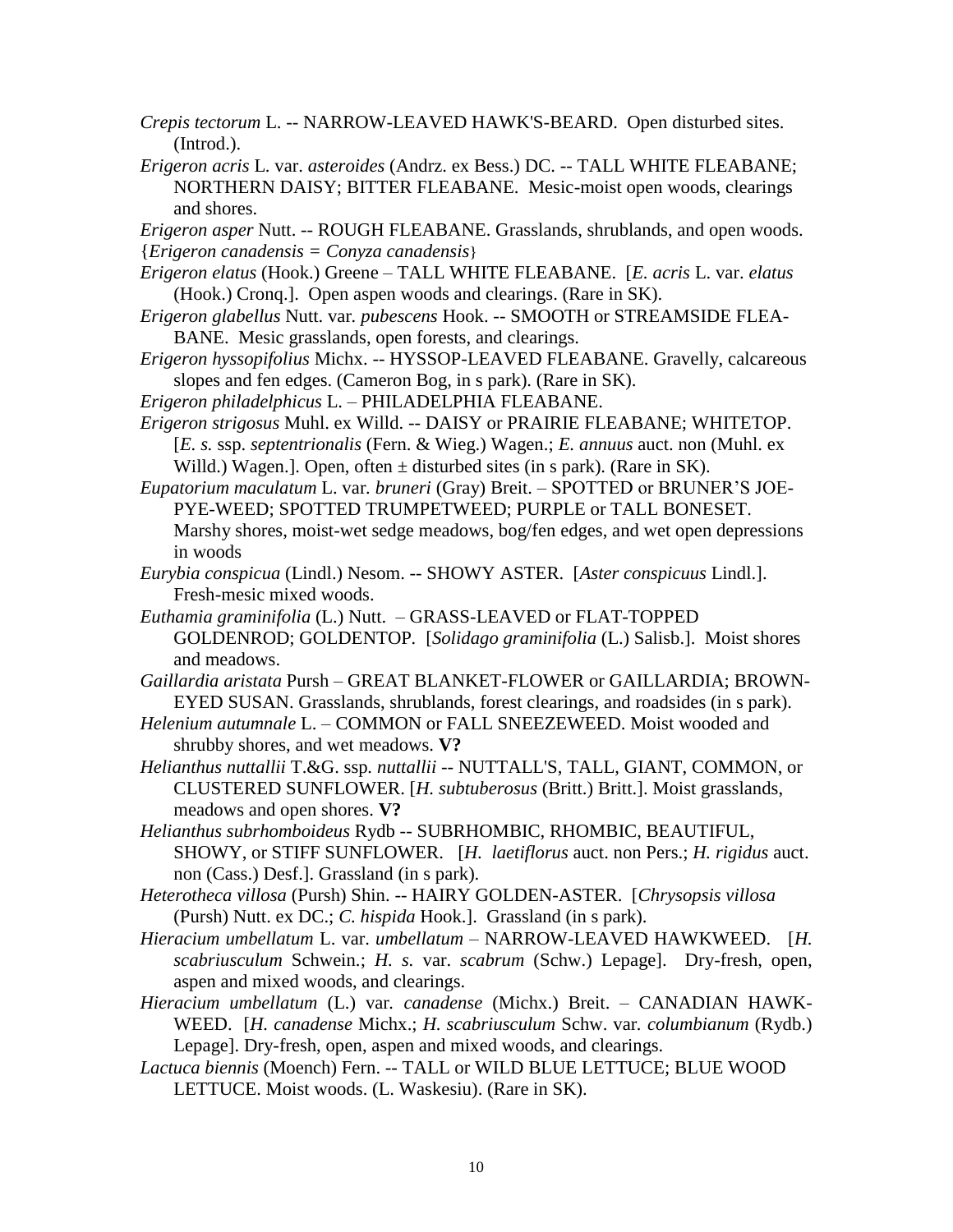*Crepis tectorum* L. -- NARROW-LEAVED HAWK'S-BEARD. Open disturbed sites. (Introd.).

*Erigeron acris* L. var. *asteroides* (Andrz. ex Bess.) DC. -- TALL WHITE FLEABANE; NORTHERN DAISY; BITTER FLEABANE. Mesic-moist open woods, clearings and shores.

*Erigeron asper* Nutt. -- ROUGH FLEABANE. Grasslands, shrublands, and open woods.

{*Erigeron canadensis = Conyza canadensis*}

*Erigeron elatus* (Hook.) Greene – TALL WHITE FLEABANE. [*E. acris* L. var. *elatus* (Hook.) Cronq.]. Open aspen woods and clearings. (Rare in SK).

*Erigeron glabellus* Nutt. var. *pubescens* Hook. -- SMOOTH or STREAMSIDE FLEA-BANE. Mesic grasslands, open forests, and clearings.

*Erigeron hyssopifolius* Michx. -- HYSSOP-LEAVED FLEABANE. Gravelly, calcareous slopes and fen edges. (Cameron Bog, in s park). (Rare in SK).

*Erigeron philadelphicus* L. – PHILADELPHIA FLEABANE.

*Erigeron strigosus* Muhl. ex Willd. -- DAISY or PRAIRIE FLEABANE; WHITETOP. [*E. s.* ssp. *septentrionalis* (Fern. & Wieg.) Wagen.; *E. annuus* auct. non (Muhl. ex Willd.) Wagen.]. Open, often ± disturbed sites (in s park). (Rare in SK).

*Eupatorium maculatum* L. var. *bruneri* (Gray) Breit. – SPOTTED or BRUNER'S JOE-PYE-WEED; SPOTTED TRUMPETWEED; PURPLE or TALL BONESET. Marshy shores, moist-wet sedge meadows, bog/fen edges, and wet open depressions in woods

*Eurybia conspicua* (Lindl.) Nesom. -- SHOWY ASTER. [*Aster conspicuus* Lindl.]. Fresh-mesic mixed woods.

*Euthamia graminifolia* (L.) Nutt. – GRASS-LEAVED or FLAT-TOPPED GOLDENROD; GOLDENTOP. [*Solidago graminifolia* (L.) Salisb.]. Moist shores and meadows.

*Gaillardia aristata* Pursh – GREAT BLANKET-FLOWER or GAILLARDIA; BROWN-EYED SUSAN. Grasslands, shrublands, forest clearings, and roadsides (in s park).

*Helenium autumnale* L. – COMMON or FALL SNEEZEWEED. Moist wooded and shrubby shores, and wet meadows. **V?**

*Helianthus nuttallii* T.&G. ssp. *nuttallii* -- NUTTALL'S, TALL, GIANT, COMMON, or CLUSTERED SUNFLOWER. [*H. subtuberosus* (Britt.) Britt.]. Moist grasslands, meadows and open shores. **V?**

*Helianthus subrhomboideus* Rydb -- SUBRHOMBIC, RHOMBIC, BEAUTIFUL, SHOWY, or STIFF SUNFLOWER. [*H. laetiflorus* auct. non Pers.; *H. rigidus* auct. non (Cass.) Desf.]. Grassland (in s park).

*Heterotheca villosa* (Pursh) Shin. -- HAIRY GOLDEN-ASTER. [*Chrysopsis villosa* (Pursh) Nutt. ex DC.; *C. hispida* Hook.]. Grassland (in s park).

*Hieracium umbellatum* L. var. *umbellatum* – NARROW-LEAVED HAWKWEED. [*H. scabriusculum* Schwein.; *H. s.* var. *scabrum* (Schw.) Lepage]. Dry-fresh, open, aspen and mixed woods, and clearings.

*Hieracium umbellatum* (L.) var. *canadense* (Michx.) Breit. – CANADIAN HAWK-WEED. [*H. canadense* Michx.; *H. scabriusculum* Schw. var. *columbianum* (Rydb.) Lepage]. Dry-fresh, open, aspen and mixed woods, and clearings.

*Lactuca biennis* (Moench) Fern. -- TALL or WILD BLUE LETTUCE; BLUE WOOD LETTUCE. Moist woods. (L. Waskesiu). (Rare in SK).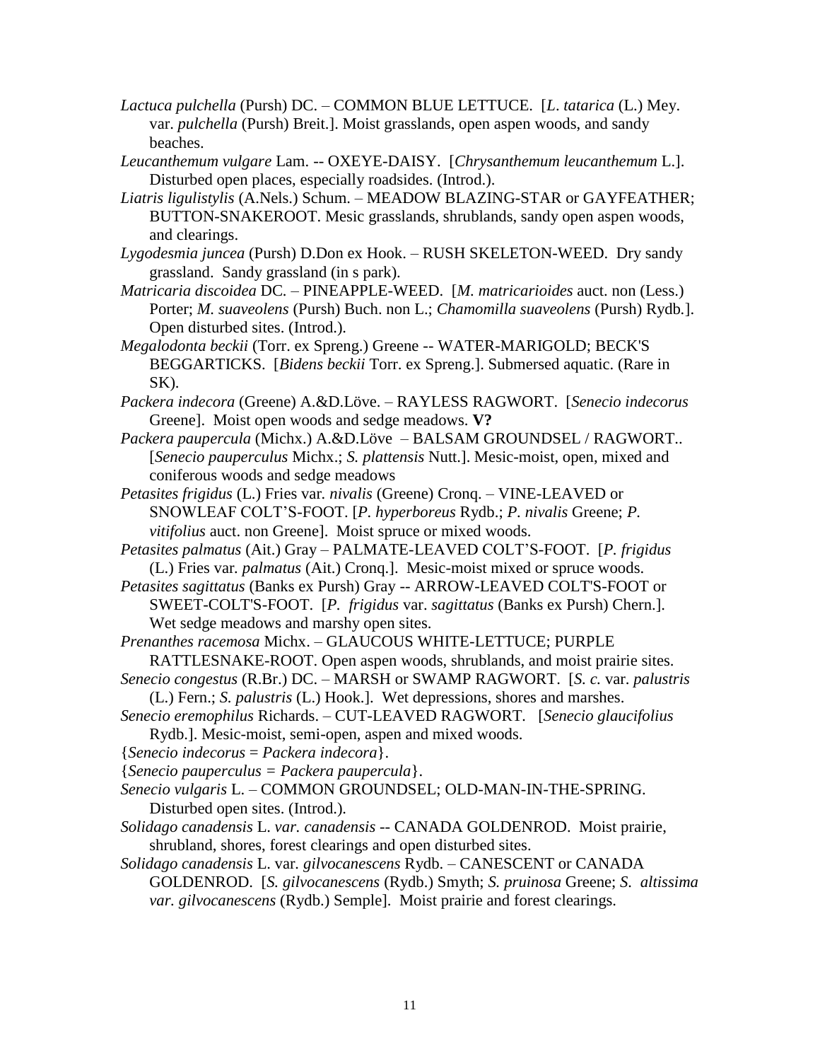*Lactuca pulchella* (Pursh) DC. – COMMON BLUE LETTUCE. [*L. tatarica* (L.) Mey. var. *pulchella* (Pursh) Breit.]. Moist grasslands, open aspen woods, and sandy beaches.

*Leucanthemum vulgare* Lam. -- OXEYE-DAISY. [*Chrysanthemum leucanthemum* L.]. Disturbed open places, especially roadsides. (Introd.).

*Liatris ligulistylis* (A.Nels.) Schum. – MEADOW BLAZING-STAR or GAYFEATHER; BUTTON-SNAKEROOT. Mesic grasslands, shrublands, sandy open aspen woods, and clearings.

*Lygodesmia juncea* (Pursh) D.Don ex Hook. – RUSH SKELETON-WEED. Dry sandy grassland. Sandy grassland (in s park).

*Matricaria discoidea* DC. – PINEAPPLE-WEED. [*M. matricarioides* auct. non (Less.) Porter; *M. suaveolens* (Pursh) Buch. non L.; *Chamomilla suaveolens* (Pursh) Rydb.]. Open disturbed sites. (Introd.).

*Megalodonta beckii* (Torr. ex Spreng.) Greene -- WATER-MARIGOLD; BECK'S BEGGARTICKS. [*Bidens beckii* Torr. ex Spreng.]. Submersed aquatic. (Rare in SK).

*Packera indecora* (Greene) A.&D.Löve. – RAYLESS RAGWORT. [*Senecio indecorus* Greene]. Moist open woods and sedge meadows. **V?**

*Packera paupercula* (Michx.) A.&D.Löve – BALSAM GROUNDSEL / RAGWORT.. [*Senecio pauperculus* Michx.; *S. plattensis* Nutt.]. Mesic-moist, open, mixed and coniferous woods and sedge meadows

*Petasites frigidus* (L.) Fries var. *nivalis* (Greene) Cronq. – VINE-LEAVED or SNOWLEAF COLT'S-FOOT. [*P. hyperboreus* Rydb.; *P. nivalis* Greene; *P. vitifolius* auct. non Greene]. Moist spruce or mixed woods.

*Petasites palmatus* (Ait.) Gray – PALMATE-LEAVED COLT'S-FOOT. [*P. frigidus* (L.) Fries var. *palmatus* (Ait.) Cronq.]. Mesic-moist mixed or spruce woods.

*Petasites sagittatus* (Banks ex Pursh) Gray -- ARROW-LEAVED COLT'S-FOOT or SWEET-COLT'S-FOOT. [*P. frigidus* var. *sagittatus* (Banks ex Pursh) Chern.]. Wet sedge meadows and marshy open sites.

*Prenanthes racemosa* Michx. – GLAUCOUS WHITE-LETTUCE; PURPLE RATTLESNAKE-ROOT. Open aspen woods, shrublands, and moist prairie sites.

*Senecio congestus* (R.Br.) DC. – MARSH or SWAMP RAGWORT. [*S. c.* var. *palustris* (L.) Fern.; *S. palustris* (L.) Hook.]. Wet depressions, shores and marshes.

*Senecio eremophilus* Richards. – CUT-LEAVED RAGWORT. [*Senecio glaucifolius* Rydb.]. Mesic-moist, semi-open, aspen and mixed woods.

{*Senecio indecorus* = *Packera indecora*}.

{*Senecio pauperculus = Packera paupercula*}.

*Senecio vulgaris* L. – COMMON GROUNDSEL; OLD-MAN-IN-THE-SPRING. Disturbed open sites. (Introd.).

*Solidago canadensis* L. *var. canadensis* -- CANADA GOLDENROD. Moist prairie, shrubland, shores, forest clearings and open disturbed sites.

*Solidago canadensis* L. var. *gilvocanescens* Rydb. – CANESCENT or CANADA GOLDENROD. [*S. gilvocanescens* (Rydb.) Smyth; *S. pruinosa* Greene; *S. altissima var. gilvocanescens* (Rydb.) Semple]. Moist prairie and forest clearings.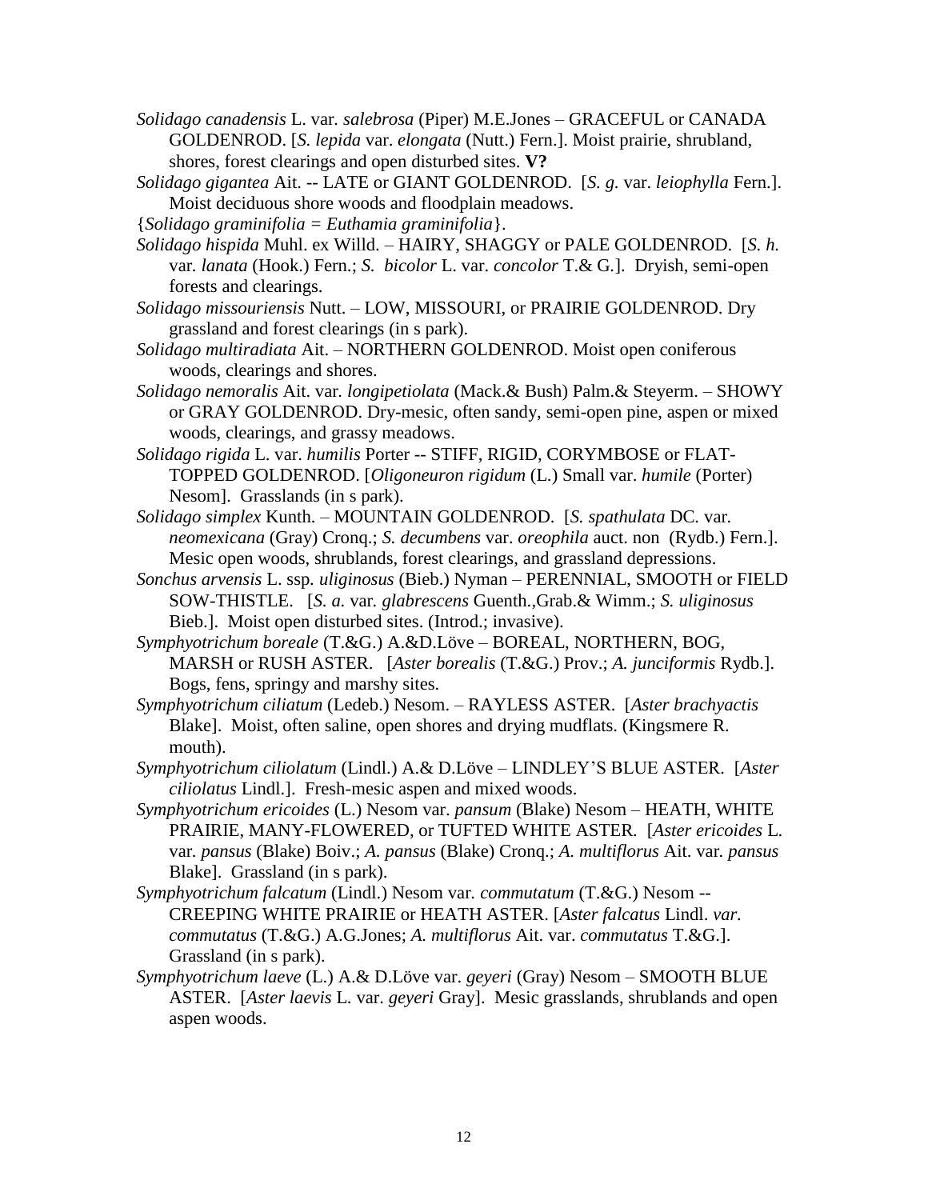*Solidago canadensis* L. var. *salebrosa* (Piper) M.E.Jones – GRACEFUL or CANADA GOLDENROD. [*S. lepida* var. *elongata* (Nutt.) Fern.]. Moist prairie, shrubland, shores, forest clearings and open disturbed sites. **V?**

*Solidago gigantea* Ait. -- LATE or GIANT GOLDENROD. [*S. g.* var. *leiophylla* Fern.]. Moist deciduous shore woods and floodplain meadows.

{*Solidago graminifolia = Euthamia graminifolia*}.

*Solidago hispida* Muhl. ex Willd. – HAIRY, SHAGGY or PALE GOLDENROD. [*S. h.* var. *lanata* (Hook.) Fern.; *S. bicolor* L. var. *concolor* T.& G.]. Dryish, semi-open forests and clearings.

*Solidago missouriensis* Nutt. – LOW, MISSOURI, or PRAIRIE GOLDENROD. Dry grassland and forest clearings (in s park).

*Solidago multiradiata* Ait. – NORTHERN GOLDENROD. Moist open coniferous woods, clearings and shores.

*Solidago nemoralis* Ait. var. *longipetiolata* (Mack.& Bush) Palm.& Steyerm. – SHOWY or GRAY GOLDENROD. Dry-mesic, often sandy, semi-open pine, aspen or mixed woods, clearings, and grassy meadows.

*Solidago rigida* L. var. *humilis* Porter -- STIFF, RIGID, CORYMBOSE or FLAT-TOPPED GOLDENROD. [*Oligoneuron rigidum* (L.) Small var. *humile* (Porter) Nesom]. Grasslands (in s park).

*Solidago simplex* Kunth. – MOUNTAIN GOLDENROD. [*S. spathulata* DC. var. *neomexicana* (Gray) Cronq.; *S. decumbens* var. *oreophila* auct. non (Rydb.) Fern.]. Mesic open woods, shrublands, forest clearings, and grassland depressions.

*Sonchus arvensis* L. ssp. *uliginosus* (Bieb.) Nyman – PERENNIAL, SMOOTH or FIELD SOW-THISTLE. [*S. a.* var. *glabrescens* Guenth.,Grab.& Wimm.; *S. uliginosus* Bieb.]. Moist open disturbed sites. (Introd.; invasive).

*Symphyotrichum boreale* (T.&G.) A.&D.Löve – BOREAL, NORTHERN, BOG, MARSH or RUSH ASTER. [*Aster borealis* (T.&G.) Prov.; *A. junciformis* Rydb.]. Bogs, fens, springy and marshy sites.

*Symphyotrichum ciliatum* (Ledeb.) Nesom. – RAYLESS ASTER. [*Aster brachyactis* Blake]. Moist, often saline, open shores and drying mudflats. (Kingsmere R. mouth).

*Symphyotrichum ciliolatum* (Lindl.) A.& D.Löve – LINDLEY'S BLUE ASTER. [*Aster ciliolatus* Lindl.]. Fresh-mesic aspen and mixed woods.

*Symphyotrichum ericoides* (L.) Nesom var. *pansum* (Blake) Nesom – HEATH, WHITE PRAIRIE, MANY-FLOWERED, or TUFTED WHITE ASTER. [*Aster ericoides* L. var. *pansus* (Blake) Boiv.; *A. pansus* (Blake) Cronq.; *A. multiflorus* Ait. var. *pansus* Blake]. Grassland (in s park).

*Symphyotrichum falcatum* (Lindl.) Nesom var. *commutatum* (T.&G.) Nesom -- CREEPING WHITE PRAIRIE or HEATH ASTER. [*Aster falcatus* Lindl. *var. commutatus* (T.&G.) A.G.Jones; *A. multiflorus* Ait. var. *commutatus* T.&G.]. Grassland (in s park).

*Symphyotrichum laeve* (L.) A.& D.Löve var. *geyeri* (Gray) Nesom – SMOOTH BLUE ASTER. [*Aster laevis* L. var. *geyeri* Gray]. Mesic grasslands, shrublands and open aspen woods.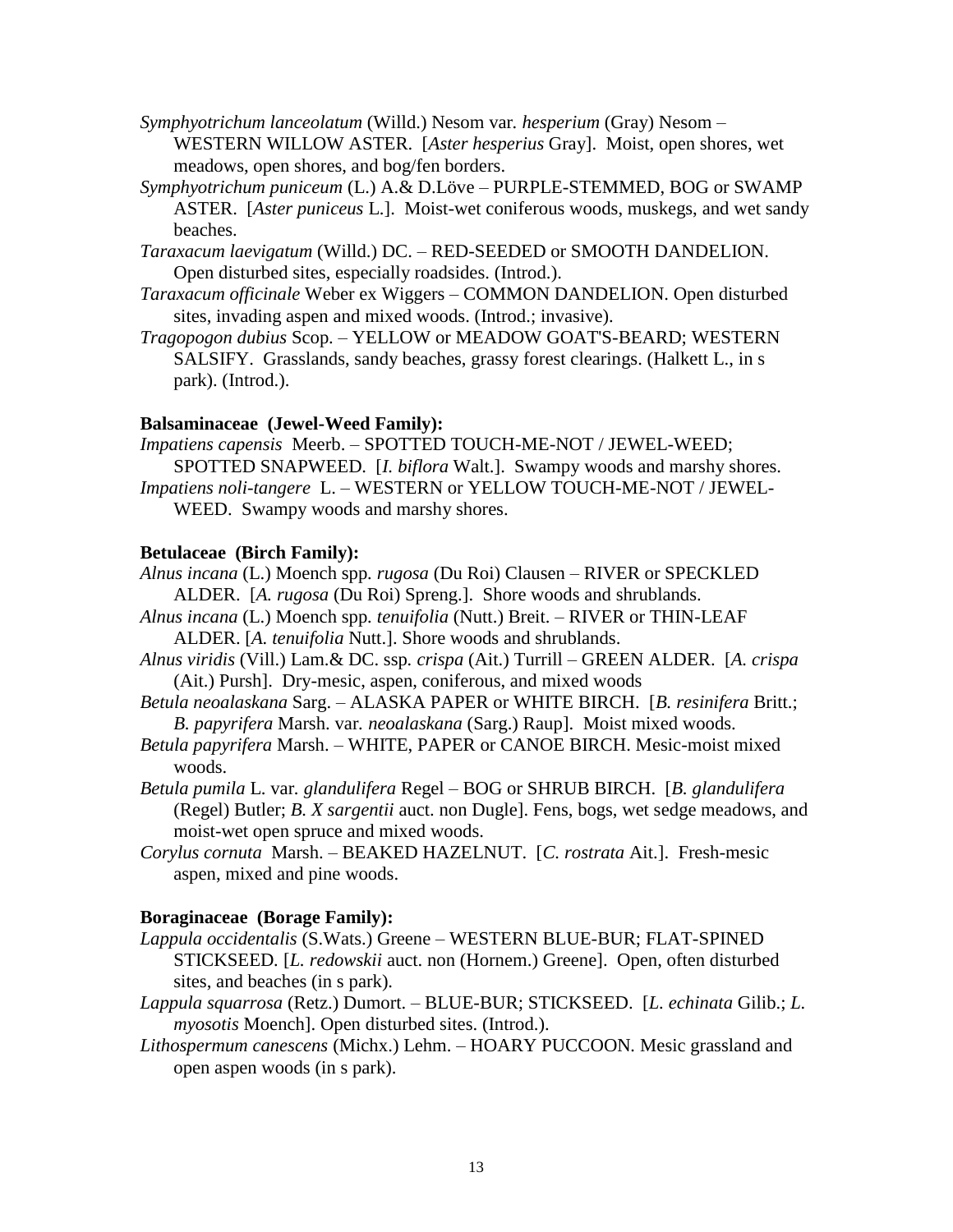*Symphyotrichum lanceolatum* (Willd.) Nesom var. *hesperium* (Gray) Nesom – WESTERN WILLOW ASTER. [*Aster hesperius* Gray]. Moist, open shores, wet meadows, open shores, and bog/fen borders.

*Symphyotrichum puniceum* (L.) A.& D.Löve – PURPLE-STEMMED, BOG or SWAMP ASTER. [*Aster puniceus* L.]. Moist-wet coniferous woods, muskegs, and wet sandy beaches.

*Taraxacum laevigatum* (Willd.) DC. – RED-SEEDED or SMOOTH DANDELION. Open disturbed sites, especially roadsides. (Introd.).

*Taraxacum officinale* Weber ex Wiggers – COMMON DANDELION. Open disturbed sites, invading aspen and mixed woods. (Introd.; invasive).

*Tragopogon dubius* Scop. – YELLOW or MEADOW GOAT'S-BEARD; WESTERN SALSIFY. Grasslands, sandy beaches, grassy forest clearings. (Halkett L., in s park). (Introd.).

**Balsaminaceae (Jewel-Weed Family):**

*Impatiens capensis* Meerb. – SPOTTED TOUCH-ME-NOT / JEWEL-WEED; SPOTTED SNAPWEED. [*I. biflora* Walt.]. Swampy woods and marshy shores.

*Impatiens noli-tangere* L. – WESTERN or YELLOW TOUCH-ME-NOT / JEWEL-WEED. Swampy woods and marshy shores.

**Betulaceae (Birch Family):**

*Alnus incana* (L.) Moench spp. *rugosa* (Du Roi) Clausen – RIVER or SPECKLED ALDER. [*A. rugosa* (Du Roi) Spreng.]. Shore woods and shrublands.

*Alnus incana* (L.) Moench spp. *tenuifolia* (Nutt.) Breit. – RIVER or THIN-LEAF ALDER. [*A. tenuifolia* Nutt.]. Shore woods and shrublands.

*Alnus viridis* (Vill.) Lam.& DC. ssp. *crispa* (Ait.) Turrill – GREEN ALDER. [*A. crispa* (Ait.) Pursh]. Dry-mesic, aspen, coniferous, and mixed woods

*Betula neoalaskana* Sarg. – ALASKA PAPER or WHITE BIRCH. [*B. resinifera* Britt.; *B. papyrifera* Marsh. var. *neoalaskana* (Sarg.) Raup]. Moist mixed woods.

*Betula papyrifera* Marsh. – WHITE, PAPER or CANOE BIRCH. Mesic-moist mixed woods.

*Betula pumila* L. var. *glandulifera* Regel – BOG or SHRUB BIRCH. [*B. glandulifera* (Regel) Butler; *B. X sargentii* auct. non Dugle]. Fens, bogs, wet sedge meadows, and moist-wet open spruce and mixed woods.

*Corylus cornuta* Marsh. – BEAKED HAZELNUT. [*C. rostrata* Ait.]. Fresh-mesic aspen, mixed and pine woods.

**Boraginaceae (Borage Family):**

*Lappula occidentalis* (S.Wats.) Greene – WESTERN BLUE-BUR; FLAT-SPINED STICKSEED. [*L. redowskii* auct. non (Hornem.) Greene]. Open, often disturbed sites, and beaches (in s park).

*Lappula squarrosa* (Retz.) Dumort. – BLUE-BUR; STICKSEED. [*L. echinata* Gilib.; *L. myosotis* Moench]. Open disturbed sites. (Introd.).

*Lithospermum canescens* (Michx.) Lehm. – HOARY PUCCOON. Mesic grassland and open aspen woods (in s park).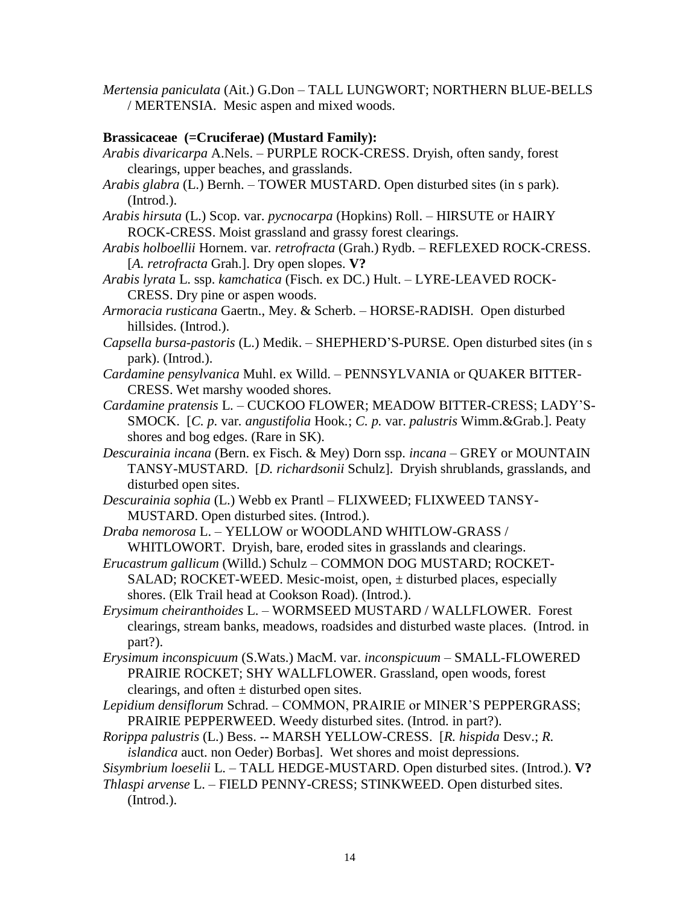*Mertensia paniculata* (Ait.) G.Don – TALL LUNGWORT; NORTHERN BLUE-BELLS / MERTENSIA. Mesic aspen and mixed woods.

**Brassicaceae (=Cruciferae) (Mustard Family):**

*Arabis divaricarpa* A.Nels. – PURPLE ROCK-CRESS. Dryish, often sandy, forest clearings, upper beaches, and grasslands.

*Arabis glabra* (L.) Bernh. – TOWER MUSTARD. Open disturbed sites (in s park). (Introd.).

*Arabis hirsuta* (L.) Scop. var. *pycnocarpa* (Hopkins) Roll. – HIRSUTE or HAIRY ROCK-CRESS. Moist grassland and grassy forest clearings.

*Arabis holboellii* Hornem. var. *retrofracta* (Grah.) Rydb. – REFLEXED ROCK-CRESS. [*A. retrofracta* Grah.]. Dry open slopes. **V?**

*Arabis lyrata* L. ssp. *kamchatica* (Fisch. ex DC.) Hult. – LYRE-LEAVED ROCK-CRESS. Dry pine or aspen woods.

*Armoracia rusticana* Gaertn., Mey. & Scherb. – HORSE-RADISH. Open disturbed hillsides. (Introd.).

*Capsella bursa-pastoris* (L.) Medik. – SHEPHERD'S-PURSE. Open disturbed sites (in s park). (Introd.).

*Cardamine pensylvanica* Muhl. ex Willd. – PENNSYLVANIA or QUAKER BITTER-CRESS. Wet marshy wooded shores.

*Cardamine pratensis* L. – CUCKOO FLOWER; MEADOW BITTER-CRESS; LADY'S-SMOCK. [*C. p.* var. *angustifolia* Hook.; *C. p.* var. *palustris* Wimm.&Grab.]. Peaty shores and bog edges. (Rare in SK).

*Descurainia incana* (Bern. ex Fisch. & Mey) Dorn ssp. *incana* – GREY or MOUNTAIN TANSY-MUSTARD. [*D. richardsonii* Schulz]. Dryish shrublands, grasslands, and disturbed open sites.

*Descurainia sophia* (L.) Webb ex Prantl – FLIXWEED; FLIXWEED TANSY-MUSTARD. Open disturbed sites. (Introd.).

*Draba nemorosa* L. – YELLOW or WOODLAND WHITLOW-GRASS / WHITLOWORT. Dryish, bare, eroded sites in grasslands and clearings.

*Erucastrum gallicum* (Willd.) Schulz – COMMON DOG MUSTARD; ROCKET-SALAD; ROCKET-WEED. Mesic-moist, open, ± disturbed places, especially shores. (Elk Trail head at Cookson Road). (Introd.).

*Erysimum cheiranthoides* L. – WORMSEED MUSTARD / WALLFLOWER. Forest clearings, stream banks, meadows, roadsides and disturbed waste places. (Introd. in part?).

*Erysimum inconspicuum* (S.Wats.) MacM. var. *inconspicuum* – SMALL-FLOWERED PRAIRIE ROCKET; SHY WALLFLOWER. Grassland, open woods, forest clearings, and often ± disturbed open sites.

*Lepidium densiflorum* Schrad. – COMMON, PRAIRIE or MINER'S PEPPERGRASS; PRAIRIE PEPPERWEED. Weedy disturbed sites. (Introd. in part?).

*Rorippa palustris* (L.) Bess. -- MARSH YELLOW-CRESS. [*R. hispida* Desv.; *R. islandica* auct. non Oeder) Borbas]. Wet shores and moist depressions.

*Sisymbrium loeselii* L. – TALL HEDGE-MUSTARD. Open disturbed sites. (Introd.). **V?**

*Thlaspi arvense* L. – FIELD PENNY-CRESS; STINKWEED. Open disturbed sites. (Introd.).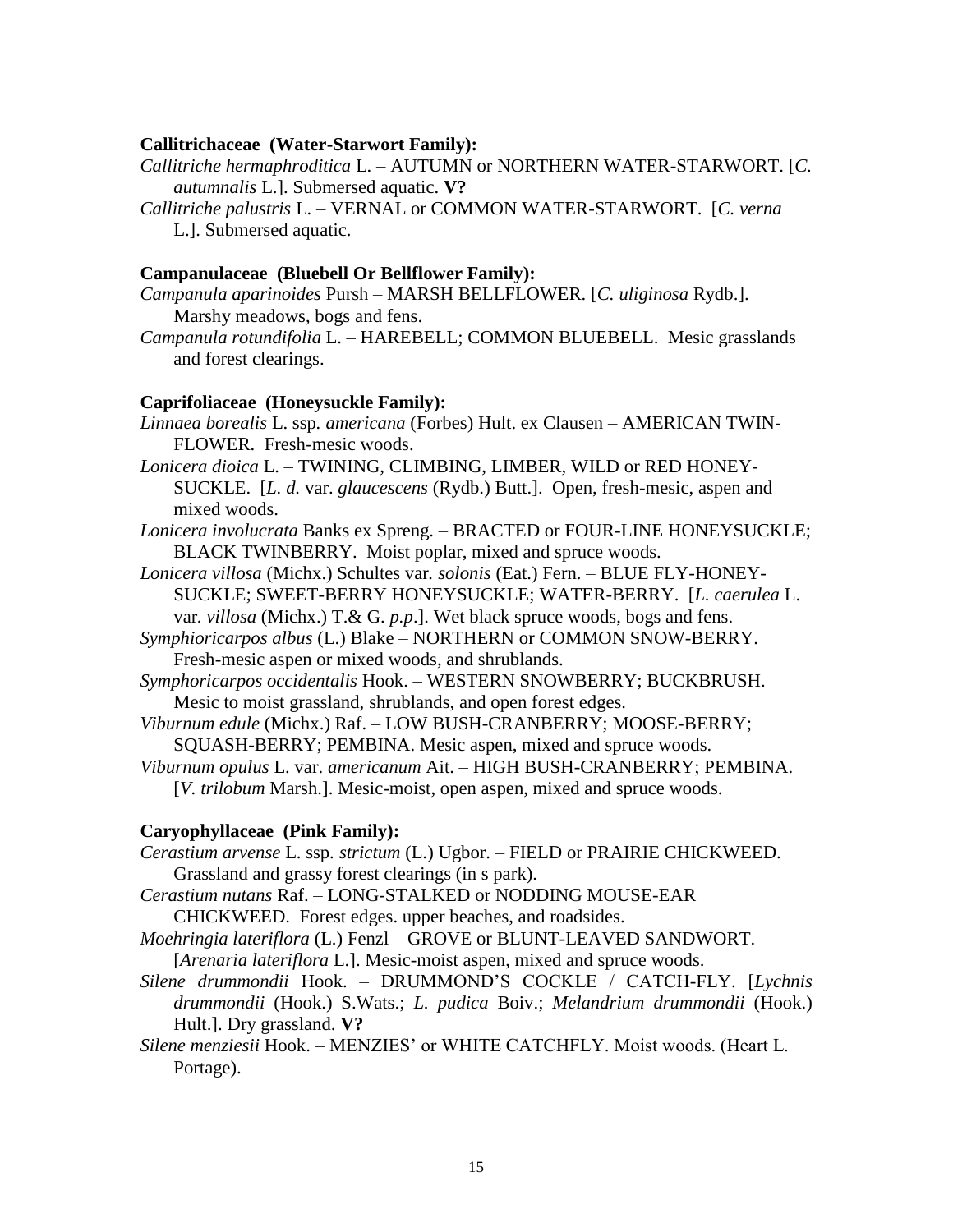**Callitrichaceae (Water-Starwort Family):**

*Callitriche hermaphroditica* L. – AUTUMN or NORTHERN WATER-STARWORT. [*C. autumnalis* L.]. Submersed aquatic. **V?**

*Callitriche palustris* L. – VERNAL or COMMON WATER-STARWORT. [*C. verna* L.]. Submersed aquatic.

**Campanulaceae (Bluebell Or Bellflower Family):**

*Campanula aparinoides* Pursh – MARSH BELLFLOWER. [*C. uliginosa* Rydb.]. Marshy meadows, bogs and fens.

*Campanula rotundifolia* L. – HAREBELL; COMMON BLUEBELL. Mesic grasslands and forest clearings.

**Caprifoliaceae (Honeysuckle Family):**

*Linnaea borealis* L. ssp. *americana* (Forbes) Hult. ex Clausen – AMERICAN TWIN-FLOWER. Fresh-mesic woods.

*Lonicera dioica* L. – TWINING, CLIMBING, LIMBER, WILD or RED HONEY-SUCKLE. [*L. d.* var. *glaucescens* (Rydb.) Butt.]. Open, fresh-mesic, aspen and mixed woods.

*Lonicera involucrata* Banks ex Spreng. – BRACTED or FOUR-LINE HONEYSUCKLE; BLACK TWINBERRY. Moist poplar, mixed and spruce woods.

*Lonicera villosa* (Michx.) Schultes var. *solonis* (Eat.) Fern. – BLUE FLY-HONEY-SUCKLE; SWEET-BERRY HONEYSUCKLE; WATER-BERRY. [*L. caerulea* L. var. *villosa* (Michx.) T.& G. *p.p*.]. Wet black spruce woods, bogs and fens.

*Symphioricarpos albus* (L.) Blake – NORTHERN or COMMON SNOW-BERRY. Fresh-mesic aspen or mixed woods, and shrublands.

*Symphoricarpos occidentalis* Hook. – WESTERN SNOWBERRY; BUCKBRUSH. Mesic to moist grassland, shrublands, and open forest edges.

*Viburnum edule* (Michx.) Raf. – LOW BUSH-CRANBERRY; MOOSE-BERRY; SQUASH-BERRY; PEMBINA. Mesic aspen, mixed and spruce woods.

*Viburnum opulus* L. var. *americanum* Ait. – HIGH BUSH-CRANBERRY; PEMBINA. [*V. trilobum* Marsh.]. Mesic-moist, open aspen, mixed and spruce woods.

**Caryophyllaceae (Pink Family):**

*Cerastium arvense* L. ssp. *strictum* (L.) Ugbor. – FIELD or PRAIRIE CHICKWEED. Grassland and grassy forest clearings (in s park).

*Cerastium nutans* Raf. – LONG-STALKED or NODDING MOUSE-EAR CHICKWEED. Forest edges. upper beaches, and roadsides.

*Moehringia lateriflora* (L.) Fenzl – GROVE or BLUNT-LEAVED SANDWORT. [*Arenaria lateriflora* L.]. Mesic-moist aspen, mixed and spruce woods.

*Silene drummondii* Hook. – DRUMMOND'S COCKLE / CATCH-FLY. [*Lychnis drummondii* (Hook.) S.Wats.; *L. pudica* Boiv.; *Melandrium drummondii* (Hook.) Hult.]. Dry grassland. **V?**

*Silene menziesii* Hook. – MENZIES' or WHITE CATCHFLY. Moist woods. (Heart L. Portage).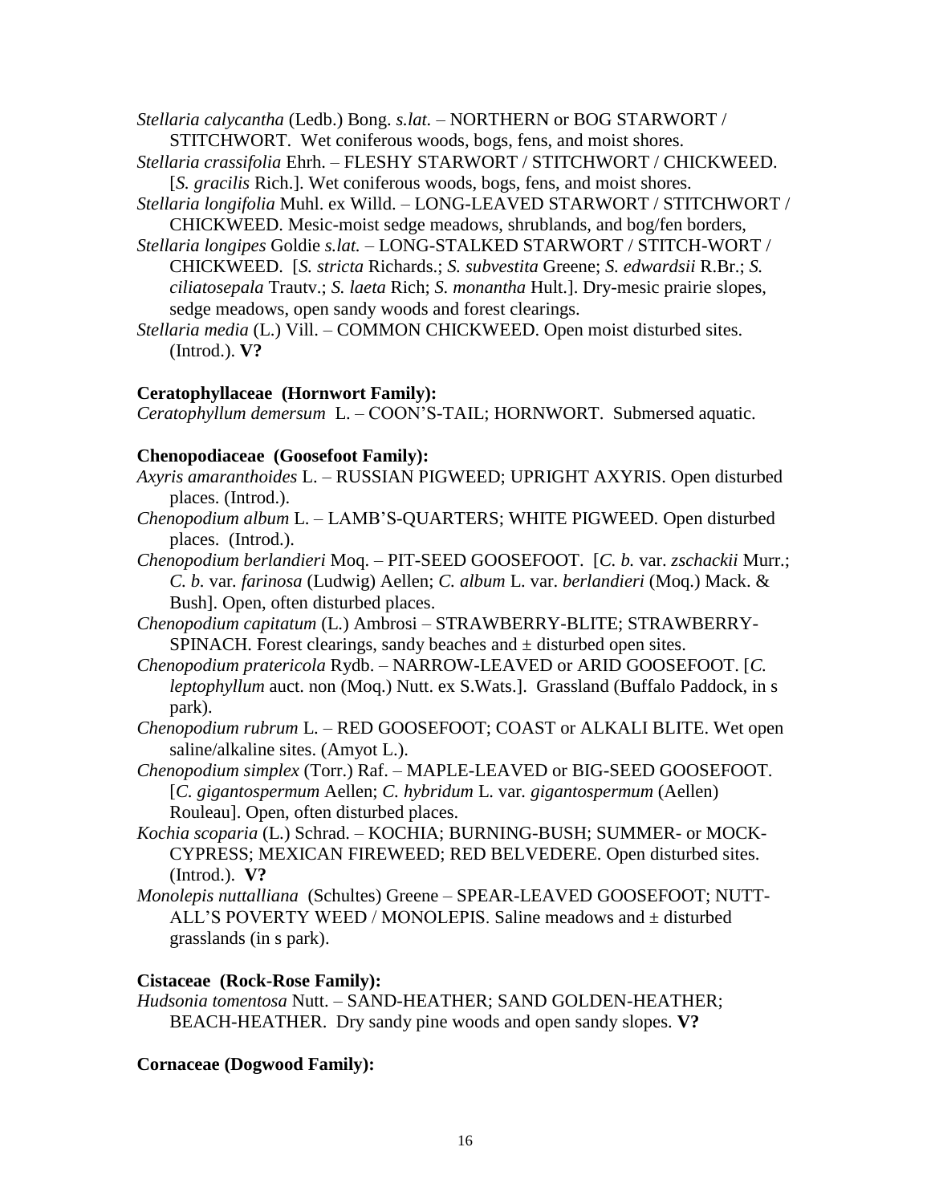*Stellaria calycantha* (Ledb.) Bong. *s.lat*. – NORTHERN or BOG STARWORT / STITCHWORT. Wet coniferous woods, bogs, fens, and moist shores.

*Stellaria crassifolia* Ehrh. – FLESHY STARWORT / STITCHWORT / CHICKWEED. [*S. gracilis* Rich.]. Wet coniferous woods, bogs, fens, and moist shores.

*Stellaria longifolia* Muhl. ex Willd. – LONG-LEAVED STARWORT / STITCHWORT / CHICKWEED. Mesic-moist sedge meadows, shrublands, and bog/fen borders,

*Stellaria longipes* Goldie *s.lat.* – LONG-STALKED STARWORT / STITCH-WORT / CHICKWEED. [*S. stricta* Richards.; *S. subvestita* Greene; *S. edwardsii* R.Br.; *S. ciliatosepala* Trautv.; *S. laeta* Rich; *S. monantha* Hult.]. Dry-mesic prairie slopes, sedge meadows, open sandy woods and forest clearings.

*Stellaria media* (L.) Vill. – COMMON CHICKWEED. Open moist disturbed sites. (Introd.). **V?**

**Ceratophyllaceae (Hornwort Family):**

*Ceratophyllum demersum* L. – COON'S-TAIL; HORNWORT. Submersed aquatic.

**Chenopodiaceae (Goosefoot Family):**

*Axyris amaranthoides* L. – RUSSIAN PIGWEED; UPRIGHT AXYRIS. Open disturbed places. (Introd.).

*Chenopodium album* L. – LAMB'S-QUARTERS; WHITE PIGWEED. Open disturbed places. (Introd.).

*Chenopodium berlandieri* Moq. – PIT-SEED GOOSEFOOT. [*C. b.* var. *zschackii* Murr.; *C. b.* var. *farinosa* (Ludwig) Aellen; *C. album* L. var. *berlandieri* (Moq.) Mack. & Bush]. Open, often disturbed places.

*Chenopodium capitatum* (L.) Ambrosi – STRAWBERRY-BLITE; STRAWBERRY-SPINACH. Forest clearings, sandy beaches and ± disturbed open sites.

*Chenopodium pratericola* Rydb. – NARROW-LEAVED or ARID GOOSEFOOT. [*C. leptophyllum* auct. non (Moq.) Nutt. ex S.Wats.]. Grassland (Buffalo Paddock, in s park).

*Chenopodium rubrum* L. – RED GOOSEFOOT; COAST or ALKALI BLITE. Wet open saline/alkaline sites. (Amyot L.).

*Chenopodium simplex* (Torr.) Raf. – MAPLE-LEAVED or BIG-SEED GOOSEFOOT. [*C. gigantospermum* Aellen; *C. hybridum* L. var. *gigantospermum* (Aellen) Rouleau]. Open, often disturbed places.

*Kochia scoparia* (L.) Schrad. – KOCHIA; BURNING-BUSH; SUMMER- or MOCK-CYPRESS; MEXICAN FIREWEED; RED BELVEDERE. Open disturbed sites. (Introd.). **V?**

*Monolepis nuttalliana* (Schultes) Greene – SPEAR-LEAVED GOOSEFOOT; NUTT-ALL'S POVERTY WEED / MONOLEPIS. Saline meadows and ± disturbed grasslands (in s park).

**Cistaceae (Rock-Rose Family):**

*Hudsonia tomentosa* Nutt. – SAND-HEATHER; SAND GOLDEN-HEATHER; BEACH-HEATHER. Dry sandy pine woods and open sandy slopes. **V?**

**Cornaceae (Dogwood Family):**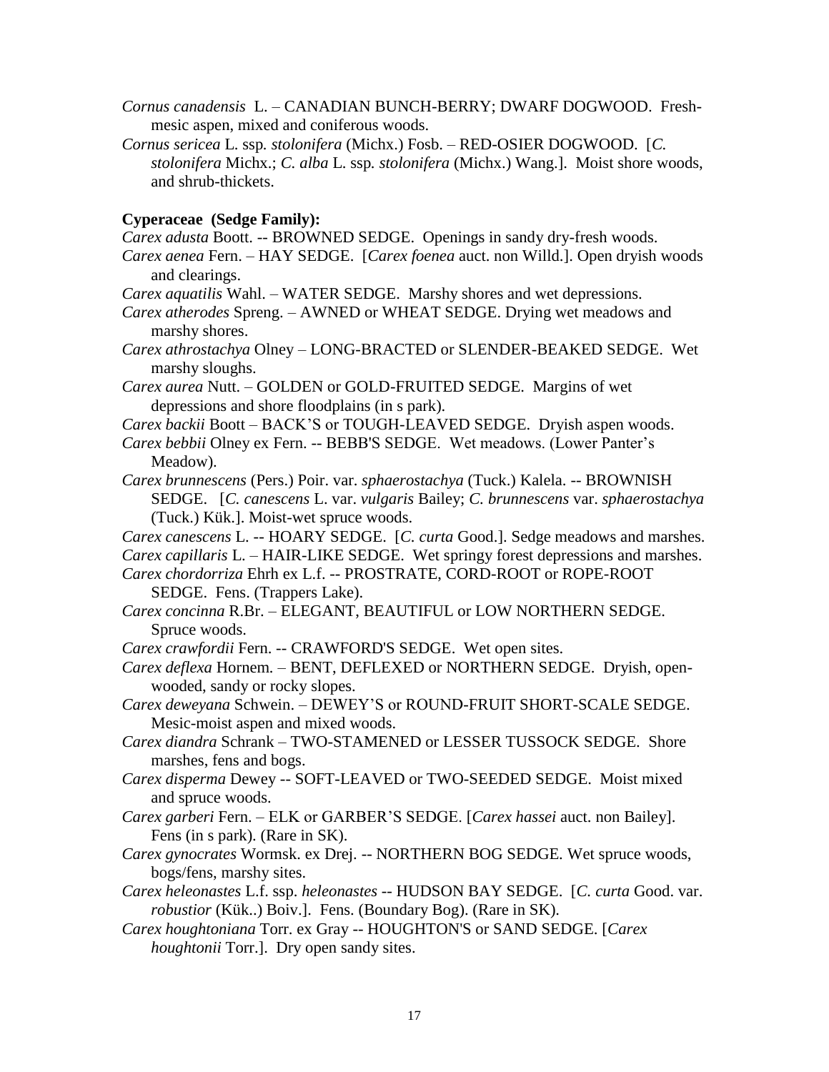*Cornus canadensis* L. – CANADIAN BUNCH-BERRY; DWARF DOGWOOD. Fresh-mesic aspen, mixed and coniferous woods.

*Cornus sericea* L. ssp. *stolonifera* (Michx.) Fosb. – RED-OSIER DOGWOOD. [*C. stolonifera* Michx.; *C. alba* L. ssp. *stolonifera* (Michx.) Wang.]. Moist shore woods, and shrub-thickets.

**Cyperaceae (Sedge Family):**

*Carex adusta* Boott. -- BROWNED SEDGE. Openings in sandy dry-fresh woods.

*Carex aenea* Fern. – HAY SEDGE. [*Carex foenea* auct. non Willd.]. Open dryish woods and clearings.

*Carex aquatilis* Wahl. – WATER SEDGE. Marshy shores and wet depressions.

*Carex atherodes* Spreng. – AWNED or WHEAT SEDGE. Drying wet meadows and marshy shores.

*Carex athrostachya* Olney – LONG-BRACTED or SLENDER-BEAKED SEDGE. Wet marshy sloughs.

*Carex aurea* Nutt. – GOLDEN or GOLD-FRUITED SEDGE. Margins of wet depressions and shore floodplains (in s park).

*Carex backii* Boott – BACK'S or TOUGH-LEAVED SEDGE. Dryish aspen woods.

*Carex bebbii* Olney ex Fern. -- BEBB'S SEDGE. Wet meadows. (Lower Panter's Meadow).

*Carex brunnescens* (Pers.) Poir. var. *sphaerostachya* (Tuck.) Kalela. -- BROWNISH SEDGE. [*C. canescens* L. var. *vulgaris* Bailey; *C. brunnescens* var. *sphaerostachya* (Tuck.) Kük.]. Moist-wet spruce woods.

*Carex canescens* L. -- HOARY SEDGE. [*C. curta* Good.]. Sedge meadows and marshes.

*Carex capillaris* L. – HAIR-LIKE SEDGE. Wet springy forest depressions and marshes.

*Carex chordorriza* Ehrh ex L.f. -- PROSTRATE, CORD-ROOT or ROPE-ROOT SEDGE. Fens. (Trappers Lake).

*Carex concinna* R.Br. – ELEGANT, BEAUTIFUL or LOW NORTHERN SEDGE. Spruce woods.

*Carex crawfordii* Fern. -- CRAWFORD'S SEDGE. Wet open sites.

*Carex deflexa* Hornem. – BENT, DEFLEXED or NORTHERN SEDGE. Dryish, open-wooded, sandy or rocky slopes.

*Carex deweyana* Schwein. – DEWEY'S or ROUND-FRUIT SHORT-SCALE SEDGE. Mesic-moist aspen and mixed woods.

*Carex diandra* Schrank – TWO-STAMENED or LESSER TUSSOCK SEDGE. Shore marshes, fens and bogs.

*Carex disperma* Dewey -- SOFT-LEAVED or TWO-SEEDED SEDGE. Moist mixed and spruce woods.

*Carex garberi* Fern. – ELK or GARBER'S SEDGE. [*Carex hassei* auct. non Bailey]. Fens (in s park). (Rare in SK).

*Carex gynocrates* Wormsk. ex Drej. -- NORTHERN BOG SEDGE. Wet spruce woods, bogs/fens, marshy sites.

*Carex heleonastes* L.f. ssp. *heleonastes* -- HUDSON BAY SEDGE. [*C. curta* Good. var. *robustior* (Kük..) Boiv.]. Fens. (Boundary Bog). (Rare in SK).

*Carex houghtoniana* Torr. ex Gray -- HOUGHTON'S or SAND SEDGE. [*Carex houghtonii* Torr.]. Dry open sandy sites.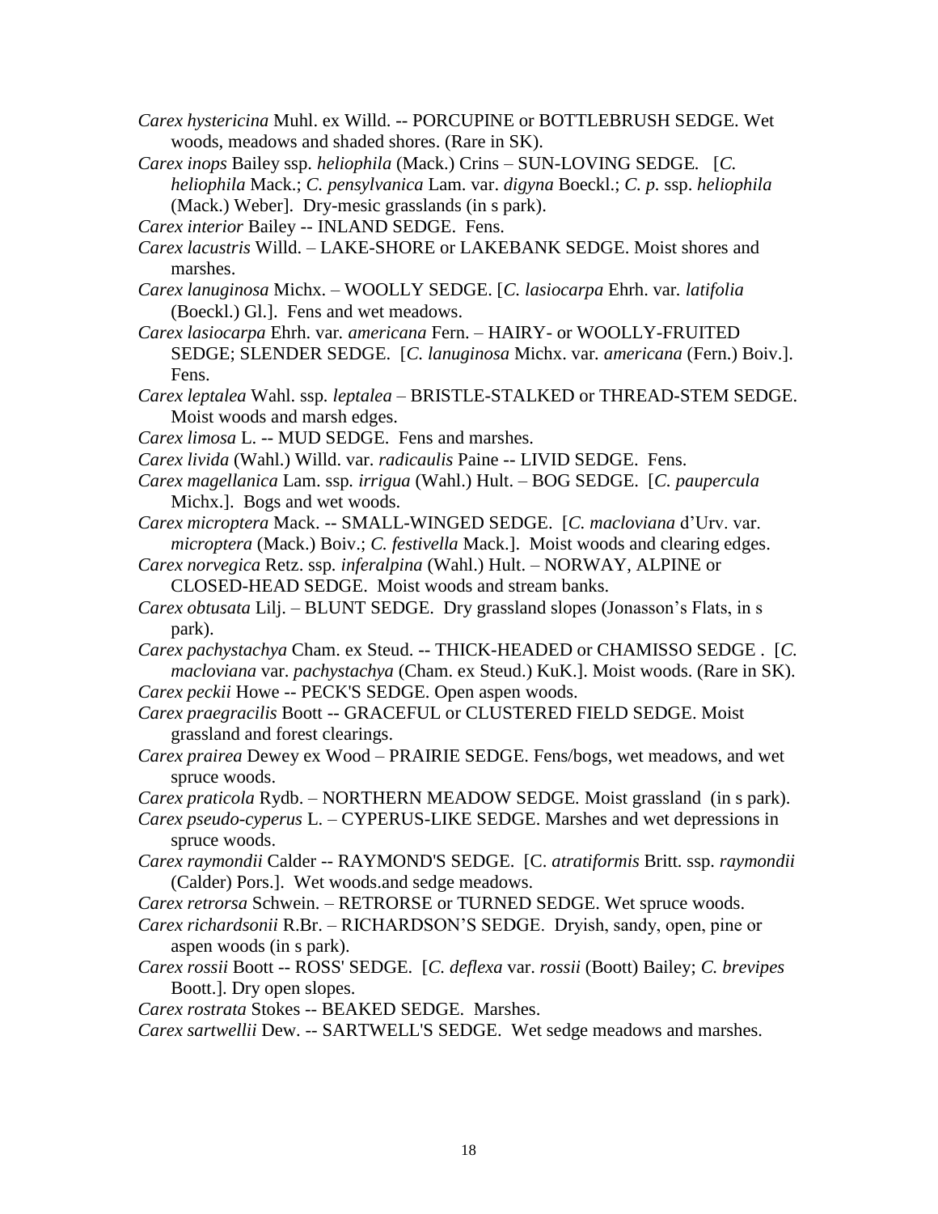*Carex hystericina* Muhl. ex Willd. -- PORCUPINE or BOTTLEBRUSH SEDGE. Wet woods, meadows and shaded shores. (Rare in SK).

*Carex inops* Bailey ssp. *heliophila* (Mack.) Crins – SUN-LOVING SEDGE. [*C. heliophila* Mack.; *C. pensylvanica* Lam. var. *digyna* Boeckl.; *C. p.* ssp. *heliophila* (Mack.) Weber]. Dry-mesic grasslands (in s park).

*Carex interior* Bailey -- INLAND SEDGE. Fens.

*Carex lacustris* Willd. – LAKE-SHORE or LAKEBANK SEDGE. Moist shores and marshes.

*Carex lanuginosa* Michx. – WOOLLY SEDGE. [*C. lasiocarpa* Ehrh. var. *latifolia* (Boeckl.) Gl.]. Fens and wet meadows.

*Carex lasiocarpa* Ehrh. var. *americana* Fern. – HAIRY- or WOOLLY-FRUITED SEDGE; SLENDER SEDGE. [*C. lanuginosa* Michx. var. *americana* (Fern.) Boiv.]. Fens.

*Carex leptalea* Wahl. ssp. *leptalea* – BRISTLE-STALKED or THREAD-STEM SEDGE. Moist woods and marsh edges.

*Carex limosa* L. -- MUD SEDGE. Fens and marshes.

*Carex livida* (Wahl.) Willd. var. *radicaulis* Paine -- LIVID SEDGE. Fens.

*Carex magellanica* Lam. ssp. *irrigua* (Wahl.) Hult. – BOG SEDGE. [*C. paupercula* Michx.]. Bogs and wet woods.

*Carex microptera* Mack. -- SMALL-WINGED SEDGE. [*C. macloviana* d'Urv. var. *microptera* (Mack.) Boiv.; *C. festivella* Mack.]. Moist woods and clearing edges.

*Carex norvegica* Retz. ssp. *inferalpina* (Wahl.) Hult. – NORWAY, ALPINE or CLOSED-HEAD SEDGE. Moist woods and stream banks.

*Carex obtusata* Lilj. – BLUNT SEDGE. Dry grassland slopes (Jonasson's Flats, in s park).

*Carex pachystachya* Cham. ex Steud. -- THICK-HEADED or CHAMISSO SEDGE . [*C. macloviana* var. *pachystachya* (Cham. ex Steud.) KuK.]. Moist woods. (Rare in SK).

*Carex peckii* Howe -- PECK'S SEDGE. Open aspen woods.

*Carex praegracilis* Boott -- GRACEFUL or CLUSTERED FIELD SEDGE. Moist grassland and forest clearings.

*Carex prairea* Dewey ex Wood – PRAIRIE SEDGE. Fens/bogs, wet meadows, and wet spruce woods.

*Carex praticola* Rydb. – NORTHERN MEADOW SEDGE. Moist grassland (in s park).

*Carex pseudo-cyperus* L. – CYPERUS-LIKE SEDGE. Marshes and wet depressions in spruce woods.

*Carex raymondii* Calder -- RAYMOND'S SEDGE. [C. *atratiformis* Britt. ssp. *raymondii* (Calder) Pors.]. Wet woods.and sedge meadows.

*Carex retrorsa* Schwein. – RETRORSE or TURNED SEDGE. Wet spruce woods.

*Carex richardsonii* R.Br. – RICHARDSON'S SEDGE. Dryish, sandy, open, pine or aspen woods (in s park).

*Carex rossii* Boott -- ROSS' SEDGE. [*C. deflexa* var. *rossii* (Boott) Bailey; *C. brevipes* Boott.]. Dry open slopes.

*Carex rostrata* Stokes -- BEAKED SEDGE. Marshes.

*Carex sartwellii* Dew. -- SARTWELL'S SEDGE. Wet sedge meadows and marshes.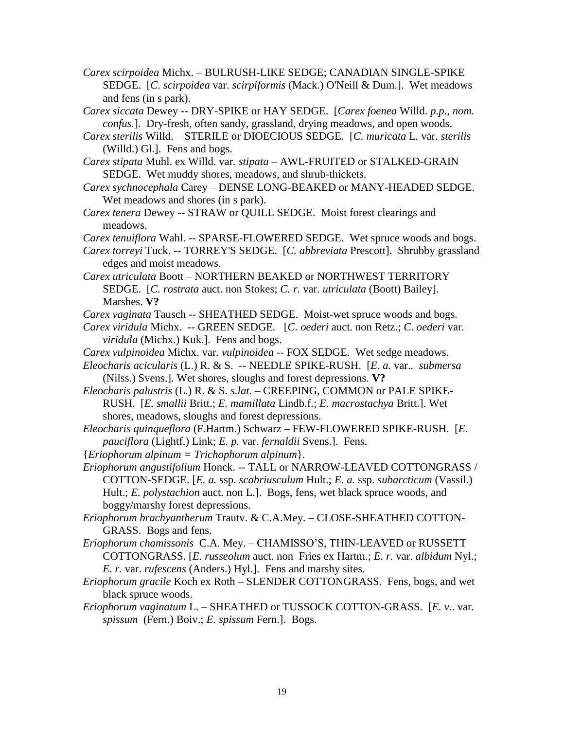*Carex scirpoidea* Michx. – BULRUSH-LIKE SEDGE; CANADIAN SINGLE-SPIKE SEDGE. [*C. scirpoidea* var. *scirpiformis* (Mack.) O'Neill & Dum.]. Wet meadows and fens (in s park).

*Carex siccata* Dewey -- DRY-SPIKE or HAY SEDGE. [*Carex foenea* Willd. *p.p.*, *nom. confus.*]. Dry-fresh, often sandy, grassland, drying meadows, and open woods.

*Carex sterilis* Willd. – STERILE or DIOECIOUS SEDGE. [*C. muricata* L. var. *sterilis* (Willd.) Gl.]. Fens and bogs.

*Carex stipata* Muhl. ex Willd. var. *stipata* – AWL-FRUITED or STALKED-GRAIN SEDGE. Wet muddy shores, meadows, and shrub-thickets.

*Carex sychnocephala* Carey – DENSE LONG-BEAKED or MANY-HEADED SEDGE. Wet meadows and shores (in s park).

*Carex tenera* Dewey -- STRAW or QUILL SEDGE. Moist forest clearings and meadows.

*Carex tenuiflora* Wahl. -- SPARSE-FLOWERED SEDGE. Wet spruce woods and bogs.

*Carex torreyi* Tuck. -- TORREY'S SEDGE. [*C. abbreviata* Prescott]. Shrubby grassland edges and moist meadows.

*Carex utriculata* Boott – NORTHERN BEAKED or NORTHWEST TERRITORY SEDGE. [*C. rostrata* auct. non Stokes; *C. r.* var. *utriculata* (Boott) Bailey]. Marshes. **V?**

*Carex vaginata* Tausch -- SHEATHED SEDGE. Moist-wet spruce woods and bogs.

*Carex viridula* Michx. -- GREEN SEDGE. [*C. oederi* auct. non Retz.; *C. oederi* var. *viridula* (Michx.) Kuk.]. Fens and bogs.

*Carex vulpinoidea* Michx. var. *vulpinoidea* -- FOX SEDGE. Wet sedge meadows.

*Eleocharis acicularis* (L.) R. & S. -- NEEDLE SPIKE-RUSH. [*E. a.* var.. *submersa* (Nilss.) Svens.]. Wet shores, sloughs and forest depressions. **V?**

*Eleocharis palustris* (L.) R. & S. *s.lat*. – CREEPING, COMMON or PALE SPIKE-RUSH. [*E. smallii* Britt.; *E. mamillata* Lindb.f.; *E. macrostachya* Britt.]. Wet shores, meadows, sloughs and forest depressions.

*Eleocharis quinqueflora* (F.Hartm.) Schwarz – FEW-FLOWERED SPIKE-RUSH. [*E. pauciflora* (Lightf.) Link; *E. p.* var. *fernaldii* Svens.]. Fens.

{*Eriophorum alpinum = Trichophorum alpinum*}.

*Eriophorum angustifolium* Honck. -- TALL or NARROW-LEAVED COTTONGRASS / COTTON-SEDGE. [*E. a.* ssp. *scabriusculum* Hult.; *E. a.* ssp. *subarcticum* (Vassil.) Hult.; *E. polystachion* auct. non L.]. Bogs, fens, wet black spruce woods, and boggy/marshy forest depressions.

*Eriophorum brachyantherum* Trautv. & C.A.Mey. – CLOSE-SHEATHED COTTON-GRASS. Bogs and fens.

*Eriophorum chamissonis* C.A. Mey. – CHAMISSO'S, THIN-LEAVED or RUSSETT COTTONGRASS. [*E. russeolum* auct. non Fries ex Hartm.; *E. r.* var. *albidum* Nyl.; *E. r.* var. *rufescens* (Anders.) Hyl.]. Fens and marshy sites.

*Eriophorum gracile* Koch ex Roth – SLENDER COTTONGRASS. Fens, bogs, and wet black spruce woods.

*Eriophorum vaginatum* L. – SHEATHED or TUSSOCK COTTON-GRASS. [*E. v.*. var. *spissum* (Fern.) Boiv.; *E. spissum* Fern.]. Bogs.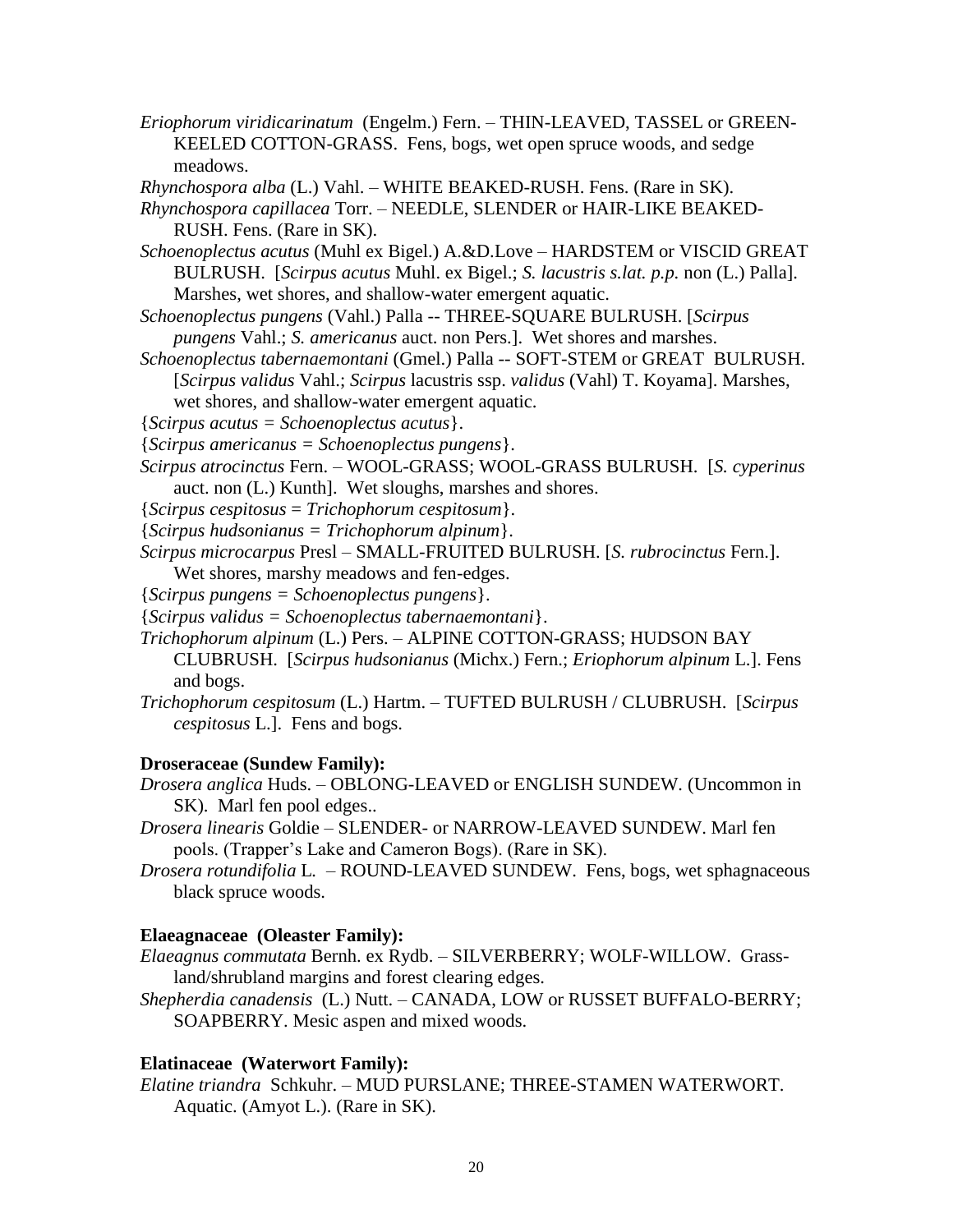*Eriophorum viridicarinatum* (Engelm.) Fern. – THIN-LEAVED, TASSEL or GREEN-KEELED COTTON-GRASS. Fens, bogs, wet open spruce woods, and sedge meadows.

*Rhynchospora alba* (L.) Vahl. – WHITE BEAKED-RUSH. Fens. (Rare in SK).

*Rhynchospora capillacea* Torr. – NEEDLE, SLENDER or HAIR-LIKE BEAKED-RUSH. Fens. (Rare in SK).

*Schoenoplectus acutus* (Muhl ex Bigel.) A.&D.Love – HARDSTEM or VISCID GREAT BULRUSH. [*Scirpus acutus* Muhl. ex Bigel.; *S. lacustris s.lat. p.p.* non (L.) Palla]. Marshes, wet shores, and shallow-water emergent aquatic.

*Schoenoplectus pungens* (Vahl.) Palla -- THREE-SQUARE BULRUSH. [*Scirpus pungens* Vahl.; *S. americanus* auct. non Pers.]. Wet shores and marshes.

*Schoenoplectus tabernaemontani* (Gmel.) Palla -- SOFT-STEM or GREAT BULRUSH. [*Scirpus validus* Vahl.; *Scirpus* lacustris ssp. *validus* (Vahl) T. Koyama]. Marshes, wet shores, and shallow-water emergent aquatic.

{*Scirpus acutus = Schoenoplectus acutus*}.

{*Scirpus americanus = Schoenoplectus pungens*}.

*Scirpus atrocinctus* Fern. – WOOL-GRASS; WOOL-GRASS BULRUSH. [*S. cyperinus* auct. non (L.) Kunth]. Wet sloughs, marshes and shores.

{*Scirpus cespitosus* = *Trichophorum cespitosum*}.

{*Scirpus hudsonianus = Trichophorum alpinum*}.

*Scirpus microcarpus* Presl – SMALL-FRUITED BULRUSH. [*S. rubrocinctus* Fern.]. Wet shores, marshy meadows and fen-edges.

{*Scirpus pungens = Schoenoplectus pungens*}.

{*Scirpus validus = Schoenoplectus tabernaemontani*}.

*Trichophorum alpinum* (L.) Pers. – ALPINE COTTON-GRASS; HUDSON BAY CLUBRUSH. [*Scirpus hudsonianus* (Michx.) Fern.; *Eriophorum alpinum* L.]. Fens and bogs.

*Trichophorum cespitosum* (L.) Hartm. – TUFTED BULRUSH / CLUBRUSH. [*Scirpus cespitosus* L.]. Fens and bogs.

**Droseraceae (Sundew Family):**

*Drosera anglica* Huds. – OBLONG-LEAVED or ENGLISH SUNDEW. (Uncommon in SK). Marl fen pool edges..

*Drosera linearis* Goldie – SLENDER- or NARROW-LEAVED SUNDEW. Marl fen pools. (Trapper's Lake and Cameron Bogs). (Rare in SK).

*Drosera rotundifolia* L. – ROUND-LEAVED SUNDEW. Fens, bogs, wet sphagnaceous black spruce woods.

**Elaeagnaceae (Oleaster Family):**

*Elaeagnus commutata* Bernh. ex Rydb. – SILVERBERRY; WOLF-WILLOW. Grass-land/shrubland margins and forest clearing edges.

*Shepherdia canadensis* (L.) Nutt. – CANADA, LOW or RUSSET BUFFALO-BERRY; SOAPBERRY. Mesic aspen and mixed woods.

**Elatinaceae (Waterwort Family):**

*Elatine triandra* Schkuhr. – MUD PURSLANE; THREE-STAMEN WATERWORT. Aquatic. (Amyot L.). (Rare in SK).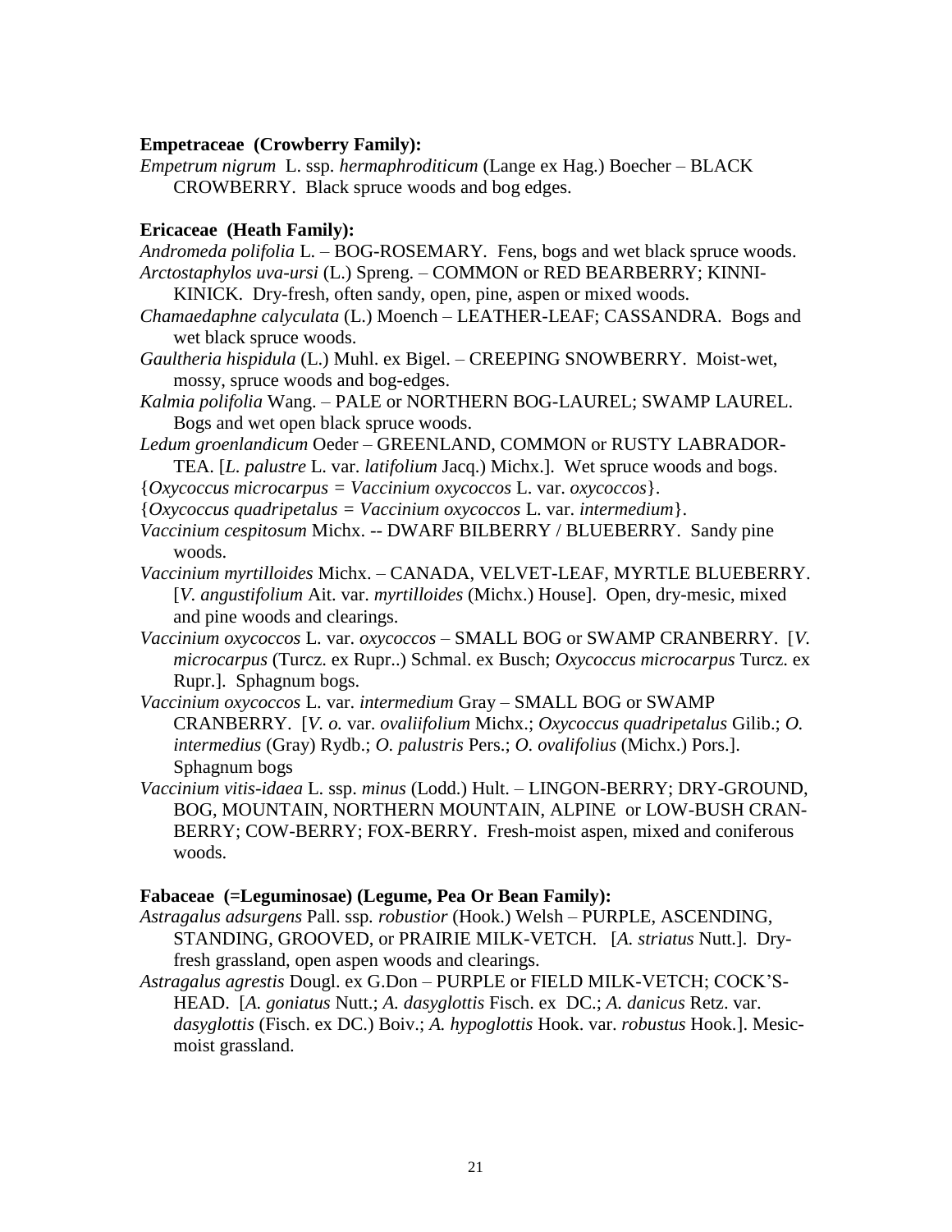**Empetraceae (Crowberry Family):**

*Empetrum nigrum* L. ssp. *hermaphroditicum* (Lange ex Hag.) Boecher – BLACK CROWBERRY. Black spruce woods and bog edges.

**Ericaceae (Heath Family):**

*Andromeda polifolia* L. – BOG-ROSEMARY. Fens, bogs and wet black spruce woods.

*Arctostaphylos uva-ursi* (L.) Spreng. – COMMON or RED BEARBERRY; KINNI-KINICK. Dry-fresh, often sandy, open, pine, aspen or mixed woods.

*Chamaedaphne calyculata* (L.) Moench – LEATHER-LEAF; CASSANDRA. Bogs and wet black spruce woods.

*Gaultheria hispidula* (L.) Muhl. ex Bigel. – CREEPING SNOWBERRY. Moist-wet, mossy, spruce woods and bog-edges.

*Kalmia polifolia* Wang. – PALE or NORTHERN BOG-LAUREL; SWAMP LAUREL. Bogs and wet open black spruce woods.

*Ledum groenlandicum* Oeder – GREENLAND, COMMON or RUSTY LABRADOR-TEA. [*L. palustre* L. var. *latifolium* Jacq.) Michx.]. Wet spruce woods and bogs.

{*Oxycoccus microcarpus = Vaccinium oxycoccos* L. var. *oxycoccos*}.

{*Oxycoccus quadripetalus = Vaccinium oxycoccos* L. var. *intermedium*}.

*Vaccinium cespitosum* Michx. -- DWARF BILBERRY / BLUEBERRY. Sandy pine woods.

*Vaccinium myrtilloides* Michx. – CANADA, VELVET-LEAF, MYRTLE BLUEBERRY. [*V. angustifolium* Ait. var. *myrtilloides* (Michx.) House]. Open, dry-mesic, mixed and pine woods and clearings.

*Vaccinium oxycoccos* L. var. *oxycoccos* – SMALL BOG or SWAMP CRANBERRY. [*V. microcarpus* (Turcz. ex Rupr..) Schmal. ex Busch; *Oxycoccus microcarpus* Turcz. ex Rupr.]. Sphagnum bogs.

*Vaccinium oxycoccos* L. var. *intermedium* Gray – SMALL BOG or SWAMP CRANBERRY. [*V. o.* var. *ovaliifolium* Michx.; *Oxycoccus quadripetalus* Gilib.; *O. intermedius* (Gray) Rydb.; *O. palustris* Pers.; *O. ovalifolius* (Michx.) Pors.]. Sphagnum bogs

*Vaccinium vitis-idaea* L. ssp. *minus* (Lodd.) Hult. – LINGON-BERRY; DRY-GROUND, BOG, MOUNTAIN, NORTHERN MOUNTAIN, ALPINE or LOW-BUSH CRAN-BERRY; COW-BERRY; FOX-BERRY. Fresh-moist aspen, mixed and coniferous woods.

**Fabaceae (=Leguminosae) (Legume, Pea Or Bean Family):**

*Astragalus adsurgens* Pall. ssp. *robustior* (Hook.) Welsh – PURPLE, ASCENDING, STANDING, GROOVED, or PRAIRIE MILK-VETCH. [*A. striatus* Nutt.]. Dry-fresh grassland, open aspen woods and clearings.

*Astragalus agrestis* Dougl. ex G.Don – PURPLE or FIELD MILK-VETCH; COCK'S-HEAD. [*A. goniatus* Nutt.; *A. dasyglottis* Fisch. ex DC.; *A. danicus* Retz. var. *dasyglottis* (Fisch. ex DC.) Boiv.; *A. hypoglottis* Hook. var. *robustus* Hook.]. Mesic-moist grassland.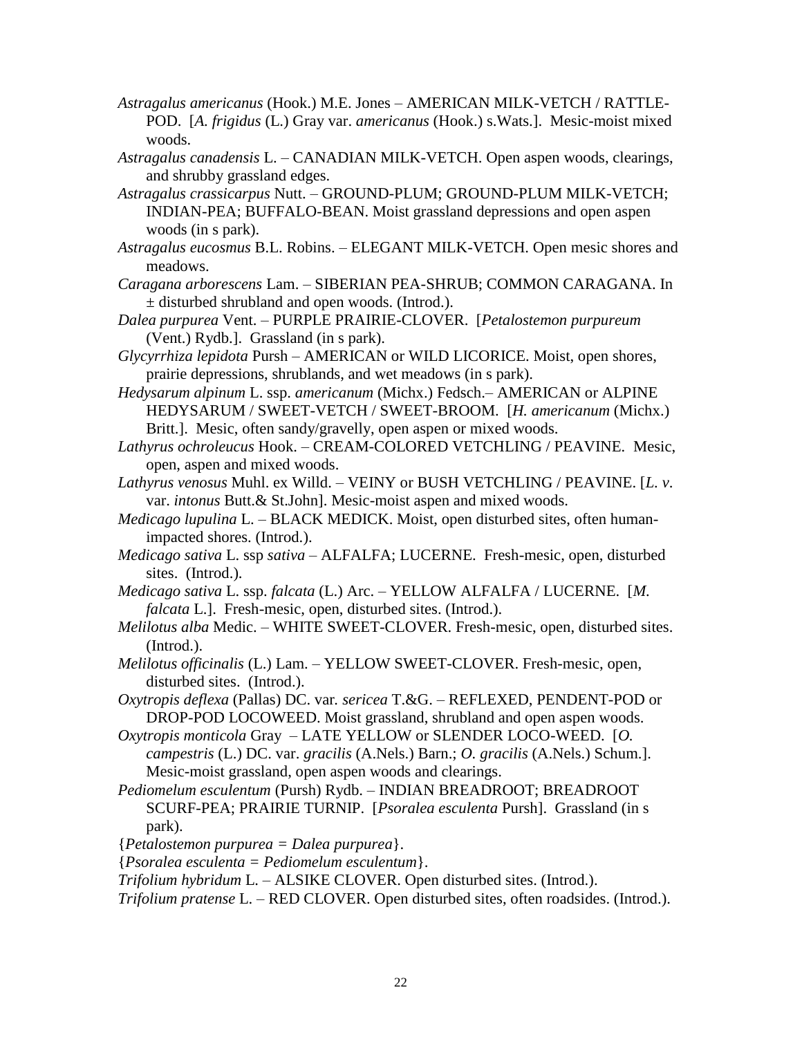*Astragalus americanus* (Hook.) M.E. Jones – AMERICAN MILK-VETCH / RATTLE-POD. [*A. frigidus* (L.) Gray var. *americanus* (Hook.) s.Wats.]. Mesic-moist mixed woods.

*Astragalus canadensis* L. – CANADIAN MILK-VETCH. Open aspen woods, clearings, and shrubby grassland edges.

*Astragalus crassicarpus* Nutt. – GROUND-PLUM; GROUND-PLUM MILK-VETCH; INDIAN-PEA; BUFFALO-BEAN. Moist grassland depressions and open aspen woods (in s park).

*Astragalus eucosmus* B.L. Robins. – ELEGANT MILK-VETCH. Open mesic shores and meadows.

*Caragana arborescens* Lam. – SIBERIAN PEA-SHRUB; COMMON CARAGANA. In ± disturbed shrubland and open woods. (Introd.).

*Dalea purpurea* Vent. – PURPLE PRAIRIE-CLOVER. [*Petalostemon purpureum* (Vent.) Rydb.]. Grassland (in s park).

*Glycyrrhiza lepidota* Pursh – AMERICAN or WILD LICORICE. Moist, open shores, prairie depressions, shrublands, and wet meadows (in s park).

*Hedysarum alpinum* L. ssp. *americanum* (Michx.) Fedsch.– AMERICAN or ALPINE HEDYSARUM / SWEET-VETCH / SWEET-BROOM. [*H. americanum* (Michx.) Britt.]. Mesic, often sandy/gravelly, open aspen or mixed woods.

*Lathyrus ochroleucus* Hook. – CREAM-COLORED VETCHLING / PEAVINE. Mesic, open, aspen and mixed woods.

*Lathyrus venosus* Muhl. ex Willd. – VEINY or BUSH VETCHLING / PEAVINE. [*L. v*. var. *intonus* Butt.& St.John]. Mesic-moist aspen and mixed woods.

*Medicago lupulina* L. – BLACK MEDICK. Moist, open disturbed sites, often human-impacted shores. (Introd.).

*Medicago sativa* L. ssp *sativa* – ALFALFA; LUCERNE. Fresh-mesic, open, disturbed sites. (Introd.).

*Medicago sativa* L. ssp. *falcata* (L.) Arc. – YELLOW ALFALFA / LUCERNE. [*M. falcata* L.]. Fresh-mesic, open, disturbed sites. (Introd.).

*Melilotus alba* Medic. – WHITE SWEET-CLOVER. Fresh-mesic, open, disturbed sites. (Introd.).

*Melilotus officinalis* (L.) Lam. – YELLOW SWEET-CLOVER. Fresh-mesic, open, disturbed sites. (Introd.).

*Oxytropis deflexa* (Pallas) DC. var. *sericea* T.&G. – REFLEXED, PENDENT-POD or DROP-POD LOCOWEED. Moist grassland, shrubland and open aspen woods.

*Oxytropis monticola* Gray – LATE YELLOW or SLENDER LOCO-WEED. [*O. campestris* (L.) DC. var. *gracilis* (A.Nels.) Barn.; *O. gracilis* (A.Nels.) Schum.]. Mesic-moist grassland, open aspen woods and clearings.

*Pediomelum esculentum* (Pursh) Rydb. – INDIAN BREADROOT; BREADROOT SCURF-PEA; PRAIRIE TURNIP. [*Psoralea esculenta* Pursh]. Grassland (in s park).

{*Petalostemon purpurea = Dalea purpurea*}.

{*Psoralea esculenta = Pediomelum esculentum*}.

*Trifolium hybridum* L. – ALSIKE CLOVER. Open disturbed sites. (Introd.).

*Trifolium pratense* L. – RED CLOVER. Open disturbed sites, often roadsides. (Introd.).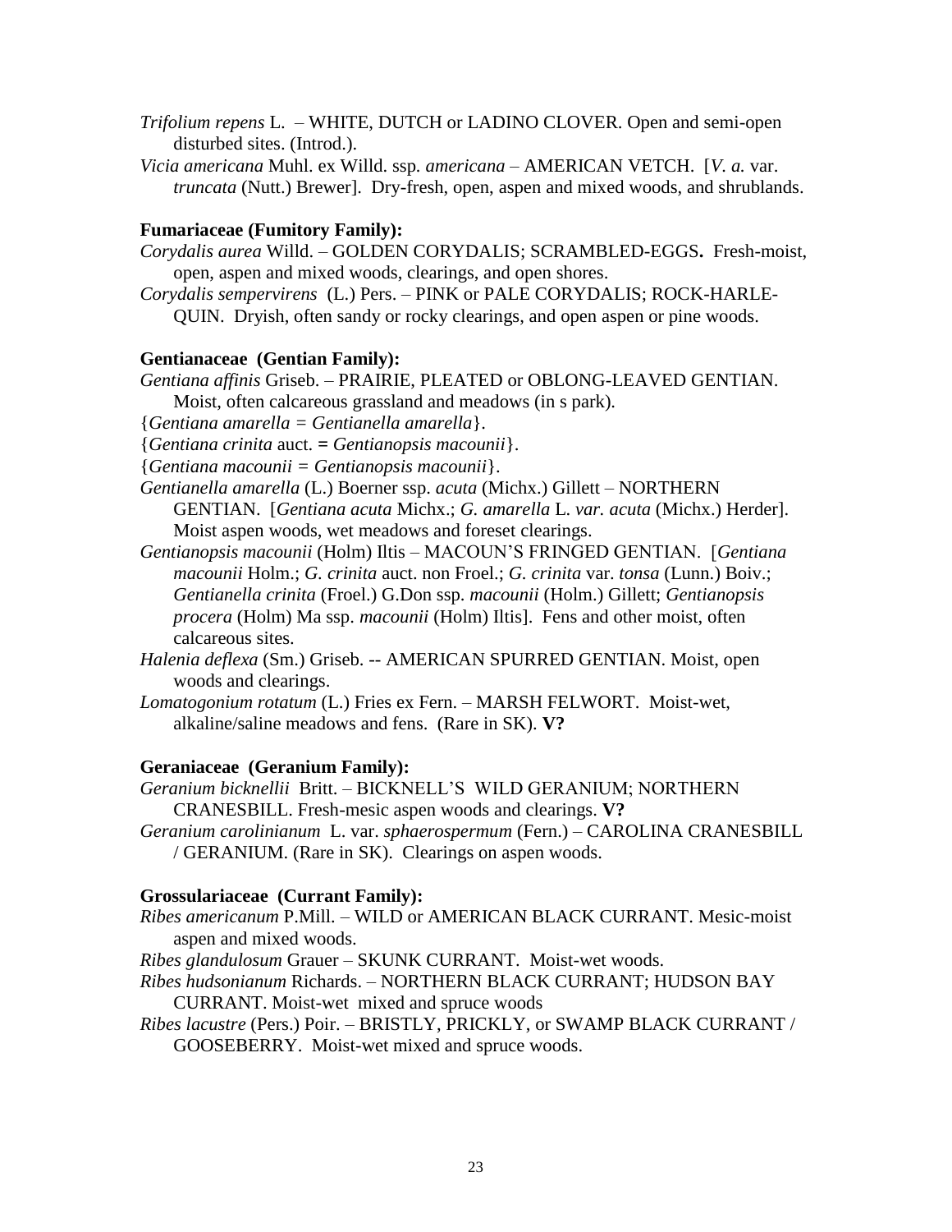*Trifolium repens* L. – WHITE, DUTCH or LADINO CLOVER. Open and semi-open disturbed sites. (Introd.).

*Vicia americana* Muhl. ex Willd. ssp. *americana* – AMERICAN VETCH. [*V. a.* var. *truncata* (Nutt.) Brewer]. Dry-fresh, open, aspen and mixed woods, and shrublands.

**Fumariaceae (Fumitory Family):**

*Corydalis aurea* Willd. – GOLDEN CORYDALIS; SCRAMBLED-EGGS**.** Fresh-moist, open, aspen and mixed woods, clearings, and open shores.

*Corydalis sempervirens* (L.) Pers. – PINK or PALE CORYDALIS; ROCK-HARLE-QUIN. Dryish, often sandy or rocky clearings, and open aspen or pine woods.

**Gentianaceae (Gentian Family):**

*Gentiana affinis* Griseb. – PRAIRIE, PLEATED or OBLONG-LEAVED GENTIAN. Moist, often calcareous grassland and meadows (in s park).

{*Gentiana amarella = Gentianella amarella*}.

{*Gentiana crinita* auct. **=** *Gentianopsis macounii*}.

{*Gentiana macounii = Gentianopsis macounii*}.

*Gentianella amarella* (L.) Boerner ssp. *acuta* (Michx.) Gillett – NORTHERN GENTIAN. [*Gentiana acuta* Michx.; *G. amarella* L. *var. acuta* (Michx.) Herder]. Moist aspen woods, wet meadows and foreset clearings.

*Gentianopsis macounii* (Holm) Iltis – MACOUN'S FRINGED GENTIAN. [*Gentiana macounii* Holm.; *G. crinita* auct. non Froel.; *G. crinita* var. *tonsa* (Lunn.) Boiv.; *Gentianella crinita* (Froel.) G.Don ssp. *macounii* (Holm.) Gillett; *Gentianopsis procera* (Holm) Ma ssp. *macounii* (Holm) Iltis]. Fens and other moist, often calcareous sites.

*Halenia deflexa* (Sm.) Griseb. -- AMERICAN SPURRED GENTIAN. Moist, open woods and clearings.

*Lomatogonium rotatum* (L.) Fries ex Fern. – MARSH FELWORT. Moist-wet, alkaline/saline meadows and fens. (Rare in SK). **V?**

**Geraniaceae (Geranium Family):**

*Geranium bicknellii* Britt. – BICKNELL'S WILD GERANIUM; NORTHERN CRANESBILL. Fresh-mesic aspen woods and clearings. **V?**

*Geranium carolinianum* L. var. *sphaerospermum* (Fern.) – CAROLINA CRANESBILL / GERANIUM. (Rare in SK). Clearings on aspen woods.

**Grossulariaceae (Currant Family):**

*Ribes americanum* P.Mill. – WILD or AMERICAN BLACK CURRANT. Mesic-moist aspen and mixed woods.

*Ribes glandulosum* Grauer – SKUNK CURRANT. Moist-wet woods.

*Ribes hudsonianum* Richards. – NORTHERN BLACK CURRANT; HUDSON BAY CURRANT. Moist-wet mixed and spruce woods

*Ribes lacustre* (Pers.) Poir. – BRISTLY, PRICKLY, or SWAMP BLACK CURRANT / GOOSEBERRY. Moist-wet mixed and spruce woods.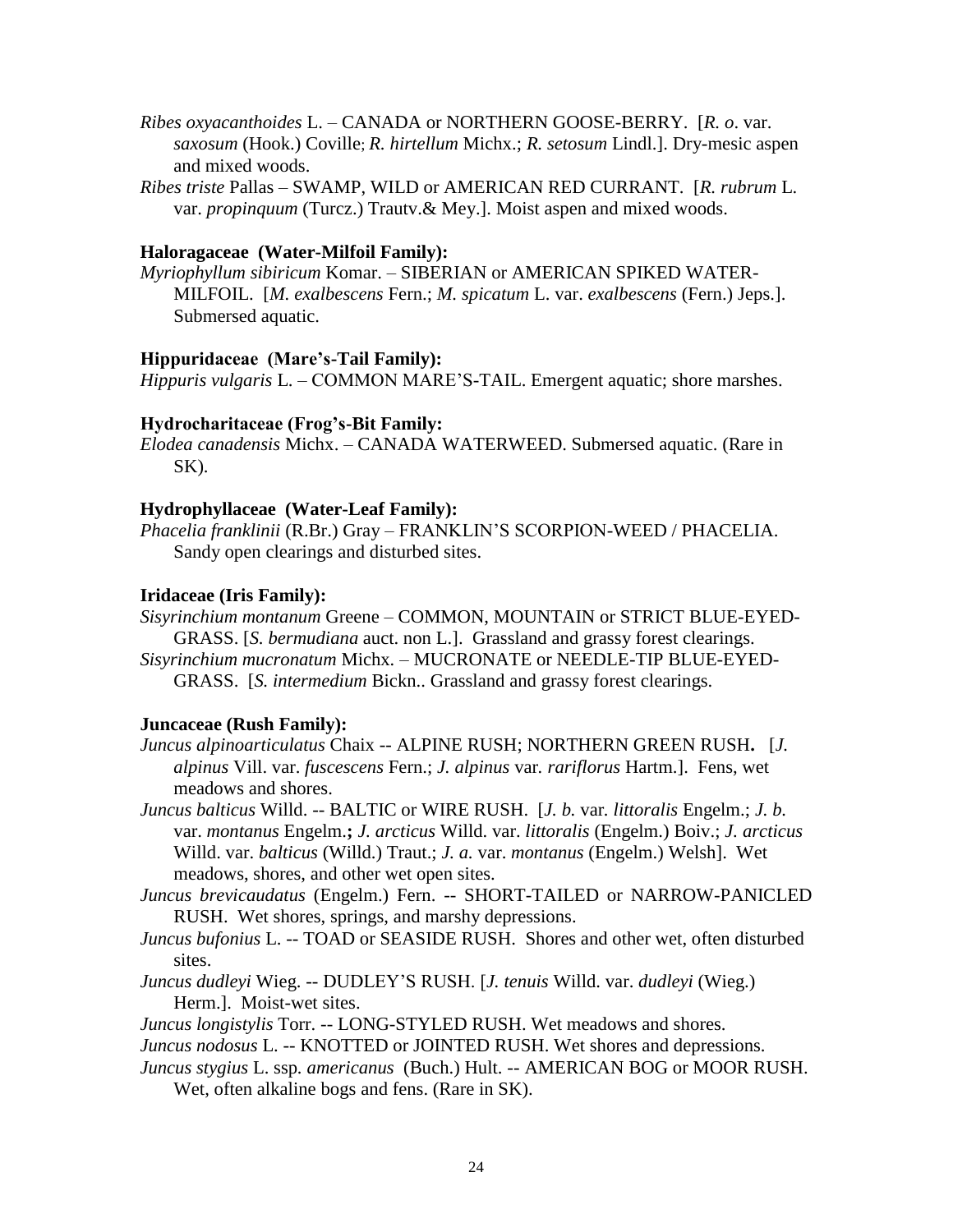*Ribes oxyacanthoides* L. – CANADA or NORTHERN GOOSE-BERRY. [*R. o*. var. *saxosum* (Hook.) Coville; *R. hirtellum* Michx.; *R. setosum* Lindl.]. Dry-mesic aspen and mixed woods.

*Ribes triste* Pallas – SWAMP, WILD or AMERICAN RED CURRANT. [*R. rubrum* L. var. *propinquum* (Turcz.) Trautv.& Mey.]. Moist aspen and mixed woods.

**Haloragaceae (Water-Milfoil Family):**

*Myriophyllum sibiricum* Komar. – SIBERIAN or AMERICAN SPIKED WATER-MILFOIL. [*M. exalbescens* Fern.; *M. spicatum* L. var. *exalbescens* (Fern.) Jeps.]. Submersed aquatic.

**Hippuridaceae (Mare's-Tail Family):**

*Hippuris vulgaris* L. – COMMON MARE'S-TAIL. Emergent aquatic; shore marshes.

**Hydrocharitaceae (Frog's-Bit Family:**

*Elodea canadensis* Michx. – CANADA WATERWEED. Submersed aquatic. (Rare in SK).

**Hydrophyllaceae (Water-Leaf Family):**

*Phacelia franklinii* (R.Br.) Gray – FRANKLIN'S SCORPION-WEED / PHACELIA. Sandy open clearings and disturbed sites.

**Iridaceae (Iris Family):**

*Sisyrinchium montanum* Greene – COMMON, MOUNTAIN or STRICT BLUE-EYED-GRASS. [*S. bermudiana* auct. non L.]. Grassland and grassy forest clearings.

*Sisyrinchium mucronatum* Michx. – MUCRONATE or NEEDLE-TIP BLUE-EYED-GRASS. [*S. intermedium* Bickn.. Grassland and grassy forest clearings.

**Juncaceae (Rush Family):**

*Juncus alpinoarticulatus* Chaix -- ALPINE RUSH; NORTHERN GREEN RUSH**.** [*J. alpinus* Vill. var. *fuscescens* Fern.; *J. alpinus* var. *rariflorus* Hartm.]. Fens, wet meadows and shores.

*Juncus balticus* Willd. -- BALTIC or WIRE RUSH. [*J. b.* var. *littoralis* Engelm.; *J. b.* var. *montanus* Engelm.**;** *J. arcticus* Willd. var. *littoralis* (Engelm.) Boiv.; *J. arcticus* Willd. var. *balticus* (Willd.) Traut.; *J. a.* var. *montanus* (Engelm.) Welsh]. Wet meadows, shores, and other wet open sites.

*Juncus brevicaudatus* (Engelm.) Fern. -- SHORT-TAILED or NARROW-PANICLED RUSH. Wet shores, springs, and marshy depressions.

*Juncus bufonius* L. -- TOAD or SEASIDE RUSH. Shores and other wet, often disturbed sites.

*Juncus dudleyi* Wieg. -- DUDLEY'S RUSH. [*J. tenuis* Willd. var. *dudleyi* (Wieg.) Herm.]. Moist-wet sites.

*Juncus longistylis* Torr. -- LONG-STYLED RUSH. Wet meadows and shores.

*Juncus nodosus* L. -- KNOTTED or JOINTED RUSH. Wet shores and depressions.

*Juncus stygius* L. ssp. *americanus* (Buch.) Hult. -- AMERICAN BOG or MOOR RUSH. Wet, often alkaline bogs and fens. (Rare in SK).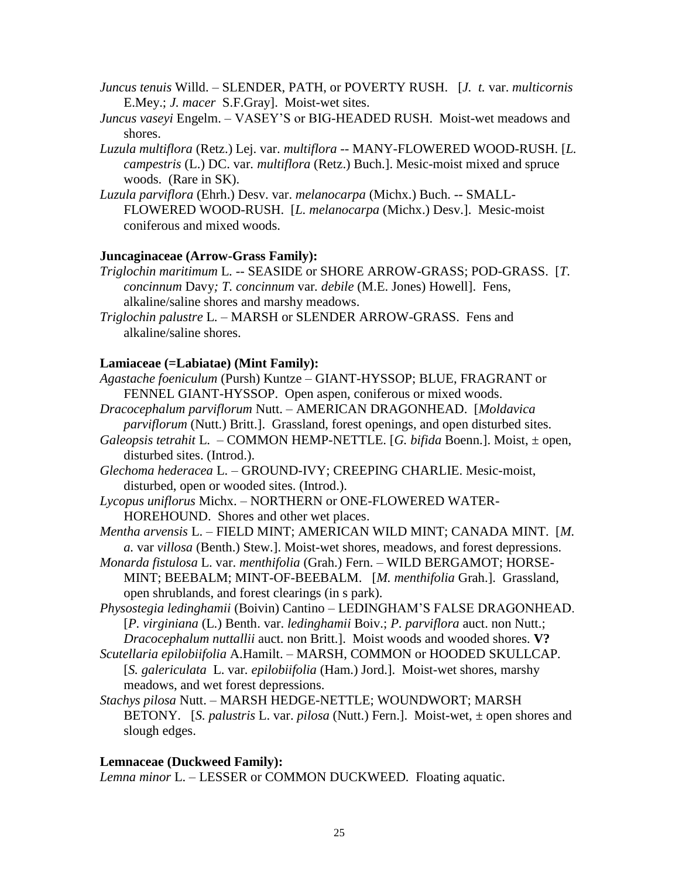*Juncus tenuis* Willd. – SLENDER, PATH, or POVERTY RUSH. [*J. t.* var. *multicornis* E.Mey.; *J. macer* S.F.Gray]. Moist-wet sites.

*Juncus vaseyi* Engelm. – VASEY'S or BIG-HEADED RUSH. Moist-wet meadows and shores.

*Luzula multiflora* (Retz.) Lej. var. *multiflora* -- MANY-FLOWERED WOOD-RUSH. [*L. campestris* (L.) DC. var. *multiflora* (Retz.) Buch.]. Mesic-moist mixed and spruce woods. (Rare in SK).

*Luzula parviflora* (Ehrh.) Desv. var. *melanocarpa* (Michx.) Buch. -- SMALL-FLOWERED WOOD-RUSH. [*L. melanocarpa* (Michx.) Desv.]. Mesic-moist coniferous and mixed woods.

**Juncaginaceae (Arrow-Grass Family):**

*Triglochin maritimum* L. -- SEASIDE or SHORE ARROW-GRASS; POD-GRASS. [*T. concinnum* Davy*; T. concinnum* var. *debile* (M.E. Jones) Howell]. Fens, alkaline/saline shores and marshy meadows.

*Triglochin palustre* L. – MARSH or SLENDER ARROW-GRASS. Fens and alkaline/saline shores.

**Lamiaceae (=Labiatae) (Mint Family):**

*Agastache foeniculum* (Pursh) Kuntze – GIANT-HYSSOP; BLUE, FRAGRANT or FENNEL GIANT-HYSSOP. Open aspen, coniferous or mixed woods.

*Dracocephalum parviflorum* Nutt. – AMERICAN DRAGONHEAD. [*Moldavica parviflorum* (Nutt.) Britt.]. Grassland, forest openings, and open disturbed sites.

*Galeopsis tetrahit* L. – COMMON HEMP-NETTLE. [*G. bifida* Boenn.]. Moist, ± open, disturbed sites. (Introd.).

*Glechoma hederacea* L. – GROUND-IVY; CREEPING CHARLIE. Mesic-moist, disturbed, open or wooded sites. (Introd.).

*Lycopus uniflorus* Michx. – NORTHERN or ONE-FLOWERED WATER-HOREHOUND. Shores and other wet places.

*Mentha arvensis* L. – FIELD MINT; AMERICAN WILD MINT; CANADA MINT. [*M. a.* var *villosa* (Benth.) Stew.]. Moist-wet shores, meadows, and forest depressions.

*Monarda fistulosa* L. var. *menthifolia* (Grah.) Fern. – WILD BERGAMOT; HORSE-MINT; BEEBALM; MINT-OF-BEEBALM. [*M. menthifolia* Grah.]. Grassland, open shrublands, and forest clearings (in s park).

*Physostegia ledinghamii* (Boivin) Cantino – LEDINGHAM'S FALSE DRAGONHEAD. [*P. virginiana* (L.) Benth. var. *ledinghamii* Boiv.; *P. parviflora* auct. non Nutt.; *Dracocephalum nuttallii* auct. non Britt.]. Moist woods and wooded shores. **V?**

*Scutellaria epilobiifolia* A.Hamilt. – MARSH, COMMON or HOODED SKULLCAP. [*S. galericulata* L. var. *epilobiifolia* (Ham.) Jord.]. Moist-wet shores, marshy meadows, and wet forest depressions.

*Stachys pilosa* Nutt. – MARSH HEDGE-NETTLE; WOUNDWORT; MARSH BETONY. [*S. palustris* L. var. *pilosa* (Nutt.) Fern.]. Moist-wet, ± open shores and slough edges.

**Lemnaceae (Duckweed Family):**

*Lemna minor* L. – LESSER or COMMON DUCKWEED. Floating aquatic.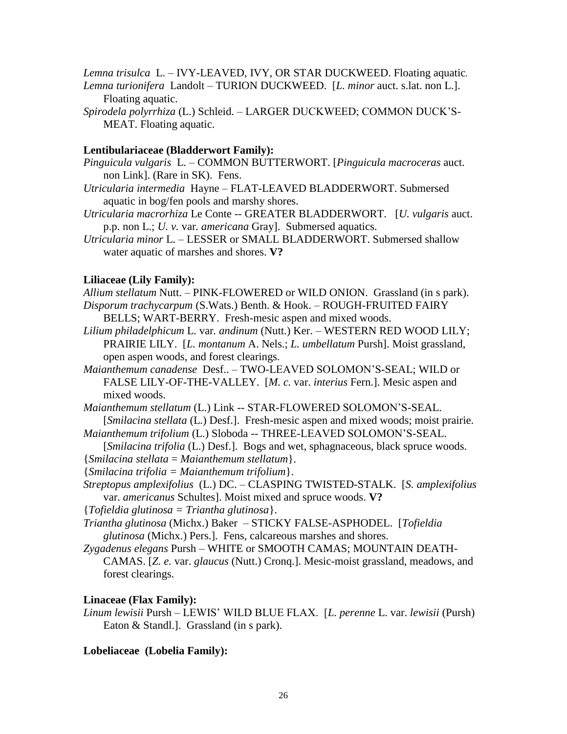*Lemna trisulca* L. – IVY-LEAVED, IVY, OR STAR DUCKWEED. Floating aquatic.

*Lemna turionifera* Landolt – TURION DUCKWEED. [*L. minor* auct. s.lat. non L.]. Floating aquatic.

*Spirodela polyrrhiza* (L.) Schleid. – LARGER DUCKWEED; COMMON DUCK'S-MEAT. Floating aquatic.

**Lentibulariaceae (Bladderwort Family):**

*Pinguicula vulgaris* L. – COMMON BUTTERWORT. [*Pinguicula macroceras* auct. non Link]. (Rare in SK). Fens.

*Utricularia intermedia* Hayne – FLAT-LEAVED BLADDERWORT. Submersed aquatic in bog/fen pools and marshy shores.

*Utricularia macrorhiza* Le Conte -- GREATER BLADDERWORT. [*U. vulgaris* auct. p.p. non L.; *U. v.* var. *americana* Gray]. Submersed aquatics.

*Utricularia minor* L. – LESSER or SMALL BLADDERWORT. Submersed shallow water aquatic of marshes and shores. **V?**

**Liliaceae (Lily Family):**

*Allium stellatum* Nutt. – PINK-FLOWERED or WILD ONION. Grassland (in s park).

*Disporum trachycarpum* (S.Wats.) Benth. & Hook. – ROUGH-FRUITED FAIRY BELLS; WART-BERRY. Fresh-mesic aspen and mixed woods.

*Lilium philadelphicum* L. var. *andinum* (Nutt.) Ker. – WESTERN RED WOOD LILY; PRAIRIE LILY. [*L. montanum* A. Nels.; *L. umbellatum* Pursh]. Moist grassland, open aspen woods, and forest clearings.

*Maianthemum canadense* Desf.. – TWO-LEAVED SOLOMON'S-SEAL; WILD or FALSE LILY-OF-THE-VALLEY. [*M. c.* var. *interius* Fern.]. Mesic aspen and mixed woods.

*Maianthemum stellatum* (L.) Link -- STAR-FLOWERED SOLOMON'S-SEAL. [*Smilacina stellata* (L.) Desf.]. Fresh-mesic aspen and mixed woods; moist prairie.

*Maianthemum trifolium* (L.) Sloboda -- THREE-LEAVED SOLOMON'S-SEAL. [*Smilacina trifolia* (L.) Desf.]. Bogs and wet, sphagnaceous, black spruce woods.

{*Smilacina stellata* = *Maianthemum stellatum*}.

{*Smilacina trifolia = Maianthemum trifolium*}.

*Streptopus amplexifolius* (L.) DC. – CLASPING TWISTED-STALK. [*S. amplexifolius* var. *americanus* Schultes]. Moist mixed and spruce woods. **V?**

{*Tofieldia glutinosa = Triantha glutinosa*}.

*Triantha glutinosa* (Michx.) Baker – STICKY FALSE-ASPHODEL. [*Tofieldia glutinosa* (Michx.) Pers.]. Fens, calcareous marshes and shores.

*Zygadenus elegans* Pursh – WHITE or SMOOTH CAMAS; MOUNTAIN DEATH-CAMAS. [*Z. e.* var. *glaucus* (Nutt.) Cronq.]. Mesic-moist grassland, meadows, and forest clearings.

**Linaceae (Flax Family):**

*Linum lewisii* Pursh – LEWIS' WILD BLUE FLAX. [*L. perenne* L. var. *lewisii* (Pursh) Eaton & Standl.]. Grassland (in s park).

**Lobeliaceae (Lobelia Family):**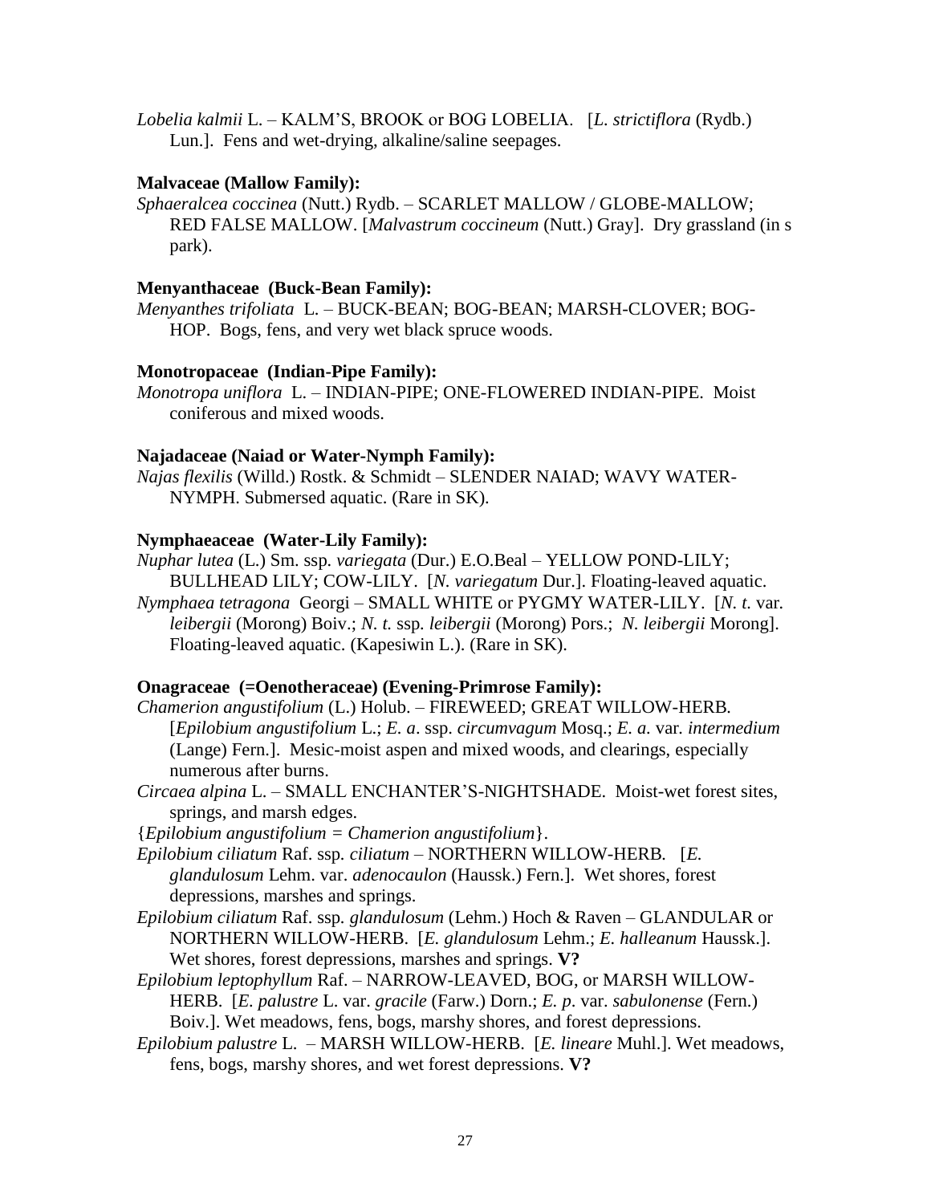*Lobelia kalmii* L. – KALM'S, BROOK or BOG LOBELIA. [*L. strictiflora* (Rydb.) Lun.]. Fens and wet-drying, alkaline/saline seepages.

**Malvaceae (Mallow Family):**

*Sphaeralcea coccinea* (Nutt.) Rydb. – SCARLET MALLOW / GLOBE-MALLOW; RED FALSE MALLOW. [*Malvastrum coccineum* (Nutt.) Gray]. Dry grassland (in s park).

**Menyanthaceae (Buck-Bean Family):**

*Menyanthes trifoliata* L. – BUCK-BEAN; BOG-BEAN; MARSH-CLOVER; BOG-HOP. Bogs, fens, and very wet black spruce woods.

**Monotropaceae (Indian-Pipe Family):**

*Monotropa uniflora* L. – INDIAN-PIPE; ONE-FLOWERED INDIAN-PIPE. Moist coniferous and mixed woods.

**Najadaceae (Naiad or Water-Nymph Family):**

*Najas flexilis* (Willd.) Rostk. & Schmidt – SLENDER NAIAD; WAVY WATER-NYMPH. Submersed aquatic. (Rare in SK).

**Nymphaeaceae (Water-Lily Family):**

*Nuphar lutea* (L.) Sm. ssp. *variegata* (Dur.) E.O.Beal – YELLOW POND-LILY; BULLHEAD LILY; COW-LILY. [*N. variegatum* Dur.]. Floating-leaved aquatic.

*Nymphaea tetragona* Georgi – SMALL WHITE or PYGMY WATER-LILY. [*N. t.* var. *leibergii* (Morong) Boiv.; *N. t.* ssp. *leibergii* (Morong) Pors.; *N. leibergii* Morong]. Floating-leaved aquatic. (Kapesiwin L.). (Rare in SK).

**Onagraceae (=Oenotheraceae) (Evening-Primrose Family):**

*Chamerion angustifolium* (L.) Holub. – FIREWEED; GREAT WILLOW-HERB. [*Epilobium angustifolium* L.; *E. a*. ssp. *circumvagum* Mosq.; *E. a.* var. *intermedium* (Lange) Fern.]. Mesic-moist aspen and mixed woods, and clearings, especially numerous after burns.

*Circaea alpina* L. – SMALL ENCHANTER'S-NIGHTSHADE. Moist-wet forest sites, springs, and marsh edges.

{*Epilobium angustifolium = Chamerion angustifolium*}.

*Epilobium ciliatum* Raf. ssp. *ciliatum* – NORTHERN WILLOW-HERB. [*E. glandulosum* Lehm. var. *adenocaulon* (Haussk.) Fern.]. Wet shores, forest depressions, marshes and springs.

*Epilobium ciliatum* Raf. ssp. *glandulosum* (Lehm.) Hoch & Raven – GLANDULAR or NORTHERN WILLOW-HERB. [*E. glandulosum* Lehm.; *E. halleanum* Haussk.]. Wet shores, forest depressions, marshes and springs. **V?**

*Epilobium leptophyllum* Raf. – NARROW-LEAVED, BOG, or MARSH WILLOW-HERB. [*E. palustre* L. var. *gracile* (Farw.) Dorn.; *E. p.* var. *sabulonense* (Fern.) Boiv.]. Wet meadows, fens, bogs, marshy shores, and forest depressions.

*Epilobium palustre* L. – MARSH WILLOW-HERB. [*E. lineare* Muhl.]. Wet meadows, fens, bogs, marshy shores, and wet forest depressions. **V?**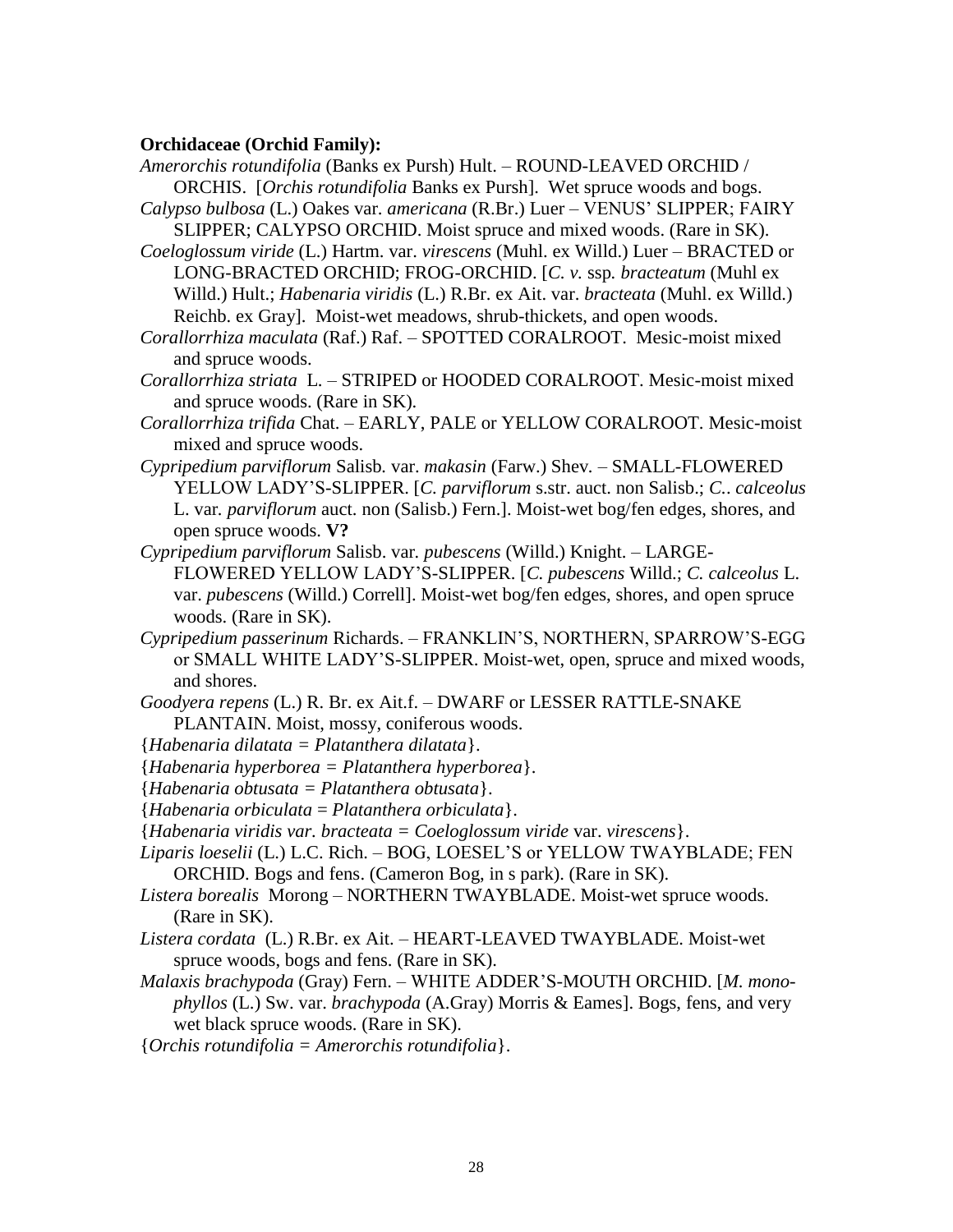**Orchidaceae (Orchid Family):**

*Amerorchis rotundifolia* (Banks ex Pursh) Hult. – ROUND-LEAVED ORCHID / ORCHIS. [*Orchis rotundifolia* Banks ex Pursh]. Wet spruce woods and bogs.

*Calypso bulbosa* (L.) Oakes var. *americana* (R.Br.) Luer – VENUS' SLIPPER; FAIRY SLIPPER; CALYPSO ORCHID. Moist spruce and mixed woods. (Rare in SK).

*Coeloglossum viride* (L.) Hartm. var. *virescens* (Muhl. ex Willd.) Luer – BRACTED or LONG-BRACTED ORCHID; FROG-ORCHID. [*C. v.* ssp. *bracteatum* (Muhl ex Willd.) Hult.; *Habenaria viridis* (L.) R.Br. ex Ait. var. *bracteata* (Muhl. ex Willd.) Reichb. ex Gray]. Moist-wet meadows, shrub-thickets, and open woods.

*Corallorrhiza maculata* (Raf.) Raf. – SPOTTED CORALROOT. Mesic-moist mixed and spruce woods.

*Corallorrhiza striata* L. – STRIPED or HOODED CORALROOT. Mesic-moist mixed and spruce woods. (Rare in SK).

*Corallorrhiza trifida* Chat. – EARLY, PALE or YELLOW CORALROOT. Mesic-moist mixed and spruce woods.

*Cypripedium parviflorum* Salisb. var. *makasin* (Farw.) Shev. – SMALL-FLOWERED YELLOW LADY'S-SLIPPER. [*C. parviflorum* s.str. auct. non Salisb.; *C.. calceolus* L. var. *parviflorum* auct. non (Salisb.) Fern.]. Moist-wet bog/fen edges, shores, and open spruce woods. **V?**

*Cypripedium parviflorum* Salisb. var. *pubescens* (Willd.) Knight. – LARGE-FLOWERED YELLOW LADY'S-SLIPPER. [*C. pubescens* Willd.; *C. calceolus* L. var. *pubescens* (Willd.) Correll]. Moist-wet bog/fen edges, shores, and open spruce woods. (Rare in SK).

*Cypripedium passerinum* Richards. – FRANKLIN'S, NORTHERN, SPARROW'S-EGG or SMALL WHITE LADY'S-SLIPPER. Moist-wet, open, spruce and mixed woods, and shores.

*Goodyera repens* (L.) R. Br. ex Ait.f. – DWARF or LESSER RATTLE-SNAKE PLANTAIN. Moist, mossy, coniferous woods.

{*Habenaria dilatata = Platanthera dilatata*}.

{*Habenaria hyperborea = Platanthera hyperborea*}.

{*Habenaria obtusata = Platanthera obtusata*}.

{*Habenaria orbiculata* = *Platanthera orbiculata*}.

{*Habenaria viridis var. bracteata = Coeloglossum viride* var. *virescens*}.

*Liparis loeselii* (L.) L.C. Rich. – BOG, LOESEL'S or YELLOW TWAYBLADE; FEN ORCHID. Bogs and fens. (Cameron Bog, in s park). (Rare in SK).

*Listera borealis* Morong – NORTHERN TWAYBLADE. Moist-wet spruce woods. (Rare in SK).

*Listera cordata* (L.) R.Br. ex Ait. – HEART-LEAVED TWAYBLADE. Moist-wet spruce woods, bogs and fens. (Rare in SK).

*Malaxis brachypoda* (Gray) Fern. – WHITE ADDER'S-MOUTH ORCHID. [*M. monophyllos* (L.) Sw. var. *brachypoda* (A.Gray) Morris & Eames]. Bogs, fens, and very wet black spruce woods. (Rare in SK).

{*Orchis rotundifolia = Amerorchis rotundifolia*}.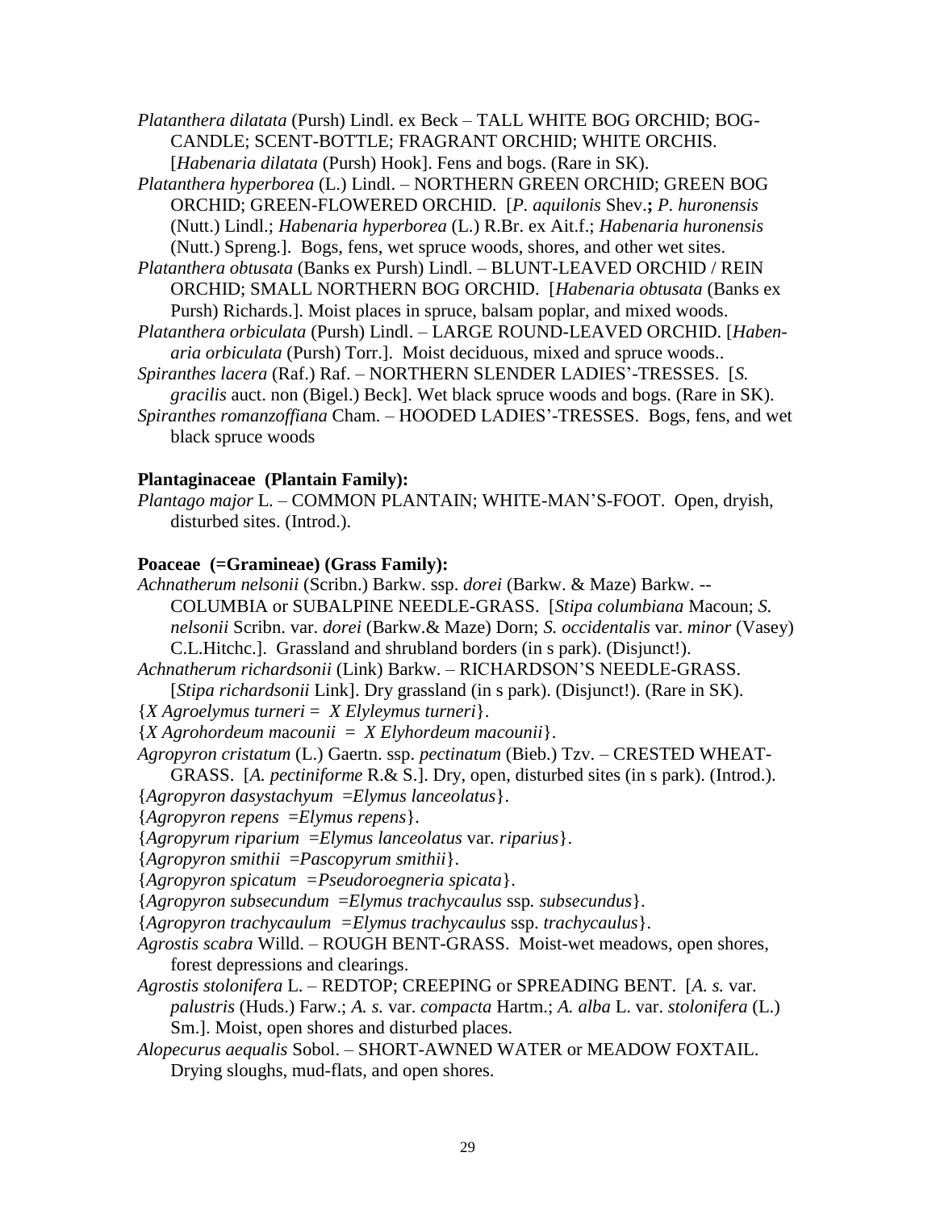*Platanthera dilatata* (Pursh) Lindl. ex Beck – TALL WHITE BOG ORCHID; BOG-CANDLE; SCENT-BOTTLE; FRAGRANT ORCHID; WHITE ORCHIS. [*Habenaria dilatata* (Pursh) Hook]. Fens and bogs. (Rare in SK).

*Platanthera hyperborea* (L.) Lindl. – NORTHERN GREEN ORCHID; GREEN BOG ORCHID; GREEN-FLOWERED ORCHID. [*P. aquilonis* Shev.**;** *P. huronensis* (Nutt.) Lindl.; *Habenaria hyperborea* (L.) R.Br. ex Ait.f.; *Habenaria huronensis* (Nutt.) Spreng.]. Bogs, fens, wet spruce woods, shores, and other wet sites.

*Platanthera obtusata* (Banks ex Pursh) Lindl. – BLUNT-LEAVED ORCHID / REIN ORCHID; SMALL NORTHERN BOG ORCHID. [*Habenaria obtusata* (Banks ex Pursh) Richards.]. Moist places in spruce, balsam poplar, and mixed woods.

*Platanthera orbiculata* (Pursh) Lindl. – LARGE ROUND-LEAVED ORCHID. [*Habenaria orbiculata* (Pursh) Torr.]. Moist deciduous, mixed and spruce woods..

*Spiranthes lacera* (Raf.) Raf. – NORTHERN SLENDER LADIES'-TRESSES. [*S. gracilis* auct. non (Bigel.) Beck]. Wet black spruce woods and bogs. (Rare in SK).

*Spiranthes romanzoffiana* Cham. – HOODED LADIES'-TRESSES. Bogs, fens, and wet black spruce woods

**Plantaginaceae (Plantain Family):**

*Plantago major* L. – COMMON PLANTAIN; WHITE-MAN'S-FOOT. Open, dryish, disturbed sites. (Introd.).

**Poaceae (=Gramineae) (Grass Family):**

*Achnatherum nelsonii* (Scribn.) Barkw. ssp. *dorei* (Barkw. & Maze) Barkw. -- COLUMBIA or SUBALPINE NEEDLE-GRASS. [*Stipa columbiana* Macoun; *S. nelsonii* Scribn. var. *dorei* (Barkw.& Maze) Dorn; *S. occidentalis* var. *minor* (Vasey) C.L.Hitchc.]. Grassland and shrubland borders (in s park). (Disjunct!).

*Achnatherum richardsonii* (Link) Barkw. – RICHARDSON'S NEEDLE-GRASS. [*Stipa richardsonii* Link]. Dry grassland (in s park). (Disjunct!). (Rare in SK).

{*X Agroelymus turneri* = *X Elyleymus turneri*}.

{*X Agrohordeum macounii* = *X Elyhordeum macounii*}.

*Agropyron cristatum* (L.) Gaertn. ssp. *pectinatum* (Bieb.) Tzv. – CRESTED WHEAT-GRASS. [*A. pectiniforme* R.& S.]. Dry, open, disturbed sites (in s park). (Introd.).

{*Agropyron dasystachyum* =*Elymus lanceolatus*}.

{*Agropyron repens* =*Elymus repens*}.

{*Agropyrum riparium* =*Elymus lanceolatus* var. *riparius*}.

{*Agropyron smithii* =*Pascopyrum smithii*}.

{*Agropyron spicatum* =*Pseudoroegneria spicata*}.

{*Agropyron subsecundum* =*Elymus trachycaulus* ssp. *subsecundus*}.

{*Agropyron trachycaulum* =*Elymus trachycaulus* ssp. *trachycaulus*}.

*Agrostis scabra* Willd. – ROUGH BENT-GRASS. Moist-wet meadows, open shores, forest depressions and clearings.

*Agrostis stolonifera* L. – REDTOP; CREEPING or SPREADING BENT. [*A. s.* var. *palustris* (Huds.) Farw.; *A. s.* var. *compacta* Hartm.; *A. alba* L. var. *stolonifera* (L.) Sm.]. Moist, open shores and disturbed places.

*Alopecurus aequalis* Sobol. – SHORT-AWNED WATER or MEADOW FOXTAIL. Drying sloughs, mud-flats, and open shores.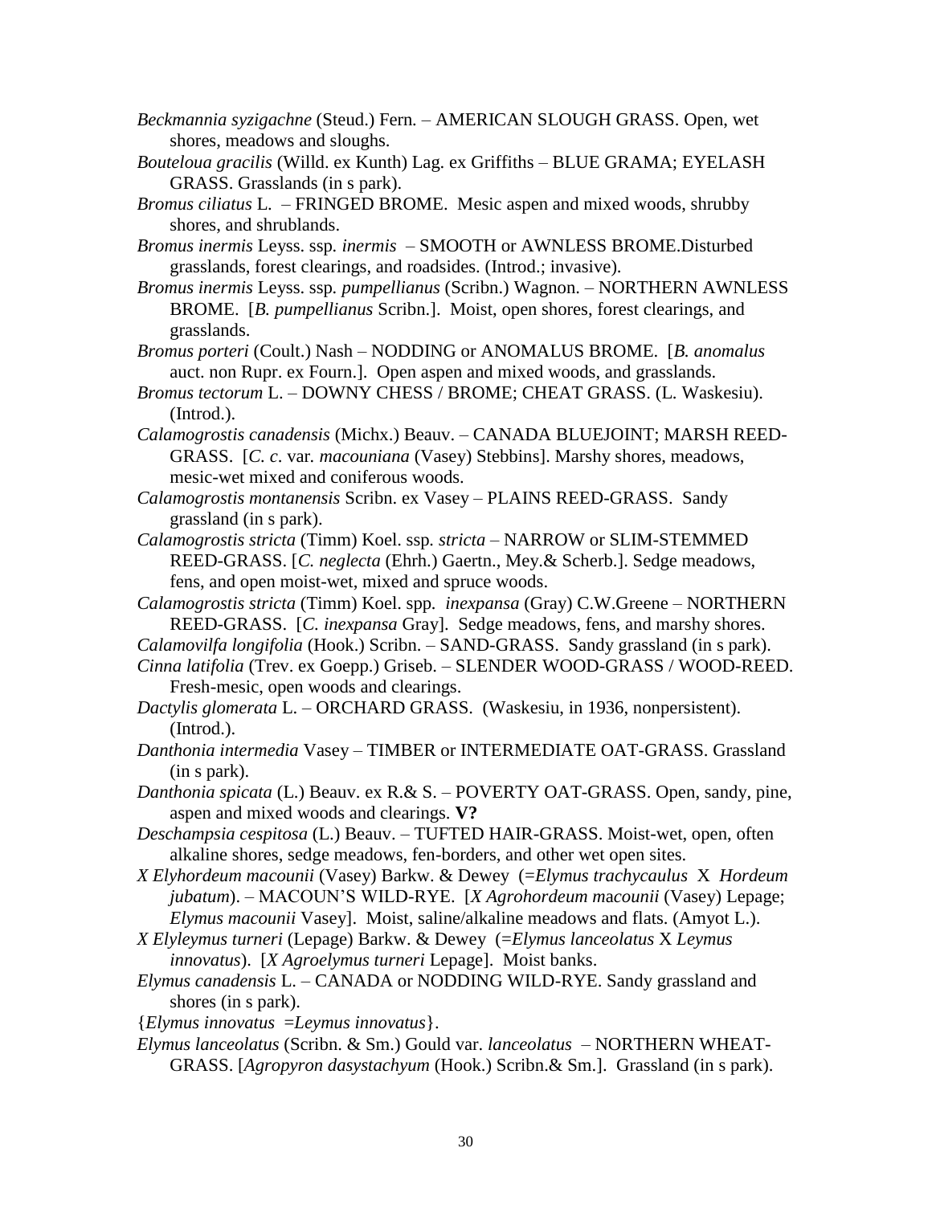*Beckmannia syzigachne* (Steud.) Fern. – AMERICAN SLOUGH GRASS. Open, wet shores, meadows and sloughs.

*Bouteloua gracilis* (Willd. ex Kunth) Lag. ex Griffiths – BLUE GRAMA; EYELASH GRASS. Grasslands (in s park).

*Bromus ciliatus* L. – FRINGED BROME. Mesic aspen and mixed woods, shrubby shores, and shrublands.

*Bromus inermis* Leyss. ssp. *inermis* – SMOOTH or AWNLESS BROME.Disturbed grasslands, forest clearings, and roadsides. (Introd.; invasive).

*Bromus inermis* Leyss. ssp. *pumpellianus* (Scribn.) Wagnon. – NORTHERN AWNLESS BROME. [*B. pumpellianus* Scribn.]. Moist, open shores, forest clearings, and grasslands.

*Bromus porteri* (Coult.) Nash – NODDING or ANOMALUS BROME. [*B. anomalus* auct. non Rupr. ex Fourn.]. Open aspen and mixed woods, and grasslands.

*Bromus tectorum* L. – DOWNY CHESS / BROME; CHEAT GRASS. (L. Waskesiu). (Introd.).

*Calamogrostis canadensis* (Michx.) Beauv. – CANADA BLUEJOINT; MARSH REED-GRASS. [*C. c*. var. *macouniana* (Vasey) Stebbins]. Marshy shores, meadows, mesic-wet mixed and coniferous woods.

*Calamogrostis montanensis* Scribn. ex Vasey – PLAINS REED-GRASS. Sandy grassland (in s park).

*Calamogrostis stricta* (Timm) Koel. ssp. *stricta* – NARROW or SLIM-STEMMED REED-GRASS. [*C. neglecta* (Ehrh.) Gaertn., Mey.& Scherb.]. Sedge meadows, fens, and open moist-wet, mixed and spruce woods.

*Calamogrostis stricta* (Timm) Koel. spp. *inexpansa* (Gray) C.W.Greene – NORTHERN REED-GRASS. [*C. inexpansa* Gray]. Sedge meadows, fens, and marshy shores.

*Calamovilfa longifolia* (Hook.) Scribn. – SAND-GRASS. Sandy grassland (in s park).

*Cinna latifolia* (Trev. ex Goepp.) Griseb. – SLENDER WOOD-GRASS / WOOD-REED. Fresh-mesic, open woods and clearings.

*Dactylis glomerata* L. – ORCHARD GRASS. (Waskesiu, in 1936, nonpersistent). (Introd.).

*Danthonia intermedia* Vasey – TIMBER or INTERMEDIATE OAT-GRASS. Grassland (in s park).

*Danthonia spicata* (L.) Beauv. ex R.& S. – POVERTY OAT-GRASS. Open, sandy, pine, aspen and mixed woods and clearings. **V?**

*Deschampsia cespitosa* (L.) Beauv. – TUFTED HAIR-GRASS. Moist-wet, open, often alkaline shores, sedge meadows, fen-borders, and other wet open sites.

*X Elyhordeum macounii* (Vasey) Barkw. & Dewey (=*Elymus trachycaulus* X *Hordeum jubatum*). – MACOUN'S WILD-RYE. [*X Agrohordeum macounii* (Vasey) Lepage; *Elymus macounii* Vasey]. Moist, saline/alkaline meadows and flats. (Amyot L.).

*X Elyleymus turneri* (Lepage) Barkw. & Dewey (=*Elymus lanceolatus* X *Leymus innovatus*). [*X Agroelymus turneri* Lepage]. Moist banks.

*Elymus canadensis* L. – CANADA or NODDING WILD-RYE. Sandy grassland and shores (in s park).

{*Elymus innovatus* =*Leymus innovatus*}.

*Elymus lanceolatus* (Scribn. & Sm.) Gould var. *lanceolatus* – NORTHERN WHEAT-GRASS. [*Agropyron dasystachyum* (Hook.) Scribn.& Sm.]. Grassland (in s park).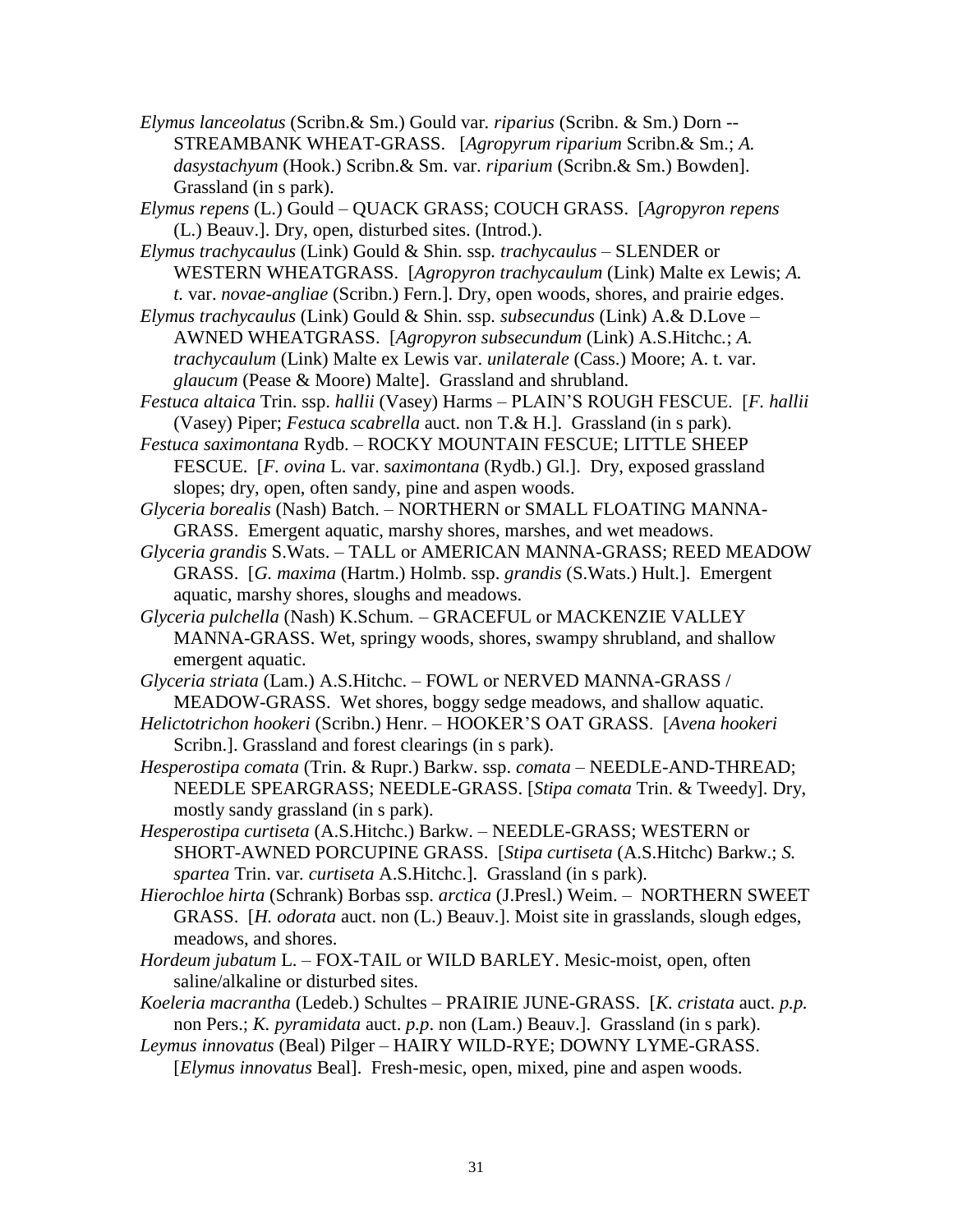*Elymus lanceolatus* (Scribn.& Sm.) Gould var. *riparius* (Scribn. & Sm.) Dorn -- STREAMBANK WHEAT-GRASS. [*Agropyrum riparium* Scribn.& Sm.; *A. dasystachyum* (Hook.) Scribn.& Sm. var. *riparium* (Scribn.& Sm.) Bowden]. Grassland (in s park).

*Elymus repens* (L.) Gould – QUACK GRASS; COUCH GRASS. [*Agropyron repens* (L.) Beauv.]. Dry, open, disturbed sites. (Introd.).

*Elymus trachycaulus* (Link) Gould & Shin. ssp. *trachycaulus* – SLENDER or WESTERN WHEATGRASS. [*Agropyron trachycaulum* (Link) Malte ex Lewis; *A. t.* var. *novae-angliae* (Scribn.) Fern.]. Dry, open woods, shores, and prairie edges.

*Elymus trachycaulus* (Link) Gould & Shin. ssp. *subsecundus* (Link) A.& D.Love – AWNED WHEATGRASS. [*Agropyron subsecundum* (Link) A.S.Hitchc.; *A. trachycaulum* (Link) Malte ex Lewis var. *unilaterale* (Cass.) Moore; A. t. var. *glaucum* (Pease & Moore) Malte]. Grassland and shrubland.

*Festuca altaica* Trin. ssp. *hallii* (Vasey) Harms – PLAIN'S ROUGH FESCUE. [*F. hallii* (Vasey) Piper; *Festuca scabrella* auct. non T.& H.]. Grassland (in s park).

*Festuca saximontana* Rydb. – ROCKY MOUNTAIN FESCUE; LITTLE SHEEP FESCUE. [*F. ovina* L. var. *saximontana* (Rydb.) Gl.]. Dry, exposed grassland slopes; dry, open, often sandy, pine and aspen woods.

*Glyceria borealis* (Nash) Batch. – NORTHERN or SMALL FLOATING MANNA-GRASS. Emergent aquatic, marshy shores, marshes, and wet meadows.

*Glyceria grandis* S.Wats. – TALL or AMERICAN MANNA-GRASS; REED MEADOW GRASS. [*G. maxima* (Hartm.) Holmb. ssp. *grandis* (S.Wats.) Hult.]. Emergent aquatic, marshy shores, sloughs and meadows.

*Glyceria pulchella* (Nash) K.Schum. – GRACEFUL or MACKENZIE VALLEY MANNA-GRASS. Wet, springy woods, shores, swampy shrubland, and shallow emergent aquatic.

*Glyceria striata* (Lam.) A.S.Hitchc. – FOWL or NERVED MANNA-GRASS / MEADOW-GRASS. Wet shores, boggy sedge meadows, and shallow aquatic.

*Helictotrichon hookeri* (Scribn.) Henr. – HOOKER'S OAT GRASS. [*Avena hookeri* Scribn.]. Grassland and forest clearings (in s park).

*Hesperostipa comata* (Trin. & Rupr.) Barkw. ssp. *comata* – NEEDLE-AND-THREAD; NEEDLE SPEARGRASS; NEEDLE-GRASS. [*Stipa comata* Trin. & Tweedy]. Dry, mostly sandy grassland (in s park).

*Hesperostipa curtiseta* (A.S.Hitchc.) Barkw. – NEEDLE-GRASS; WESTERN or SHORT-AWNED PORCUPINE GRASS. [*Stipa curtiseta* (A.S.Hitchc) Barkw.; *S. spartea* Trin. var. *curtiseta* A.S.Hitchc.]. Grassland (in s park).

*Hierochloe hirta* (Schrank) Borbas ssp. *arctica* (J.Presl.) Weim. – NORTHERN SWEET GRASS. [*H. odorata* auct. non (L.) Beauv.]. Moist site in grasslands, slough edges, meadows, and shores.

*Hordeum jubatum* L. – FOX-TAIL or WILD BARLEY. Mesic-moist, open, often saline/alkaline or disturbed sites.

*Koeleria macrantha* (Ledeb.) Schultes – PRAIRIE JUNE-GRASS. [*K. cristata* auct. *p.p.* non Pers.; *K. pyramidata* auct. *p.p*. non (Lam.) Beauv.]. Grassland (in s park).

*Leymus innovatus* (Beal) Pilger – HAIRY WILD-RYE; DOWNY LYME-GRASS. [*Elymus innovatus* Beal]. Fresh-mesic, open, mixed, pine and aspen woods.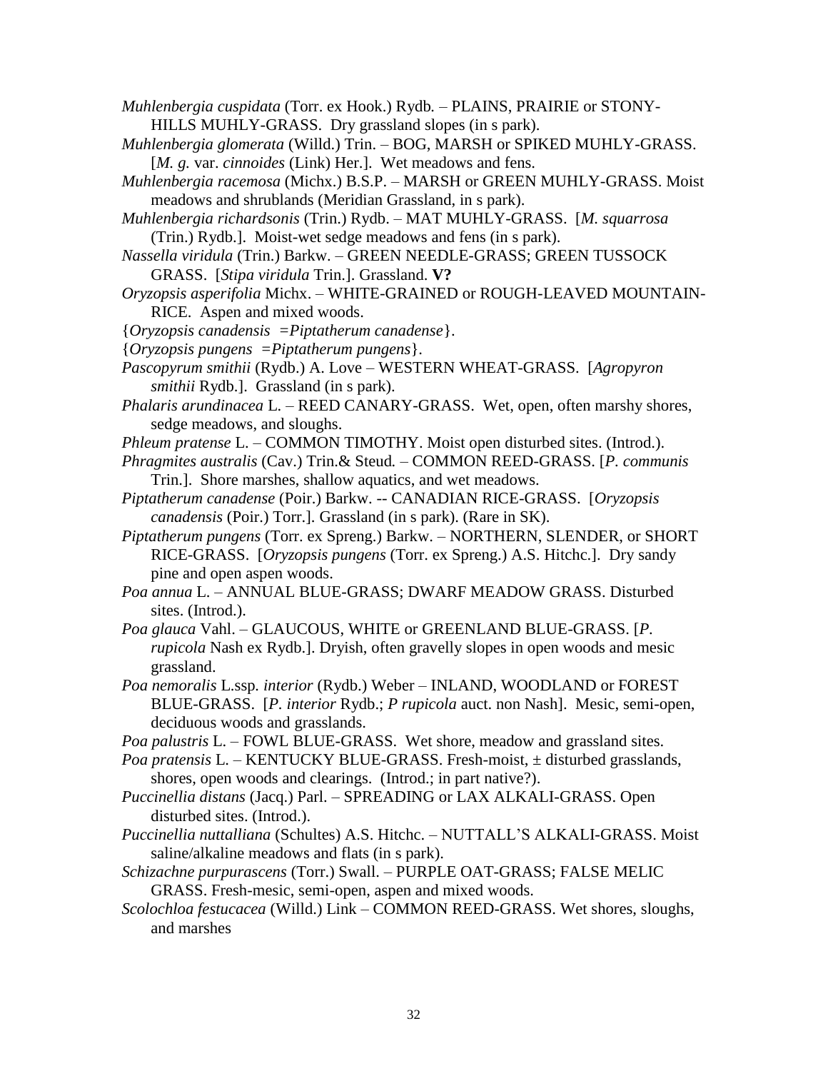*Muhlenbergia cuspidata* (Torr. ex Hook.) Rydb. – PLAINS, PRAIRIE or STONY-HILLS MUHLY-GRASS. Dry grassland slopes (in s park).

*Muhlenbergia glomerata* (Willd.) Trin. – BOG, MARSH or SPIKED MUHLY-GRASS. [*M. g.* var. *cinnoides* (Link) Her.]. Wet meadows and fens.

*Muhlenbergia racemosa* (Michx.) B.S.P. – MARSH or GREEN MUHLY-GRASS. Moist meadows and shrublands (Meridian Grassland, in s park).

*Muhlenbergia richardsonis* (Trin.) Rydb. – MAT MUHLY-GRASS. [*M. squarrosa* (Trin.) Rydb.]. Moist-wet sedge meadows and fens (in s park).

*Nassella viridula* (Trin.) Barkw. – GREEN NEEDLE-GRASS; GREEN TUSSOCK GRASS. [*Stipa viridula* Trin.]. Grassland. **V?**

*Oryzopsis asperifolia* Michx. – WHITE-GRAINED or ROUGH-LEAVED MOUNTAIN-RICE. Aspen and mixed woods.

{*Oryzopsis canadensis* =*Piptatherum canadense*}.

{*Oryzopsis pungens* =*Piptatherum pungens*}.

*Pascopyrum smithii* (Rydb.) A. Love – WESTERN WHEAT-GRASS. [*Agropyron smithii* Rydb.]. Grassland (in s park).

*Phalaris arundinacea* L. – REED CANARY-GRASS. Wet, open, often marshy shores, sedge meadows, and sloughs.

*Phleum pratense* L. – COMMON TIMOTHY. Moist open disturbed sites. (Introd.).

*Phragmites australis* (Cav.) Trin.& Steud. – COMMON REED-GRASS. [*P. communis* Trin.]. Shore marshes, shallow aquatics, and wet meadows.

*Piptatherum canadense* (Poir.) Barkw. -- CANADIAN RICE-GRASS. [*Oryzopsis canadensis* (Poir.) Torr.]. Grassland (in s park). (Rare in SK).

*Piptatherum pungens* (Torr. ex Spreng.) Barkw. – NORTHERN, SLENDER, or SHORT RICE-GRASS. [*Oryzopsis pungens* (Torr. ex Spreng.) A.S. Hitchc.]. Dry sandy pine and open aspen woods.

*Poa annua* L. – ANNUAL BLUE-GRASS; DWARF MEADOW GRASS. Disturbed sites. (Introd.).

*Poa glauca* Vahl. – GLAUCOUS, WHITE or GREENLAND BLUE-GRASS. [*P. rupicola* Nash ex Rydb.]. Dryish, often gravelly slopes in open woods and mesic grassland.

*Poa nemoralis* L.ssp. *interior* (Rydb.) Weber – INLAND, WOODLAND or FOREST BLUE-GRASS. [*P. interior* Rydb.; *P rupicola* auct. non Nash]. Mesic, semi-open, deciduous woods and grasslands.

*Poa palustris* L. – FOWL BLUE-GRASS. Wet shore, meadow and grassland sites.

*Poa pratensis* L. – KENTUCKY BLUE-GRASS. Fresh-moist, ± disturbed grasslands, shores, open woods and clearings. (Introd.; in part native?).

*Puccinellia distans* (Jacq.) Parl. – SPREADING or LAX ALKALI-GRASS. Open disturbed sites. (Introd.).

*Puccinellia nuttalliana* (Schultes) A.S. Hitchc. – NUTTALL'S ALKALI-GRASS. Moist saline/alkaline meadows and flats (in s park).

*Schizachne purpurascens* (Torr.) Swall. – PURPLE OAT-GRASS; FALSE MELIC GRASS. Fresh-mesic, semi-open, aspen and mixed woods.

*Scolochloa festucacea* (Willd.) Link – COMMON REED-GRASS. Wet shores, sloughs, and marshes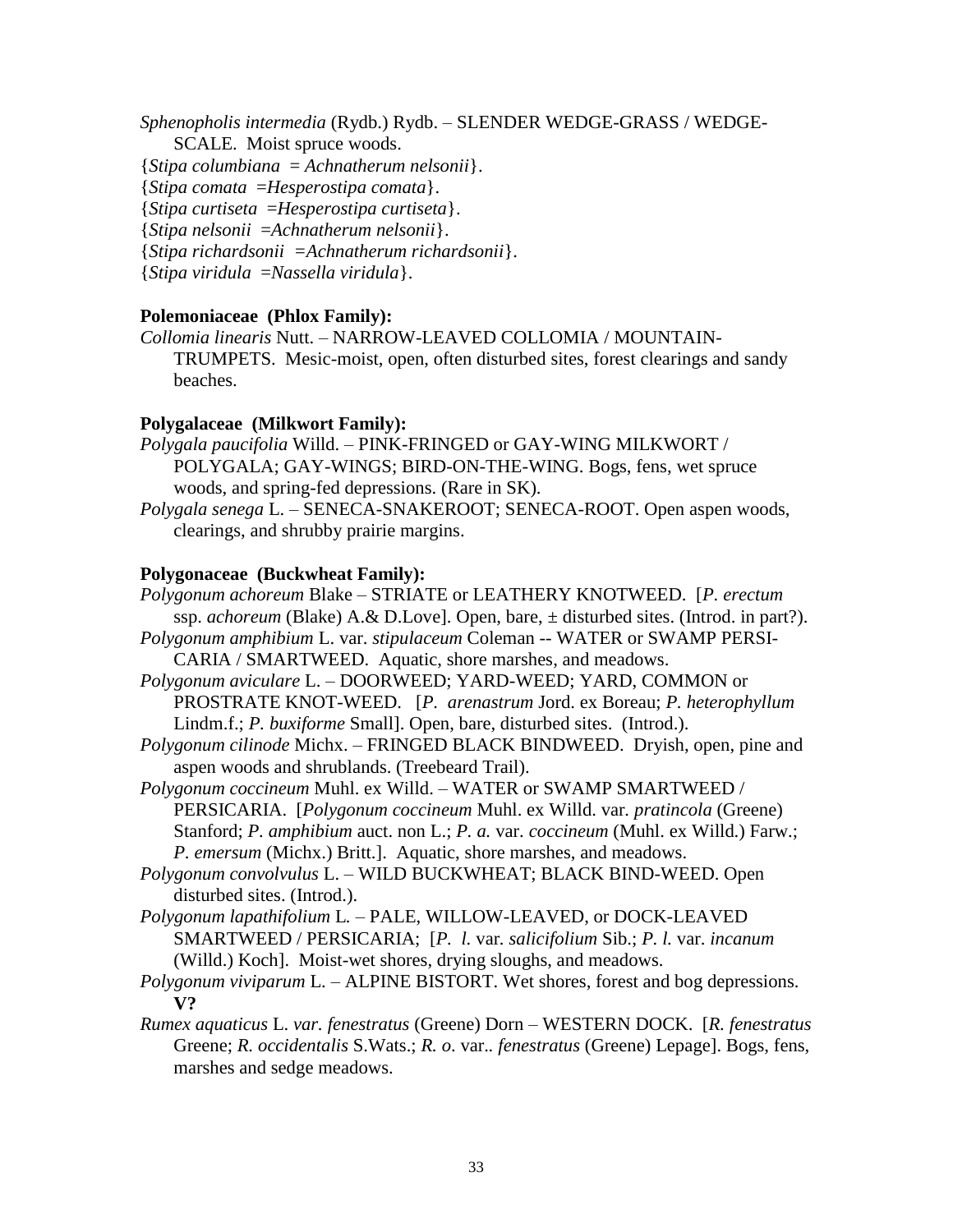*Sphenopholis intermedia* (Rydb.) Rydb. – SLENDER WEDGE-GRASS / WEDGE-SCALE. Moist spruce woods.

{*Stipa columbiana* = *Achnatherum nelsonii*}.

{*Stipa comata* =*Hesperostipa comata*}.

{*Stipa curtiseta* =*Hesperostipa curtiseta*}.

{*Stipa nelsonii* =*Achnatherum nelsonii*}.

{*Stipa richardsonii* =*Achnatherum richardsonii*}.

{*Stipa viridula* =*Nassella viridula*}.

**Polemoniaceae (Phlox Family):**

*Collomia linearis* Nutt. – NARROW-LEAVED COLLOMIA / MOUNTAIN-TRUMPETS. Mesic-moist, open, often disturbed sites, forest clearings and sandy beaches.

**Polygalaceae (Milkwort Family):**

*Polygala paucifolia* Willd. – PINK-FRINGED or GAY-WING MILKWORT / POLYGALA; GAY-WINGS; BIRD-ON-THE-WING. Bogs, fens, wet spruce woods, and spring-fed depressions. (Rare in SK).

*Polygala senega* L. – SENECA-SNAKEROOT; SENECA-ROOT. Open aspen woods, clearings, and shrubby prairie margins.

**Polygonaceae (Buckwheat Family):**

*Polygonum achoreum* Blake – STRIATE or LEATHERY KNOTWEED. [*P. erectum* ssp. *achoreum* (Blake) A.& D.Love]. Open, bare, ± disturbed sites. (Introd. in part?).

*Polygonum amphibium* L. var. *stipulaceum* Coleman -- WATER or SWAMP PERSI-CARIA / SMARTWEED. Aquatic, shore marshes, and meadows.

*Polygonum aviculare* L. – DOORWEED; YARD-WEED; YARD, COMMON or PROSTRATE KNOT-WEED. [*P. arenastrum* Jord. ex Boreau; *P. heterophyllum* Lindm.f.; *P. buxiforme* Small]. Open, bare, disturbed sites. (Introd.).

*Polygonum cilinode* Michx. – FRINGED BLACK BINDWEED. Dryish, open, pine and aspen woods and shrublands. (Treebeard Trail).

*Polygonum coccineum* Muhl. ex Willd. – WATER or SWAMP SMARTWEED / PERSICARIA. [*Polygonum coccineum* Muhl. ex Willd. var. *pratincola* (Greene) Stanford; *P. amphibium* auct. non L.; *P. a.* var. *coccineum* (Muhl. ex Willd.) Farw.; *P. emersum* (Michx.) Britt.]. Aquatic, shore marshes, and meadows.

*Polygonum convolvulus* L. – WILD BUCKWHEAT; BLACK BIND-WEED. Open disturbed sites. (Introd.).

*Polygonum lapathifolium* L. – PALE, WILLOW-LEAVED, or DOCK-LEAVED SMARTWEED / PERSICARIA; [*P. l.* var. *salicifolium* Sib.; *P. l.* var. *incanum* (Willd.) Koch]. Moist-wet shores, drying sloughs, and meadows.

*Polygonum viviparum* L. – ALPINE BISTORT. Wet shores, forest and bog depressions. **V?**

*Rumex aquaticus* L. *var. fenestratus* (Greene) Dorn – WESTERN DOCK. [*R. fenestratus* Greene; *R. occidentalis* S.Wats.; *R. o.* var.. *fenestratus* (Greene) Lepage]. Bogs, fens, marshes and sedge meadows.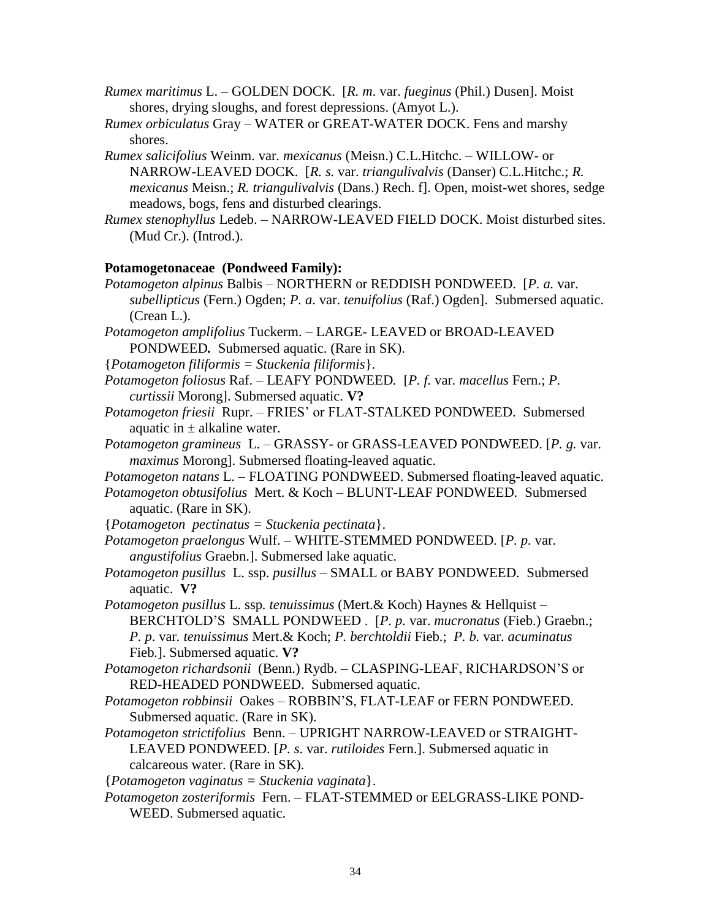*Rumex maritimus* L. – GOLDEN DOCK. [*R. m*. var. *fueginus* (Phil.) Dusen]. Moist shores, drying sloughs, and forest depressions. (Amyot L.).

*Rumex orbiculatus* Gray – WATER or GREAT-WATER DOCK. Fens and marshy shores.

*Rumex salicifolius* Weinm. var. *mexicanus* (Meisn.) C.L.Hitchc. – WILLOW- or NARROW-LEAVED DOCK. [*R. s.* var. *triangulivalvis* (Danser) C.L.Hitchc.; *R. mexicanus* Meisn.; *R. triangulivalvis* (Dans.) Rech. f]. Open, moist-wet shores, sedge meadows, bogs, fens and disturbed clearings.

*Rumex stenophyllus* Ledeb. – NARROW-LEAVED FIELD DOCK. Moist disturbed sites. (Mud Cr.). (Introd.).

**Potamogetonaceae (Pondweed Family):**

*Potamogeton alpinus* Balbis – NORTHERN or REDDISH PONDWEED. [*P. a.* var. *subellipticus* (Fern.) Ogden; *P. a*. var. *tenuifolius* (Raf.) Ogden]. Submersed aquatic. (Crean L.).

*Potamogeton amplifolius* Tuckerm. – LARGE- LEAVED or BROAD-LEAVED PONDWEED**.** Submersed aquatic. (Rare in SK).

{*Potamogeton filiformis = Stuckenia filiformis*}.

*Potamogeton foliosus* Raf. – LEAFY PONDWEED. [*P. f.* var. *macellus* Fern.; *P. curtissii* Morong]. Submersed aquatic. **V?**

*Potamogeton friesii* Rupr. – FRIES' or FLAT-STALKED PONDWEED. Submersed aquatic in ± alkaline water.

*Potamogeton gramineus* L. – GRASSY- or GRASS-LEAVED PONDWEED. [*P. g.* var. *maximus* Morong]. Submersed floating-leaved aquatic.

*Potamogeton natans* L. – FLOATING PONDWEED. Submersed floating-leaved aquatic.

*Potamogeton obtusifolius* Mert. & Koch – BLUNT-LEAF PONDWEED. Submersed aquatic. (Rare in SK).

{*Potamogeton pectinatus = Stuckenia pectinata*}.

*Potamogeton praelongus* Wulf. – WHITE-STEMMED PONDWEED. [*P. p.* var. *angustifolius* Graebn.]. Submersed lake aquatic.

*Potamogeton pusillus* L. ssp. *pusillus* – SMALL or BABY PONDWEED. Submersed aquatic. **V?**

*Potamogeton pusillus* L. ssp. *tenuissimus* (Mert.& Koch) Haynes & Hellquist – BERCHTOLD'S SMALL PONDWEED . [*P. p.* var. *mucronatus* (Fieb.) Graebn.; *P. p*. var. *tenuissimus* Mert.& Koch; *P. berchtoldii* Fieb.; *P. b.* var. *acuminatus* Fieb.]. Submersed aquatic. **V?**

*Potamogeton richardsonii* (Benn.) Rydb. – CLASPING-LEAF, RICHARDSON'S or RED-HEADED PONDWEED. Submersed aquatic.

*Potamogeton robbinsii* Oakes – ROBBIN'S, FLAT-LEAF or FERN PONDWEED. Submersed aquatic. (Rare in SK).

*Potamogeton strictifolius* Benn. – UPRIGHT NARROW-LEAVED or STRAIGHT-LEAVED PONDWEED. [*P. s*. var. *rutiloides* Fern.]. Submersed aquatic in calcareous water. (Rare in SK).

{*Potamogeton vaginatus = Stuckenia vaginata*}.

*Potamogeton zosteriformis* Fern. – FLAT-STEMMED or EELGRASS-LIKE POND-WEED. Submersed aquatic.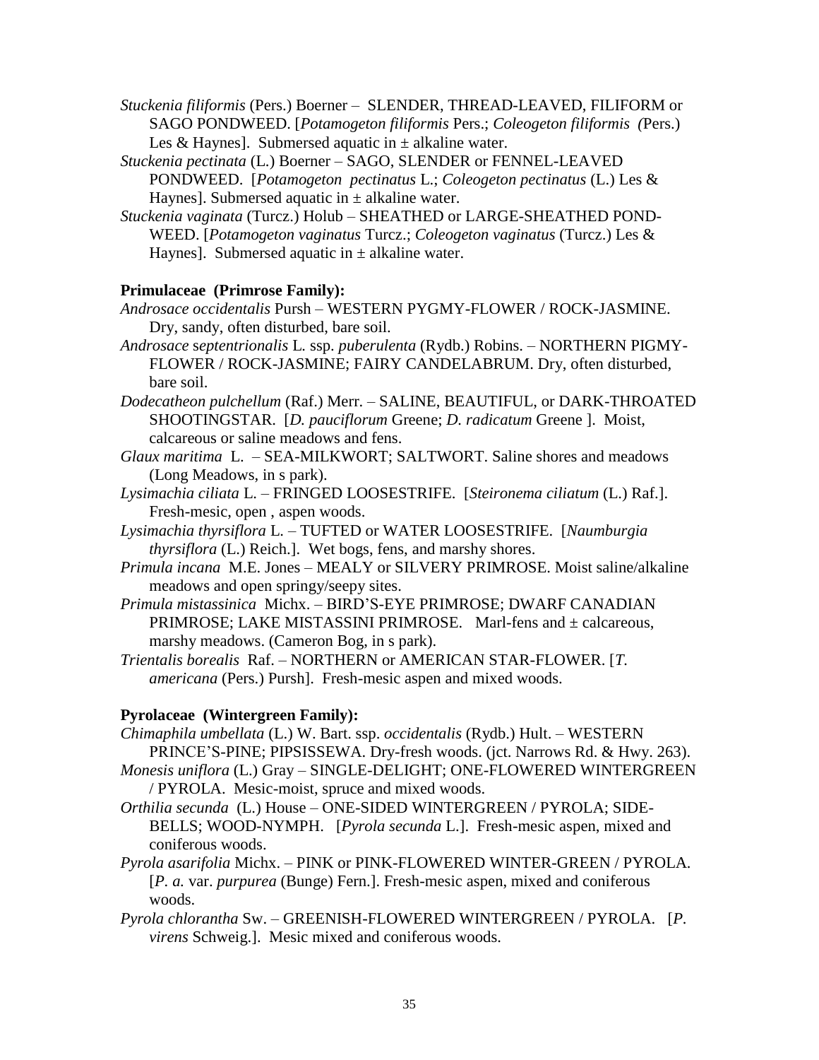*Stuckenia filiformis* (Pers.) Boerner – SLENDER, THREAD-LEAVED, FILIFORM or SAGO PONDWEED. [*Potamogeton filiformis* Pers.; *Coleogeton filiformis* (Pers.) Les & Haynes]. Submersed aquatic in ± alkaline water.

*Stuckenia pectinata* (L.) Boerner – SAGO, SLENDER or FENNEL-LEAVED PONDWEED. [*Potamogeton pectinatus* L.; *Coleogeton pectinatus* (L.) Les & Haynes]. Submersed aquatic in ± alkaline water.

*Stuckenia vaginata* (Turcz.) Holub – SHEATHED or LARGE-SHEATHED POND-WEED. [*Potamogeton vaginatus* Turcz.; *Coleogeton vaginatus* (Turcz.) Les & Haynes]. Submersed aquatic in ± alkaline water.

**Primulaceae (Primrose Family):**

*Androsace occidentalis* Pursh – WESTERN PYGMY-FLOWER / ROCK-JASMINE. Dry, sandy, often disturbed, bare soil.

*Androsace septentrionalis* L. ssp. *puberulenta* (Rydb.) Robins. – NORTHERN PIGMY-FLOWER / ROCK-JASMINE; FAIRY CANDELABRUM. Dry, often disturbed, bare soil.

*Dodecatheon pulchellum* (Raf.) Merr. – SALINE, BEAUTIFUL, or DARK-THROATED SHOOTINGSTAR. [*D. pauciflorum* Greene; *D. radicatum* Greene ]. Moist, calcareous or saline meadows and fens.

*Glaux maritima* L. – SEA-MILKWORT; SALTWORT. Saline shores and meadows (Long Meadows, in s park).

*Lysimachia ciliata* L. – FRINGED LOOSESTRIFE. [*Steironema ciliatum* (L.) Raf.]. Fresh-mesic, open , aspen woods.

*Lysimachia thyrsiflora* L. – TUFTED or WATER LOOSESTRIFE. [*Naumburgia thyrsiflora* (L.) Reich.]. Wet bogs, fens, and marshy shores.

*Primula incana* M.E. Jones – MEALY or SILVERY PRIMROSE. Moist saline/alkaline meadows and open springy/seepy sites.

*Primula mistassinica* Michx. – BIRD'S-EYE PRIMROSE; DWARF CANADIAN PRIMROSE; LAKE MISTASSINI PRIMROSE. Marl-fens and ± calcareous, marshy meadows. (Cameron Bog, in s park).

*Trientalis borealis* Raf. – NORTHERN or AMERICAN STAR-FLOWER. [*T. americana* (Pers.) Pursh]. Fresh-mesic aspen and mixed woods.

**Pyrolaceae (Wintergreen Family):**

*Chimaphila umbellata* (L.) W. Bart. ssp. *occidentalis* (Rydb.) Hult. – WESTERN PRINCE'S-PINE; PIPSISSEWA. Dry-fresh woods. (jct. Narrows Rd. & Hwy. 263).

*Monesis uniflora* (L.) Gray – SINGLE-DELIGHT; ONE-FLOWERED WINTERGREEN / PYROLA. Mesic-moist, spruce and mixed woods.

*Orthilia secunda* (L.) House – ONE-SIDED WINTERGREEN / PYROLA; SIDE-BELLS; WOOD-NYMPH. [*Pyrola secunda* L.]. Fresh-mesic aspen, mixed and coniferous woods.

*Pyrola asarifolia* Michx. – PINK or PINK-FLOWERED WINTER-GREEN / PYROLA. [*P. a.* var. *purpurea* (Bunge) Fern.]. Fresh-mesic aspen, mixed and coniferous woods.

*Pyrola chlorantha* Sw. – GREENISH-FLOWERED WINTERGREEN / PYROLA. [*P. virens* Schweig.]. Mesic mixed and coniferous woods.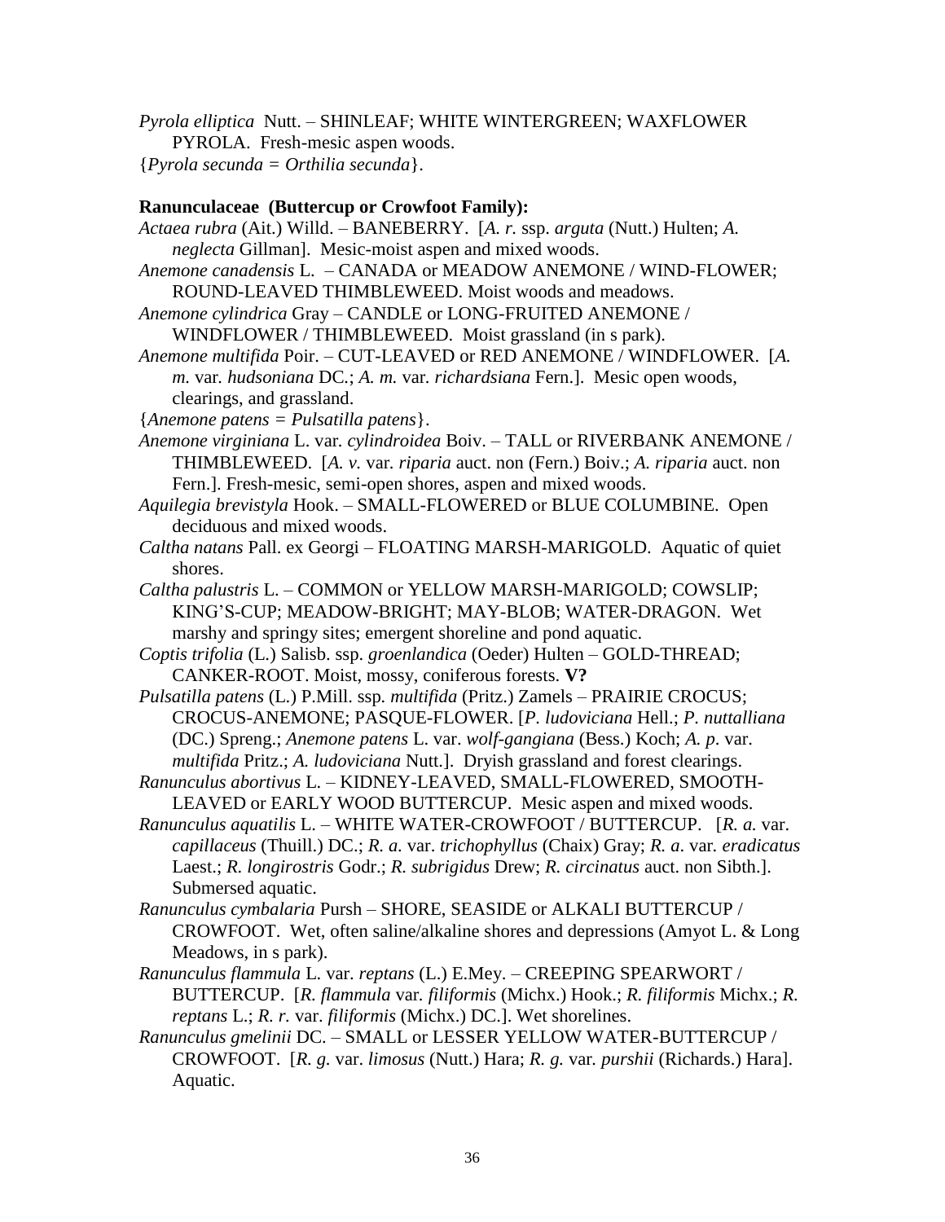*Pyrola elliptica* Nutt. – SHINLEAF; WHITE WINTERGREEN; WAXFLOWER PYROLA. Fresh-mesic aspen woods.

{*Pyrola secunda = Orthilia secunda*}.

**Ranunculaceae (Buttercup or Crowfoot Family):**

*Actaea rubra* (Ait.) Willd. – BANEBERRY. [*A. r.* ssp. *arguta* (Nutt.) Hulten; *A. neglecta* Gillman]. Mesic-moist aspen and mixed woods.

*Anemone canadensis* L. – CANADA or MEADOW ANEMONE / WIND-FLOWER; ROUND-LEAVED THIMBLEWEED. Moist woods and meadows.

*Anemone cylindrica* Gray – CANDLE or LONG-FRUITED ANEMONE / WINDFLOWER / THIMBLEWEED. Moist grassland (in s park).

*Anemone multifida* Poir. – CUT-LEAVED or RED ANEMONE / WINDFLOWER. [*A. m.* var. *hudsoniana* DC.; *A. m.* var. *richardsiana* Fern.]. Mesic open woods, clearings, and grassland.

{*Anemone patens = Pulsatilla patens*}.

*Anemone virginiana* L. var. *cylindroidea* Boiv. – TALL or RIVERBANK ANEMONE / THIMBLEWEED. [*A. v.* var. *riparia* auct. non (Fern.) Boiv.; *A. riparia* auct. non Fern.]. Fresh-mesic, semi-open shores, aspen and mixed woods.

*Aquilegia brevistyla* Hook. – SMALL-FLOWERED or BLUE COLUMBINE. Open deciduous and mixed woods.

*Caltha natans* Pall. ex Georgi – FLOATING MARSH-MARIGOLD. Aquatic of quiet shores.

*Caltha palustris* L. – COMMON or YELLOW MARSH-MARIGOLD; COWSLIP; KING'S-CUP; MEADOW-BRIGHT; MAY-BLOB; WATER-DRAGON. Wet marshy and springy sites; emergent shoreline and pond aquatic.

*Coptis trifolia* (L.) Salisb. ssp. *groenlandica* (Oeder) Hulten – GOLD-THREAD; CANKER-ROOT. Moist, mossy, coniferous forests. **V?**

*Pulsatilla patens* (L.) P.Mill. ssp. *multifida* (Pritz.) Zamels – PRAIRIE CROCUS; CROCUS-ANEMONE; PASQUE-FLOWER. [*P. ludoviciana* Hell.; *P. nuttalliana* (DC.) Spreng.; *Anemone patens* L. var. *wolf-gangiana* (Bess.) Koch; *A. p*. var. *multifida* Pritz.; *A. ludoviciana* Nutt.]. Dryish grassland and forest clearings.

*Ranunculus abortivus* L. – KIDNEY-LEAVED, SMALL-FLOWERED, SMOOTH-LEAVED or EARLY WOOD BUTTERCUP. Mesic aspen and mixed woods.

*Ranunculus aquatilis* L. – WHITE WATER-CROWFOOT / BUTTERCUP. [*R. a.* var. *capillaceus* (Thuill.) DC.; *R. a.* var. *trichophyllus* (Chaix) Gray; *R. a*. var. *eradicatus* Laest.; *R. longirostris* Godr.; *R. subrigidus* Drew; *R. circinatus* auct. non Sibth.]. Submersed aquatic.

*Ranunculus cymbalaria* Pursh – SHORE, SEASIDE or ALKALI BUTTERCUP / CROWFOOT. Wet, often saline/alkaline shores and depressions (Amyot L. & Long Meadows, in s park).

*Ranunculus flammula* L. var. *reptans* (L.) E.Mey. – CREEPING SPEARWORT / BUTTERCUP. [*R. flammula* var. *filiformis* (Michx.) Hook.; *R. filiformis* Michx.; *R. reptans* L.; *R. r.* var. *filiformis* (Michx.) DC.]. Wet shorelines.

*Ranunculus gmelinii* DC. – SMALL or LESSER YELLOW WATER-BUTTERCUP / CROWFOOT. [*R. g.* var. *limosus* (Nutt.) Hara; *R. g.* var. *purshii* (Richards.) Hara]. Aquatic.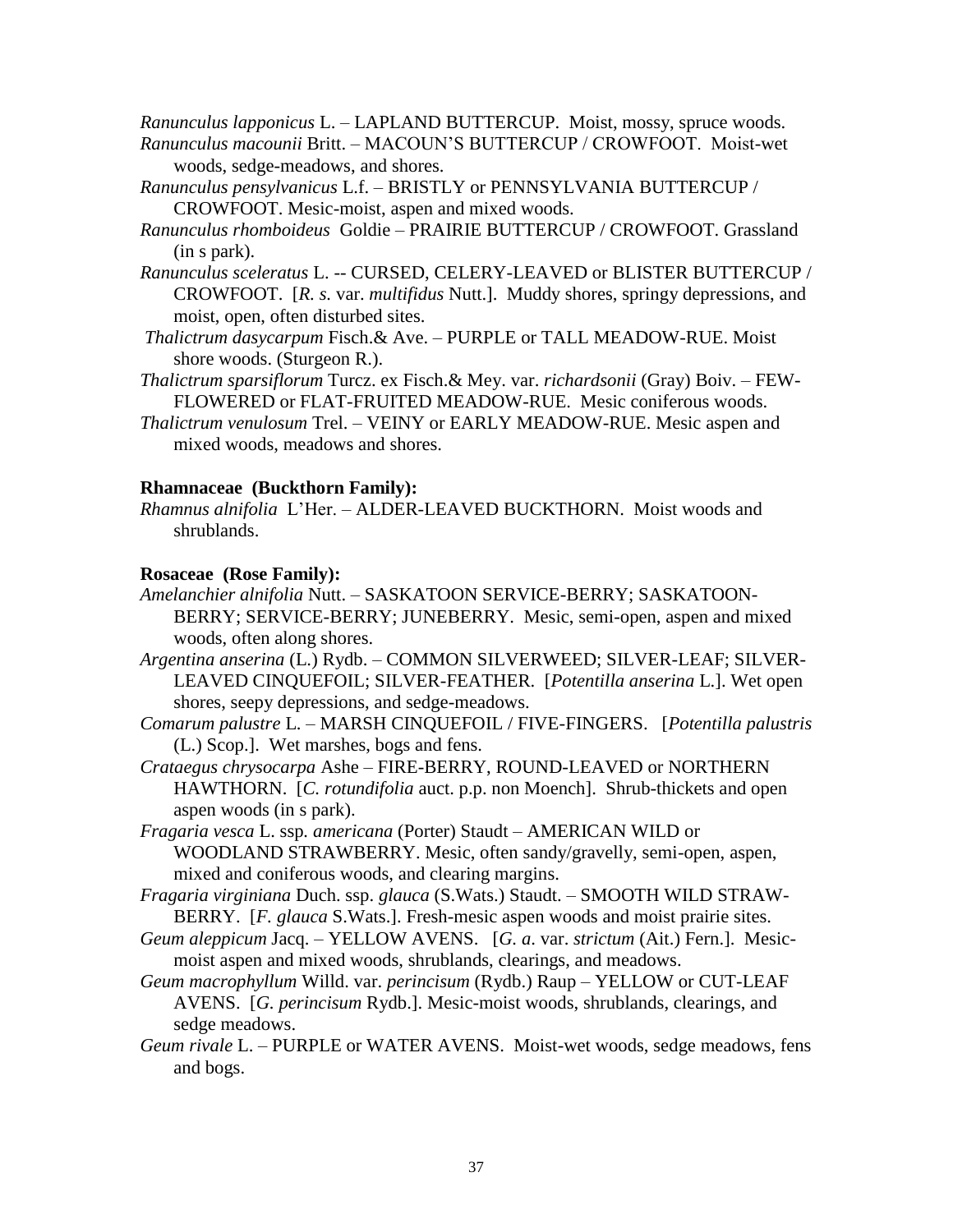*Ranunculus lapponicus* L. – LAPLAND BUTTERCUP. Moist, mossy, spruce woods.

*Ranunculus macounii* Britt. – MACOUN'S BUTTERCUP / CROWFOOT. Moist-wet woods, sedge-meadows, and shores.

*Ranunculus pensylvanicus* L.f. – BRISTLY or PENNSYLVANIA BUTTERCUP / CROWFOOT. Mesic-moist, aspen and mixed woods.

*Ranunculus rhomboideus* Goldie – PRAIRIE BUTTERCUP / CROWFOOT. Grassland (in s park).

*Ranunculus sceleratus* L. -- CURSED, CELERY-LEAVED or BLISTER BUTTERCUP / CROWFOOT. [*R. s.* var. *multifidus* Nutt.]. Muddy shores, springy depressions, and moist, open, often disturbed sites.

*Thalictrum dasycarpum* Fisch.& Ave. – PURPLE or TALL MEADOW-RUE. Moist shore woods. (Sturgeon R.).

*Thalictrum sparsiflorum* Turcz. ex Fisch.& Mey. var. *richardsonii* (Gray) Boiv. – FEW-FLOWERED or FLAT-FRUITED MEADOW-RUE. Mesic coniferous woods.

*Thalictrum venulosum* Trel. – VEINY or EARLY MEADOW-RUE. Mesic aspen and mixed woods, meadows and shores.

**Rhamnaceae (Buckthorn Family):**

*Rhamnus alnifolia* L'Her. – ALDER-LEAVED BUCKTHORN. Moist woods and shrublands.

**Rosaceae (Rose Family):**

*Amelanchier alnifolia* Nutt. – SASKATOON SERVICE-BERRY; SASKATOON-BERRY; SERVICE-BERRY; JUNEBERRY. Mesic, semi-open, aspen and mixed woods, often along shores.

*Argentina anserina* (L.) Rydb. – COMMON SILVERWEED; SILVER-LEAF; SILVER-LEAVED CINQUEFOIL; SILVER-FEATHER. [*Potentilla anserina* L.]. Wet open shores, seepy depressions, and sedge-meadows.

*Comarum palustre* L. – MARSH CINQUEFOIL / FIVE-FINGERS. [*Potentilla palustris* (L.) Scop.]. Wet marshes, bogs and fens.

*Crataegus chrysocarpa* Ashe – FIRE-BERRY, ROUND-LEAVED or NORTHERN HAWTHORN. [*C. rotundifolia* auct. p.p. non Moench]. Shrub-thickets and open aspen woods (in s park).

*Fragaria vesca* L. ssp. *americana* (Porter) Staudt – AMERICAN WILD or WOODLAND STRAWBERRY. Mesic, often sandy/gravelly, semi-open, aspen, mixed and coniferous woods, and clearing margins.

*Fragaria virginiana* Duch. ssp. *glauca* (S.Wats.) Staudt. – SMOOTH WILD STRAWBERRY. [*F. glauca* S.Wats.]. Fresh-mesic aspen woods and moist prairie sites.

*Geum aleppicum* Jacq. – YELLOW AVENS. [*G. a.* var. *strictum* (Ait.) Fern.]. Mesic-moist aspen and mixed woods, shrublands, clearings, and meadows.

*Geum macrophyllum* Willd. var. *perincisum* (Rydb.) Raup – YELLOW or CUT-LEAF AVENS. [*G. perincisum* Rydb.]. Mesic-moist woods, shrublands, clearings, and sedge meadows.

*Geum rivale* L. – PURPLE or WATER AVENS. Moist-wet woods, sedge meadows, fens and bogs.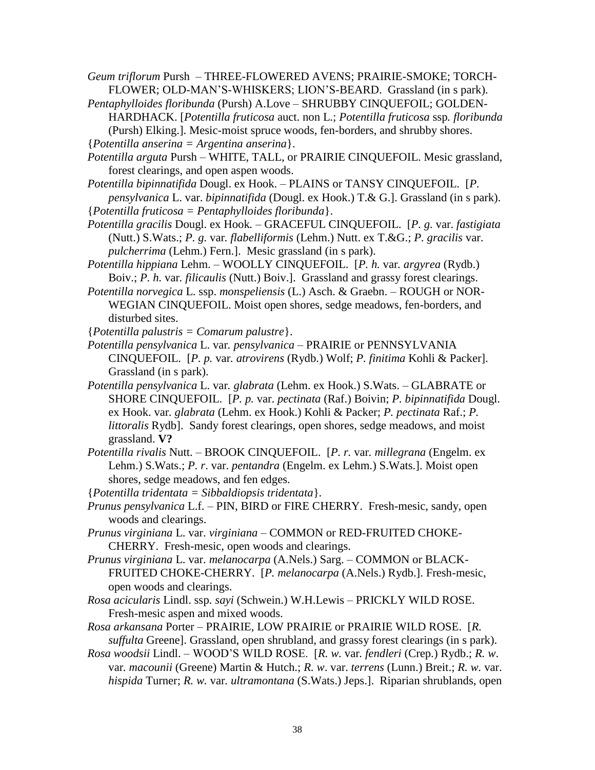*Geum triflorum* Pursh – THREE-FLOWERED AVENS; PRAIRIE-SMOKE; TORCH-FLOWER; OLD-MAN'S-WHISKERS; LION'S-BEARD. Grassland (in s park).

*Pentaphylloides floribunda* (Pursh) A.Love – SHRUBBY CINQUEFOIL; GOLDEN-HARDHACK. [*Potentilla fruticosa* auct. non L.; *Potentilla fruticosa* ssp. *floribunda* (Pursh) Elking.]. Mesic-moist spruce woods, fen-borders, and shrubby shores.

{*Potentilla anserina = Argentina anserina*}.

*Potentilla arguta* Pursh – WHITE, TALL, or PRAIRIE CINQUEFOIL. Mesic grassland, forest clearings, and open aspen woods.

*Potentilla bipinnatifida* Dougl. ex Hook. – PLAINS or TANSY CINQUEFOIL. [*P. pensylvanica* L. var. *bipinnatifida* (Dougl. ex Hook.) T.& G.]. Grassland (in s park).

{*Potentilla fruticosa = Pentaphylloides floribunda*}.

*Potentilla gracilis* Dougl. ex Hook. – GRACEFUL CINQUEFOIL. [*P. g.* var. *fastigiata* (Nutt.) S.Wats.; *P. g.* var. *flabelliformis* (Lehm.) Nutt. ex T.&G.; *P. gracilis* var. *pulcherrima* (Lehm.) Fern.]. Mesic grassland (in s park).

*Potentilla hippiana* Lehm. – WOOLLY CINQUEFOIL. [*P. h.* var. *argyrea* (Rydb.) Boiv.; *P. h.* var. *filicaulis* (Nutt.) Boiv.]. Grassland and grassy forest clearings.

*Potentilla norvegica* L. ssp. *monspeliensis* (L.) Asch. & Graebn. – ROUGH or NOR-WEGIAN CINQUEFOIL. Moist open shores, sedge meadows, fen-borders, and disturbed sites.

{*Potentilla palustris = Comarum palustre*}.

*Potentilla pensylvanica* L. var. *pensylvanica* – PRAIRIE or PENNSYLVANIA CINQUEFOIL. [*P. p.* var. *atrovirens* (Rydb.) Wolf; *P. finitima* Kohli & Packer]. Grassland (in s park).

*Potentilla pensylvanica* L. var. *glabrata* (Lehm. ex Hook.) S.Wats. – GLABRATE or SHORE CINQUEFOIL. [*P. p.* var. *pectinata* (Raf.) Boivin; *P. bipinnatifida* Dougl. ex Hook. var. *glabrata* (Lehm. ex Hook.) Kohli & Packer; *P. pectinata* Raf.; *P. littoralis* Rydb]. Sandy forest clearings, open shores, sedge meadows, and moist grassland. **V?**

*Potentilla rivalis* Nutt. – BROOK CINQUEFOIL. [*P. r.* var. *millegrana* (Engelm. ex Lehm.) S.Wats.; *P. r*. var. *pentandra* (Engelm. ex Lehm.) S.Wats.]. Moist open shores, sedge meadows, and fen edges.

{*Potentilla tridentata = Sibbaldiopsis tridentata*}.

*Prunus pensylvanica* L.f. – PIN, BIRD or FIRE CHERRY. Fresh-mesic, sandy, open woods and clearings.

*Prunus virginiana* L. var. *virginiana* – COMMON or RED-FRUITED CHOKE-CHERRY. Fresh-mesic, open woods and clearings.

*Prunus virginiana* L. var. *melanocarpa* (A.Nels.) Sarg. – COMMON or BLACK-FRUITED CHOKE-CHERRY. [*P. melanocarpa* (A.Nels.) Rydb.]. Fresh-mesic, open woods and clearings.

*Rosa acicularis* Lindl. ssp. *sayi* (Schwein.) W.H.Lewis – PRICKLY WILD ROSE. Fresh-mesic aspen and mixed woods.

*Rosa arkansana* Porter – PRAIRIE, LOW PRAIRIE or PRAIRIE WILD ROSE. [*R. suffulta* Greene]. Grassland, open shrubland, and grassy forest clearings (in s park).

*Rosa woodsii* Lindl. – WOOD'S WILD ROSE. [*R. w.* var. *fendleri* (Crep.) Rydb.; *R. w*. var. *macounii* (Greene) Martin & Hutch.; *R. w*. var. *terrens* (Lunn.) Breit.; *R. w.* var. *hispida* Turner; *R. w.* var. *ultramontana* (S.Wats.) Jeps.]. Riparian shrublands, open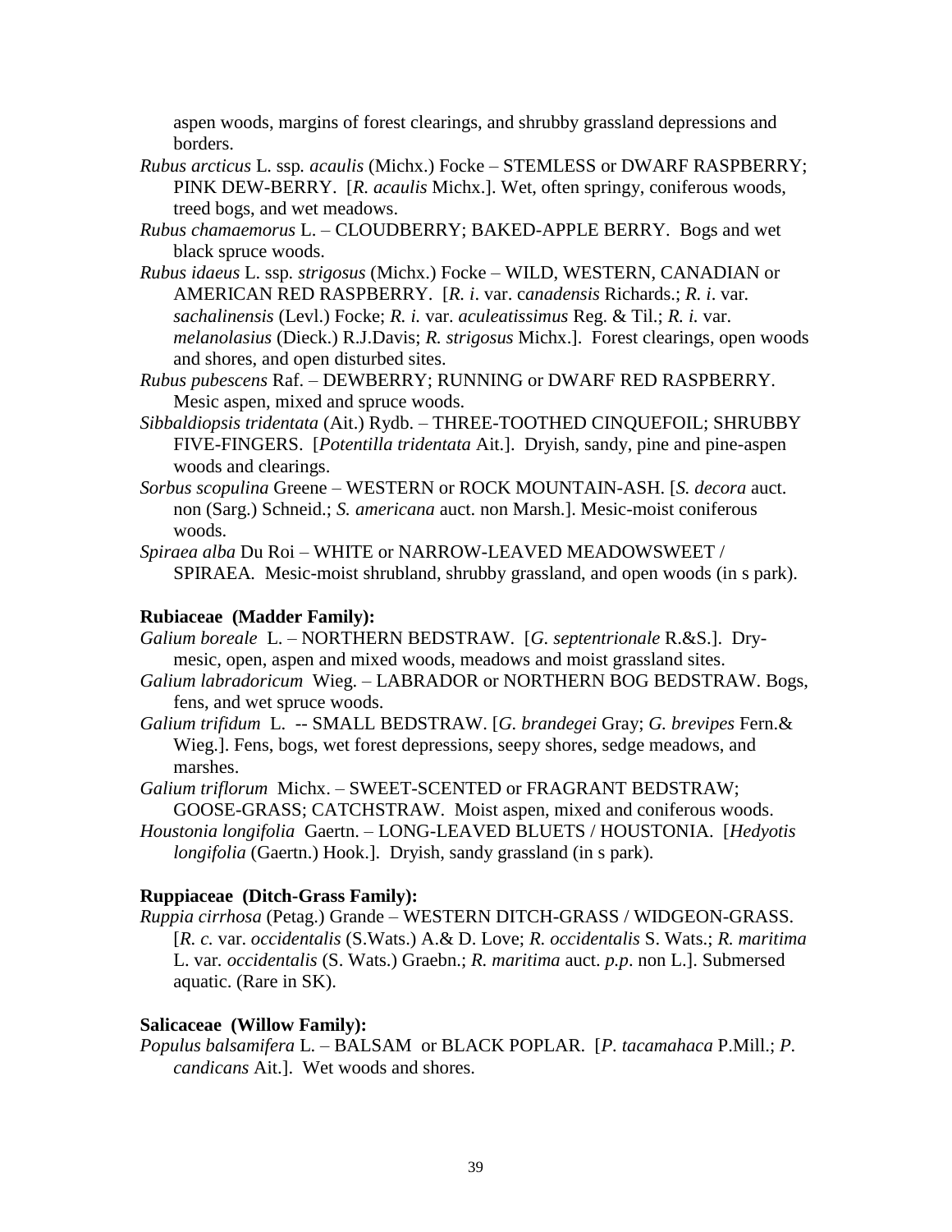aspen woods, margins of forest clearings, and shrubby grassland depressions and borders.

*Rubus arcticus* L. ssp*. acaulis* (Michx.) Focke – STEMLESS or DWARF RASPBERRY; PINK DEW-BERRY. [*R. acaulis* Michx.]. Wet, often springy, coniferous woods, treed bogs, and wet meadows.

*Rubus chamaemorus* L. – CLOUDBERRY; BAKED-APPLE BERRY. Bogs and wet black spruce woods.

*Rubus idaeus* L. ssp. *strigosus* (Michx.) Focke – WILD, WESTERN, CANADIAN or AMERICAN RED RASPBERRY. [*R. i*. var. c*anadensis* Richards.; *R. i*. var. *sachalinensis* (Levl.) Focke; *R. i.* var. *aculeatissimus* Reg. & Til.; *R. i.* var. *melanolasius* (Dieck.) R.J.Davis; *R. strigosus* Michx.]. Forest clearings, open woods and shores, and open disturbed sites.

*Rubus pubescens* Raf. – DEWBERRY; RUNNING or DWARF RED RASPBERRY. Mesic aspen, mixed and spruce woods.

*Sibbaldiopsis tridentata* (Ait.) Rydb. – THREE-TOOTHED CINQUEFOIL; SHRUBBY FIVE-FINGERS. [*Potentilla tridentata* Ait.]. Dryish, sandy, pine and pine-aspen woods and clearings.

*Sorbus scopulina* Greene – WESTERN or ROCK MOUNTAIN-ASH. [*S. decora* auct. non (Sarg.) Schneid.; *S. americana* auct. non Marsh.]. Mesic-moist coniferous woods.

*Spiraea alba* Du Roi – WHITE or NARROW-LEAVED MEADOWSWEET / SPIRAEA. Mesic-moist shrubland, shrubby grassland, and open woods (in s park).

**Rubiaceae (Madder Family):**

*Galium boreale* L. – NORTHERN BEDSTRAW. [*G. septentrionale* R.&S.]. Dry-mesic, open, aspen and mixed woods, meadows and moist grassland sites.

*Galium labradoricum* Wieg. – LABRADOR or NORTHERN BOG BEDSTRAW. Bogs, fens, and wet spruce woods.

*Galium trifidum* L. -- SMALL BEDSTRAW. [*G. brandegei* Gray; *G. brevipes* Fern.& Wieg.]. Fens, bogs, wet forest depressions, seepy shores, sedge meadows, and marshes.

*Galium triflorum* Michx. – SWEET-SCENTED or FRAGRANT BEDSTRAW; GOOSE-GRASS; CATCHSTRAW. Moist aspen, mixed and coniferous woods.

*Houstonia longifolia* Gaertn. – LONG-LEAVED BLUETS / HOUSTONIA. [*Hedyotis longifolia* (Gaertn.) Hook.]. Dryish, sandy grassland (in s park).

**Ruppiaceae (Ditch-Grass Family):**

*Ruppia cirrhosa* (Petag.) Grande – WESTERN DITCH-GRASS / WIDGEON-GRASS. [*R. c.* var. *occidentalis* (S.Wats.) A.& D. Love; *R. occidentalis* S. Wats.; *R. maritima* L. var*. occidentalis* (S. Wats.) Graebn.; *R. maritima* auct. *p.p*. non L.]. Submersed aquatic. (Rare in SK).

**Salicaceae (Willow Family):**

*Populus balsamifera* L. – BALSAM or BLACK POPLAR. [*P. tacamahaca* P.Mill.; *P. candicans* Ait.]. Wet woods and shores.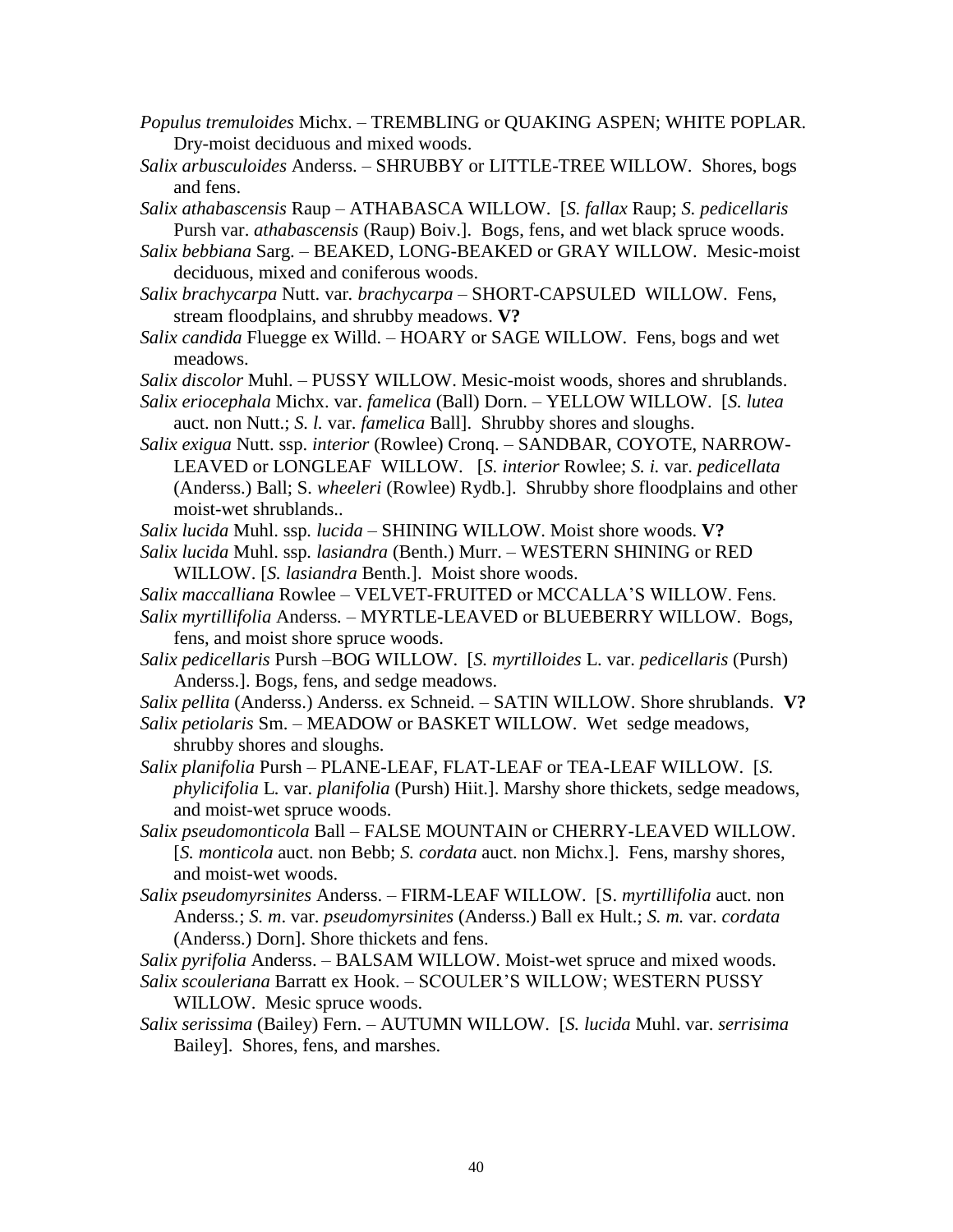*Populus tremuloides* Michx. – TREMBLING or QUAKING ASPEN; WHITE POPLAR. Dry-moist deciduous and mixed woods.

*Salix arbusculoides* Anderss. – SHRUBBY or LITTLE-TREE WILLOW. Shores, bogs and fens.

*Salix athabascensis* Raup – ATHABASCA WILLOW. [*S. fallax* Raup; *S. pedicellaris* Pursh var. *athabascensis* (Raup) Boiv.]. Bogs, fens, and wet black spruce woods.

*Salix bebbiana* Sarg. – BEAKED, LONG-BEAKED or GRAY WILLOW. Mesic-moist deciduous, mixed and coniferous woods.

*Salix brachycarpa* Nutt. var. *brachycarpa* – SHORT-CAPSULED WILLOW. Fens, stream floodplains, and shrubby meadows. **V?**

*Salix candida* Fluegge ex Willd. – HOARY or SAGE WILLOW. Fens, bogs and wet meadows.

*Salix discolor* Muhl. – PUSSY WILLOW. Mesic-moist woods, shores and shrublands.

*Salix eriocephala* Michx. var. *famelica* (Ball) Dorn. – YELLOW WILLOW. [*S. lutea* auct. non Nutt.; *S. l.* var. *famelica* Ball]. Shrubby shores and sloughs.

*Salix exigua* Nutt. ssp. *interior* (Rowlee) Cronq. – SANDBAR, COYOTE, NARROW-LEAVED or LONGLEAF WILLOW. [*S. interior* Rowlee; *S. i.* var. *pedicellata* (Anderss.) Ball; S. *wheeleri* (Rowlee) Rydb.]. Shrubby shore floodplains and other moist-wet shrublands..

*Salix lucida* Muhl. ssp. *lucida* – SHINING WILLOW. Moist shore woods. **V?**

*Salix lucida* Muhl. ssp. *lasiandra* (Benth.) Murr. – WESTERN SHINING or RED WILLOW. [*S. lasiandra* Benth.]. Moist shore woods.

*Salix maccalliana* Rowlee – VELVET-FRUITED or MCCALLA'S WILLOW. Fens.

*Salix myrtillifolia* Anderss. – MYRTLE-LEAVED or BLUEBERRY WILLOW. Bogs, fens, and moist shore spruce woods.

*Salix pedicellaris* Pursh –BOG WILLOW. [*S. myrtilloides* L. var. *pedicellaris* (Pursh) Anderss.]. Bogs, fens, and sedge meadows.

*Salix pellita* (Anderss.) Anderss. ex Schneid. – SATIN WILLOW. Shore shrublands. **V?**

*Salix petiolaris* Sm. – MEADOW or BASKET WILLOW. Wet sedge meadows, shrubby shores and sloughs.

*Salix planifolia* Pursh – PLANE-LEAF, FLAT-LEAF or TEA-LEAF WILLOW. [*S. phylicifolia* L. var. *planifolia* (Pursh) Hiit.]. Marshy shore thickets, sedge meadows, and moist-wet spruce woods.

*Salix pseudomonticola* Ball – FALSE MOUNTAIN or CHERRY-LEAVED WILLOW. [*S. monticola* auct. non Bebb; *S. cordata* auct. non Michx.]. Fens, marshy shores, and moist-wet woods.

*Salix pseudomyrsinites* Anderss. – FIRM-LEAF WILLOW. [S. *myrtillifolia* auct. non Anderss.; *S. m*. var. *pseudomyrsinites* (Anderss.) Ball ex Hult.; *S. m.* var. *cordata* (Anderss.) Dorn]. Shore thickets and fens.

*Salix pyrifolia* Anderss. – BALSAM WILLOW. Moist-wet spruce and mixed woods.

*Salix scouleriana* Barratt ex Hook. – SCOULER'S WILLOW; WESTERN PUSSY WILLOW. Mesic spruce woods.

*Salix serissima* (Bailey) Fern. – AUTUMN WILLOW. [*S. lucida* Muhl. var. *serrisima* Bailey]. Shores, fens, and marshes.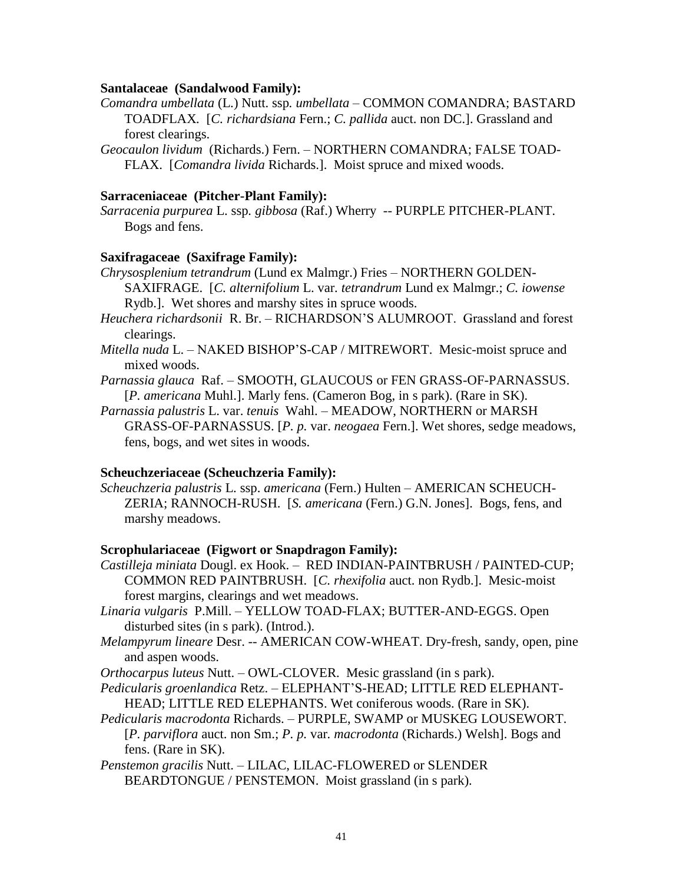**Santalaceae (Sandalwood Family):**

*Comandra umbellata* (L.) Nutt. ssp. *umbellata* – COMMON COMANDRA; BASTARD TOADFLAX. [*C. richardsiana* Fern.; *C. pallida* auct. non DC.]. Grassland and forest clearings.

*Geocaulon lividum* (Richards.) Fern. – NORTHERN COMANDRA; FALSE TOAD-FLAX. [*Comandra livida* Richards.]. Moist spruce and mixed woods.

**Sarraceniaceae (Pitcher-Plant Family):**

*Sarracenia purpurea* L. ssp. *gibbosa* (Raf.) Wherry -- PURPLE PITCHER-PLANT. Bogs and fens.

**Saxifragaceae (Saxifrage Family):**

*Chrysosplenium tetrandrum* (Lund ex Malmgr.) Fries – NORTHERN GOLDEN-SAXIFRAGE. [*C. alternifolium* L. var. *tetrandrum* Lund ex Malmgr.; *C. iowense* Rydb.]. Wet shores and marshy sites in spruce woods.

*Heuchera richardsonii* R. Br. – RICHARDSON'S ALUMROOT. Grassland and forest clearings.

*Mitella nuda* L. – NAKED BISHOP'S-CAP / MITREWORT. Mesic-moist spruce and mixed woods.

*Parnassia glauca* Raf. – SMOOTH, GLAUCOUS or FEN GRASS-OF-PARNASSUS. [*P. americana* Muhl.]. Marly fens. (Cameron Bog, in s park). (Rare in SK).

*Parnassia palustris* L. var. *tenuis* Wahl. – MEADOW, NORTHERN or MARSH GRASS-OF-PARNASSUS. [*P. p.* var. *neogaea* Fern.]. Wet shores, sedge meadows, fens, bogs, and wet sites in woods.

**Scheuchzeriaceae (Scheuchzeria Family):**

*Scheuchzeria palustris* L. ssp. *americana* (Fern.) Hulten – AMERICAN SCHEUCH-ZERIA; RANNOCH-RUSH. [*S. americana* (Fern.) G.N. Jones]. Bogs, fens, and marshy meadows.

**Scrophulariaceae (Figwort or Snapdragon Family):**

*Castilleja miniata* Dougl. ex Hook. – RED INDIAN-PAINTBRUSH / PAINTED-CUP; COMMON RED PAINTBRUSH. [*C. rhexifolia* auct. non Rydb.]. Mesic-moist forest margins, clearings and wet meadows.

*Linaria vulgaris* P.Mill. – YELLOW TOAD-FLAX; BUTTER-AND-EGGS. Open disturbed sites (in s park). (Introd.).

*Melampyrum lineare* Desr. -- AMERICAN COW-WHEAT. Dry-fresh, sandy, open, pine and aspen woods.

*Orthocarpus luteus* Nutt. – OWL-CLOVER. Mesic grassland (in s park).

*Pedicularis groenlandica* Retz. – ELEPHANT'S-HEAD; LITTLE RED ELEPHANT-HEAD; LITTLE RED ELEPHANTS. Wet coniferous woods. (Rare in SK).

*Pedicularis macrodonta* Richards. – PURPLE, SWAMP or MUSKEG LOUSEWORT. [*P. parviflora* auct. non Sm.; *P. p.* var. *macrodonta* (Richards.) Welsh]. Bogs and fens. (Rare in SK).

*Penstemon gracilis* Nutt. – LILAC, LILAC-FLOWERED or SLENDER BEARDTONGUE / PENSTEMON. Moist grassland (in s park).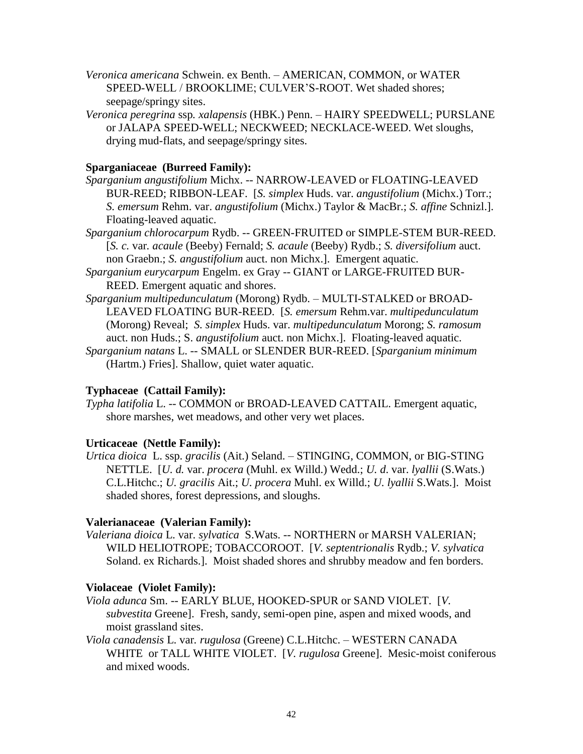*Veronica americana* Schwein. ex Benth. – AMERICAN, COMMON, or WATER SPEED-WELL / BROOKLIME; CULVER'S-ROOT. Wet shaded shores; seepage/springy sites.

*Veronica peregrina* ssp*. xalapensis* (HBK.) Penn. – HAIRY SPEEDWELL; PURSLANE or JALAPA SPEED-WELL; NECKWEED; NECKLACE-WEED. Wet sloughs, drying mud-flats, and seepage/springy sites.

**Sparganiaceae (Burreed Family):**

*Sparganium angustifolium* Michx. -- NARROW-LEAVED or FLOATING-LEAVED BUR-REED; RIBBON-LEAF. [*S. simplex* Huds. var. *angustifolium* (Michx.) Torr.; *S. emersum* Rehm. var. *angustifolium* (Michx.) Taylor & MacBr.; *S. affine* Schnizl.]. Floating-leaved aquatic.

*Sparganium chlorocarpum* Rydb. -- GREEN-FRUITED or SIMPLE-STEM BUR-REED. [*S. c.* var*. acaule* (Beeby) Fernald; *S. acaule* (Beeby) Rydb.; *S. diversifolium* auct. non Graebn.; *S. angustifolium* auct. non Michx.]. Emergent aquatic.

*Sparganium eurycarpum* Engelm. ex Gray -- GIANT or LARGE-FRUITED BUR-REED. Emergent aquatic and shores.

*Sparganium multipedunculatum* (Morong) Rydb. – MULTI-STALKED or BROAD-LEAVED FLOATING BUR-REED. [*S. emersum* Rehm.var. *multipedunculatum* (Morong) Reveal; *S. simplex* Huds. var. *multipedunculatum* Morong; *S. ramosum* auct. non Huds.; S. *angustifolium* auct. non Michx.]. Floating-leaved aquatic.

*Sparganium natans* L. -- SMALL or SLENDER BUR-REED. [*Sparganium minimum* (Hartm.) Fries]. Shallow, quiet water aquatic.

**Typhaceae (Cattail Family):**

*Typha latifolia* L. -- COMMON or BROAD-LEAVED CATTAIL. Emergent aquatic, shore marshes, wet meadows, and other very wet places.

**Urticaceae (Nettle Family):**

*Urtica dioica* L. ssp. *gracilis* (Ait.) Seland. – STINGING, COMMON, or BIG-STING NETTLE. [*U. d.* var. *procera* (Muhl. ex Willd.) Wedd.; *U. d*. var. *lyallii* (S.Wats.) C.L.Hitchc.; *U. gracilis* Ait.; *U. procera* Muhl. ex Willd.; *U. lyallii* S.Wats.]. Moist shaded shores, forest depressions, and sloughs.

**Valerianaceae (Valerian Family):**

*Valeriana dioica* L. var. *sylvatica* S.Wats. -- NORTHERN or MARSH VALERIAN; WILD HELIOTROPE; TOBACCOROOT. [*V. septentrionalis* Rydb.; *V. sylvatica* Soland. ex Richards.]. Moist shaded shores and shrubby meadow and fen borders.

**Violaceae (Violet Family):**

*Viola adunca* Sm. -- EARLY BLUE, HOOKED-SPUR or SAND VIOLET. [*V. subvestita* Greene]. Fresh, sandy, semi-open pine, aspen and mixed woods, and moist grassland sites.

*Viola canadensis* L. var*. rugulosa* (Greene) C.L.Hitchc. – WESTERN CANADA WHITE or TALL WHITE VIOLET. [*V. rugulosa* Greene]. Mesic-moist coniferous and mixed woods.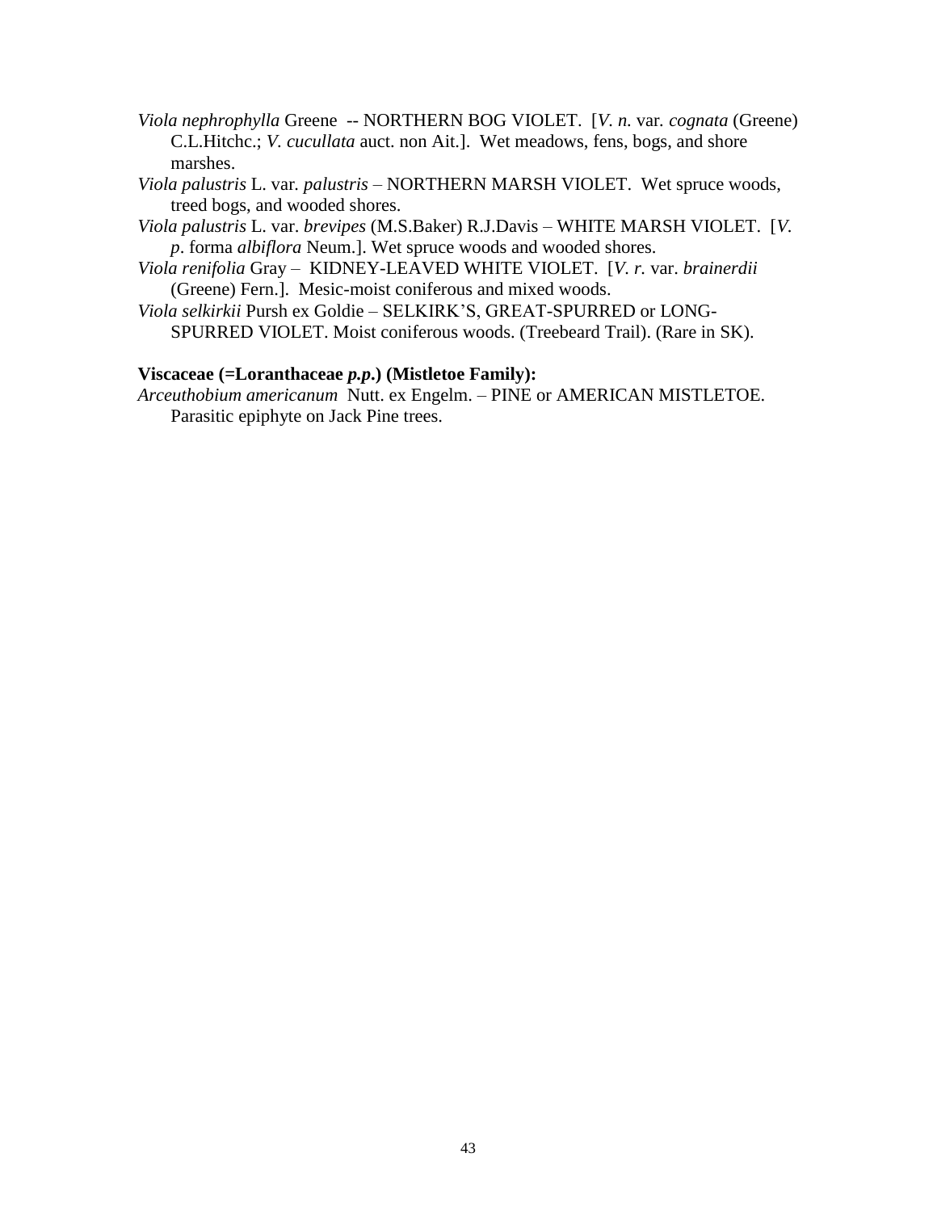*Viola nephrophylla* Greene -- NORTHERN BOG VIOLET. [*V. n.* var. *cognata* (Greene) C.L.Hitchc.; *V. cucullata* auct. non Ait.]. Wet meadows, fens, bogs, and shore marshes.

*Viola palustris* L. var. *palustris* – NORTHERN MARSH VIOLET. Wet spruce woods, treed bogs, and wooded shores.

*Viola palustris* L. var. *brevipes* (M.S.Baker) R.J.Davis – WHITE MARSH VIOLET. [*V. p*. forma *albiflora* Neum.]. Wet spruce woods and wooded shores.

*Viola renifolia* Gray – KIDNEY-LEAVED WHITE VIOLET. [*V. r.* var. *brainerdii* (Greene) Fern.]. Mesic-moist coniferous and mixed woods.

*Viola selkirkii* Pursh ex Goldie – SELKIRK'S, GREAT-SPURRED or LONG-SPURRED VIOLET. Moist coniferous woods. (Treebeard Trail). (Rare in SK).

**Viscaceae (=Loranthaceae *p.p.*) (Mistletoe Family):**

*Arceuthobium americanum* Nutt. ex Engelm. – PINE or AMERICAN MISTLETOE. Parasitic epiphyte on Jack Pine trees.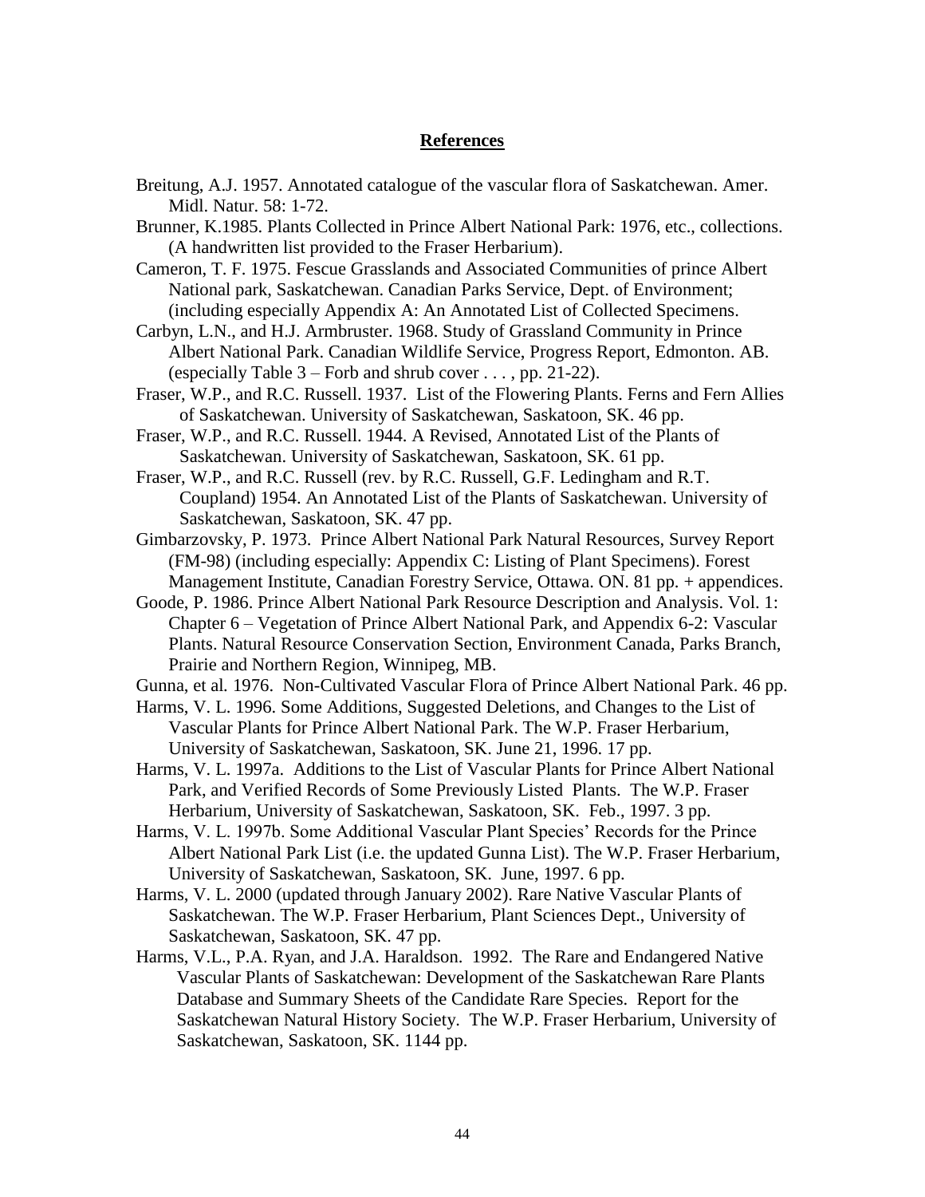## References

Breitung, A.J. 1957. Annotated catalogue of the vascular flora of Saskatchewan. Amer. Midl. Natur. 58: 1-72.

Brunner, K.1985. Plants Collected in Prince Albert National Park: 1976, etc., collections. (A handwritten list provided to the Fraser Herbarium).

Cameron, T. F. 1975. Fescue Grasslands and Associated Communities of prince Albert National park, Saskatchewan. Canadian Parks Service, Dept. of Environment; (including especially Appendix A: An Annotated List of Collected Specimens.

Carbyn, L.N., and H.J. Armbruster. 1968. Study of Grassland Community in Prince Albert National Park. Canadian Wildlife Service, Progress Report, Edmonton. AB. (especially Table 3 – Forb and shrub cover . . . , pp. 21-22).

Fraser, W.P., and R.C. Russell. 1937. List of the Flowering Plants. Ferns and Fern Allies of Saskatchewan. University of Saskatchewan, Saskatoon, SK. 46 pp.

Fraser, W.P., and R.C. Russell. 1944. A Revised, Annotated List of the Plants of Saskatchewan. University of Saskatchewan, Saskatoon, SK. 61 pp.

Fraser, W.P., and R.C. Russell (rev. by R.C. Russell, G.F. Ledingham and R.T. Coupland) 1954. An Annotated List of the Plants of Saskatchewan. University of Saskatchewan, Saskatoon, SK. 47 pp.

Gimbarzovsky, P. 1973. Prince Albert National Park Natural Resources, Survey Report (FM-98) (including especially: Appendix C: Listing of Plant Specimens). Forest Management Institute, Canadian Forestry Service, Ottawa. ON. 81 pp. + appendices.

Goode, P. 1986. Prince Albert National Park Resource Description and Analysis. Vol. 1: Chapter 6 – Vegetation of Prince Albert National Park, and Appendix 6-2: Vascular Plants. Natural Resource Conservation Section, Environment Canada, Parks Branch, Prairie and Northern Region, Winnipeg, MB.

Gunna, et al*.* 1976. Non-Cultivated Vascular Flora of Prince Albert National Park. 46 pp.

Harms, V. L. 1996. Some Additions, Suggested Deletions, and Changes to the List of Vascular Plants for Prince Albert National Park. The W.P. Fraser Herbarium, University of Saskatchewan, Saskatoon, SK. June 21, 1996. 17 pp.

Harms, V. L. 1997a. Additions to the List of Vascular Plants for Prince Albert National Park, and Verified Records of Some Previously Listed Plants. The W.P. Fraser Herbarium, University of Saskatchewan, Saskatoon, SK. Feb., 1997. 3 pp.

Harms, V. L. 1997b. Some Additional Vascular Plant Species' Records for the Prince Albert National Park List (i.e. the updated Gunna List). The W.P. Fraser Herbarium, University of Saskatchewan, Saskatoon, SK. June, 1997. 6 pp.

Harms, V. L. 2000 (updated through January 2002). Rare Native Vascular Plants of Saskatchewan. The W.P. Fraser Herbarium, Plant Sciences Dept., University of Saskatchewan, Saskatoon, SK. 47 pp.

Harms, V.L., P.A. Ryan, and J.A. Haraldson. 1992. The Rare and Endangered Native Vascular Plants of Saskatchewan: Development of the Saskatchewan Rare Plants Database and Summary Sheets of the Candidate Rare Species. Report for the Saskatchewan Natural History Society. The W.P. Fraser Herbarium, University of Saskatchewan, Saskatoon, SK. 1144 pp.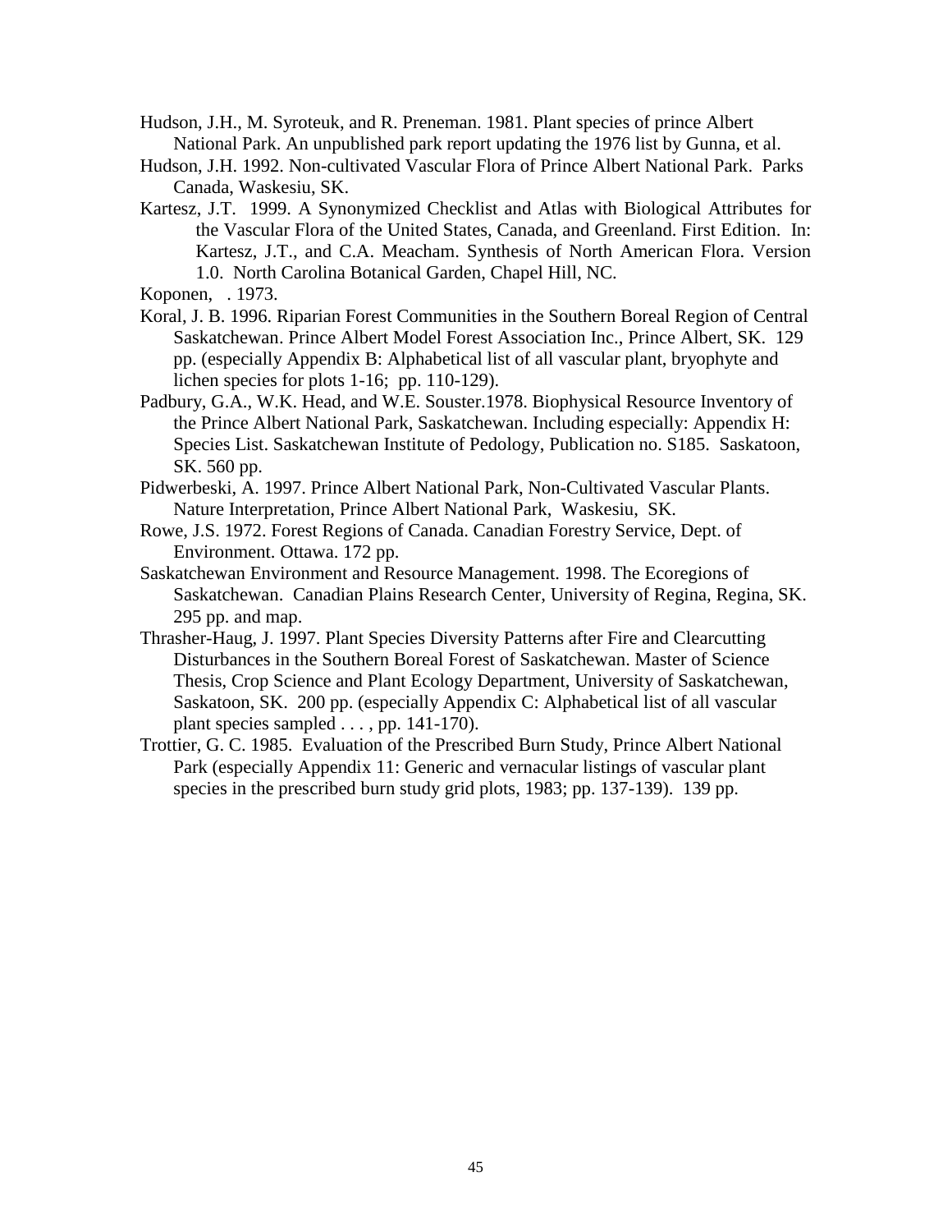Hudson, J.H., M. Syroteuk, and R. Preneman. 1981. Plant species of prince Albert National Park. An unpublished park report updating the 1976 list by Gunna, et al.

Hudson, J.H. 1992. Non-cultivated Vascular Flora of Prince Albert National Park. Parks Canada, Waskesiu, SK.

Kartesz, J.T. 1999. A Synonymized Checklist and Atlas with Biological Attributes for the Vascular Flora of the United States, Canada, and Greenland. First Edition. In: Kartesz, J.T., and C.A. Meacham. Synthesis of North American Flora. Version 1.0. North Carolina Botanical Garden, Chapel Hill, NC.

Koponen, . 1973.

Koral, J. B. 1996. Riparian Forest Communities in the Southern Boreal Region of Central Saskatchewan. Prince Albert Model Forest Association Inc., Prince Albert, SK. 129 pp. (especially Appendix B: Alphabetical list of all vascular plant, bryophyte and lichen species for plots 1-16; pp. 110-129).

Padbury, G.A., W.K. Head, and W.E. Souster.1978. Biophysical Resource Inventory of the Prince Albert National Park, Saskatchewan. Including especially: Appendix H: Species List. Saskatchewan Institute of Pedology, Publication no. S185. Saskatoon, SK. 560 pp.

Pidwerbeski, A. 1997. Prince Albert National Park, Non-Cultivated Vascular Plants. Nature Interpretation, Prince Albert National Park, Waskesiu, SK.

Rowe, J.S. 1972. Forest Regions of Canada. Canadian Forestry Service, Dept. of Environment. Ottawa. 172 pp.

Saskatchewan Environment and Resource Management. 1998. The Ecoregions of Saskatchewan. Canadian Plains Research Center, University of Regina, Regina, SK. 295 pp. and map.

Thrasher-Haug, J. 1997. Plant Species Diversity Patterns after Fire and Clearcutting Disturbances in the Southern Boreal Forest of Saskatchewan. Master of Science Thesis, Crop Science and Plant Ecology Department, University of Saskatchewan, Saskatoon, SK. 200 pp. (especially Appendix C: Alphabetical list of all vascular plant species sampled . . . , pp. 141-170).

Trottier, G. C. 1985. Evaluation of the Prescribed Burn Study, Prince Albert National Park (especially Appendix 11: Generic and vernacular listings of vascular plant species in the prescribed burn study grid plots, 1983; pp. 137-139). 139 pp.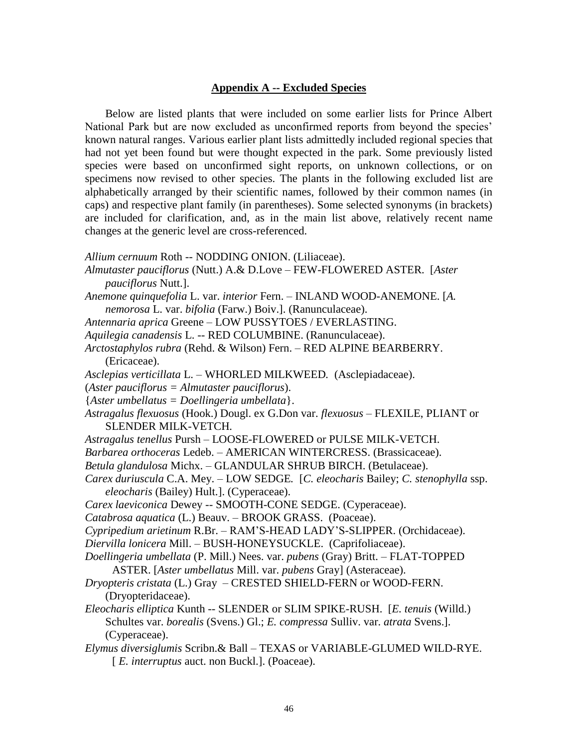## **Appendix A -- Excluded Species**

Below are listed plants that were included on some earlier lists for Prince Albert National Park but are now excluded as unconfirmed reports from beyond the species' known natural ranges. Various earlier plant lists admittedly included regional species that had not yet been found but were thought expected in the park. Some previously listed species were based on unconfirmed sight reports, on unknown collections, or on specimens now revised to other species. The plants in the following excluded list are alphabetically arranged by their scientific names, followed by their common names (in caps) and respective plant family (in parentheses). Some selected synonyms (in brackets) are included for clarification, and, as in the main list above, relatively recent name changes at the generic level are cross-referenced.

*Allium cernuum* Roth -- NODDING ONION. (Liliaceae).

*Almutaster pauciflorus* (Nutt.) A.& D.Love – FEW-FLOWERED ASTER. [*Aster pauciflorus* Nutt.].

*Anemone quinquefolia* L. var. *interior* Fern. – INLAND WOOD-ANEMONE. [*A. nemorosa* L. var. *bifolia* (Farw.) Boiv.]. (Ranunculaceae).

*Antennaria aprica* Greene – LOW PUSSYTOES / EVERLASTING.

*Aquilegia canadensis* L. -- RED COLUMBINE. (Ranunculaceae).

*Arctostaphylos rubra* (Rehd. & Wilson) Fern. – RED ALPINE BEARBERRY. (Ericaceae).

*Asclepias verticillata* L. – WHORLED MILKWEED. (Asclepiadaceae).

(*Aster pauciflorus* = *Almutaster pauciflorus*).

{*Aster umbellatus* = *Doellingeria umbellata*}.

*Astragalus flexuosus* (Hook.) Dougl. ex G.Don var. *flexuosus* – FLEXILE, PLIANT or SLENDER MILK-VETCH.

*Astragalus tenellus* Pursh – LOOSE-FLOWERED or PULSE MILK-VETCH.

*Barbarea orthoceras* Ledeb. – AMERICAN WINTERCRESS. (Brassicaceae).

*Betula glandulosa* Michx. – GLANDULAR SHRUB BIRCH. (Betulaceae).

*Carex duriuscula* C.A. Mey. – LOW SEDGE. [*C. eleocharis* Bailey; *C. stenophylla* ssp. *eleocharis* (Bailey) Hult.]. (Cyperaceae).

*Carex laeviconica* Dewey -- SMOOTH-CONE SEDGE. (Cyperaceae).

*Catabrosa aquatica* (L.) Beauv. – BROOK GRASS. (Poaceae).

*Cypripedium arietinum* R.Br. – RAM'S-HEAD LADY'S-SLIPPER. (Orchidaceae).

*Diervilla lonicera* Mill. – BUSH-HONEYSUCKLE. (Caprifoliaceae).

*Doellingeria umbellata* (P. Mill.) Nees. var. *pubens* (Gray) Britt. – FLAT-TOPPED ASTER. [*Aster umbellatus* Mill. var. *pubens* Gray] (Asteraceae).

*Dryopteris cristata* (L.) Gray – CRESTED SHIELD-FERN or WOOD-FERN. (Dryopteridaceae).

*Eleocharis elliptica* Kunth -- SLENDER or SLIM SPIKE-RUSH. [*E. tenuis* (Willd.) Schultes var. *borealis* (Svens.) Gl.; *E. compressa* Sulliv. var. *atrata* Svens.]. (Cyperaceae).

*Elymus diversiglumis* Scribn.& Ball – TEXAS or VARIABLE-GLUMED WILD-RYE. [ *E. interruptus* auct. non Buckl.]. (Poaceae).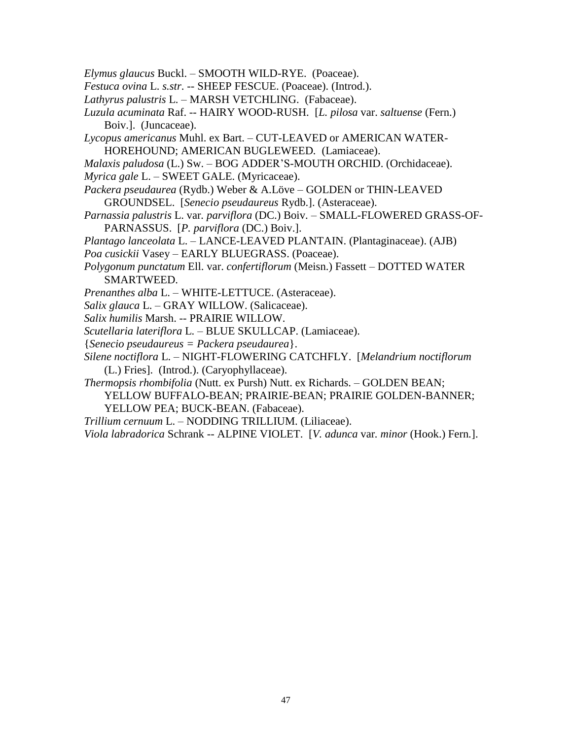*Elymus glaucus* Buckl. – SMOOTH WILD-RYE. (Poaceae).

*Festuca ovina* L. *s.str*. -- SHEEP FESCUE. (Poaceae). (Introd.).

*Lathyrus palustris* L. – MARSH VETCHLING. (Fabaceae).

*Luzula acuminata* Raf. -- HAIRY WOOD-RUSH. [*L. pilosa* var. *saltuense* (Fern.) Boiv.]. (Juncaceae).

*Lycopus americanus* Muhl. ex Bart. – CUT-LEAVED or AMERICAN WATER-HOREHOUND; AMERICAN BUGLEWEED. (Lamiaceae).

*Malaxis paludosa* (L.) Sw. – BOG ADDER'S-MOUTH ORCHID. (Orchidaceae).

*Myrica gale* L. – SWEET GALE. (Myricaceae).

*Packera pseudaurea* (Rydb.) Weber & A.Löve – GOLDEN or THIN-LEAVED GROUNDSEL. [*Senecio pseudaureus* Rydb.]. (Asteraceae).

*Parnassia palustris* L. var. *parviflora* (DC.) Boiv. – SMALL-FLOWERED GRASS-OF-PARNASSUS. [*P. parviflora* (DC.) Boiv.].

*Plantago lanceolata* L. – LANCE-LEAVED PLANTAIN. (Plantaginaceae). (AJB)

*Poa cusickii* Vasey – EARLY BLUEGRASS. (Poaceae).

*Polygonum punctatum* Ell. var. *confertiflorum* (Meisn.) Fassett – DOTTED WATER SMARTWEED.

*Prenanthes alba* L. – WHITE-LETTUCE. (Asteraceae).

*Salix glauca* L. – GRAY WILLOW. (Salicaceae).

*Salix humilis* Marsh. -- PRAIRIE WILLOW.

*Scutellaria lateriflora* L. – BLUE SKULLCAP. (Lamiaceae).

{*Senecio pseudaureus = Packera pseudaurea*}.

*Silene noctiflora* L. – NIGHT-FLOWERING CATCHFLY. [*Melandrium noctiflorum* (L.) Fries]. (Introd.). (Caryophyllaceae).

*Thermopsis rhombifolia* (Nutt. ex Pursh) Nutt. ex Richards. – GOLDEN BEAN; YELLOW BUFFALO-BEAN; PRAIRIE-BEAN; PRAIRIE GOLDEN-BANNER; YELLOW PEA; BUCK-BEAN. (Fabaceae).

*Trillium cernuum* L. – NODDING TRILLIUM. (Liliaceae).

*Viola labradorica* Schrank -- ALPINE VIOLET. [*V. adunca* var. *minor* (Hook.) Fern.].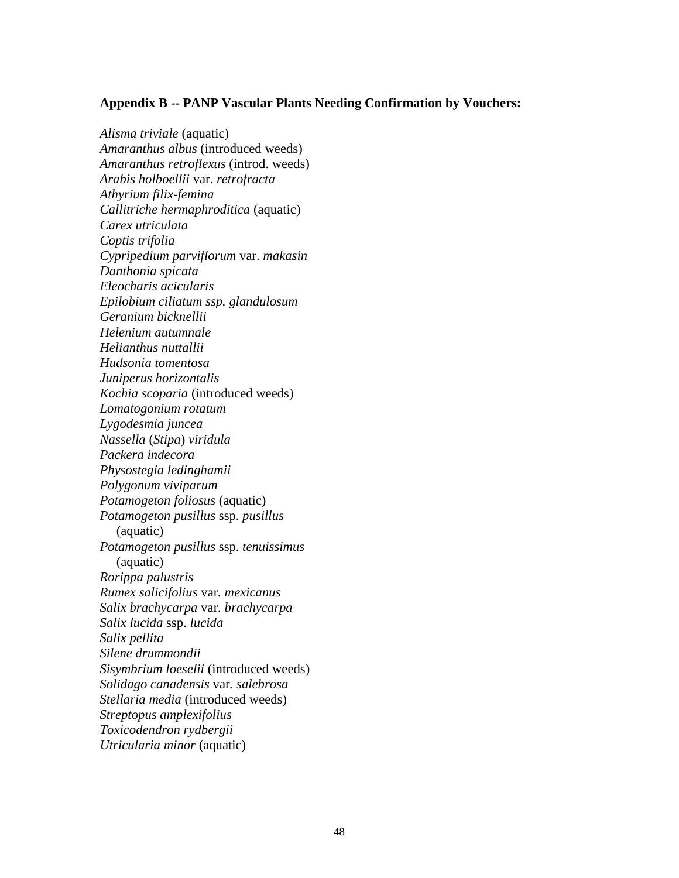**Appendix B -- PANP Vascular Plants Needing Confirmation by Vouchers:**

*Alisma triviale* (aquatic)
*Amaranthus albus* (introduced weeds)
*Amaranthus retroflexus* (introd. weeds)
*Arabis holboellii* var. *retrofracta*
*Athyrium filix-femina*
*Callitriche hermaphroditica* (aquatic)
*Carex utriculata*
*Coptis trifolia*
*Cypripedium parviflorum* var. *makasin*
*Danthonia spicata*
*Eleocharis acicularis*
*Epilobium ciliatum ssp. glandulosum*
*Geranium bicknellii*
*Helenium autumnale*
*Helianthus nuttallii*
*Hudsonia tomentosa*
*Juniperus horizontalis*
*Kochia scoparia* (introduced weeds)
*Lomatogonium rotatum*
*Lygodesmia juncea*
*Nassella* (*Stipa*) *viridula*
*Packera indecora*
*Physostegia ledinghamii*
*Polygonum viviparum*
*Potamogeton foliosus* (aquatic)
*Potamogeton pusillus* ssp. *pusillus* (aquatic)
*Potamogeton pusillus* ssp. *tenuissimus* (aquatic)
*Rorippa palustris*
*Rumex salicifolius* var. *mexicanus*
*Salix brachycarpa* var. *brachycarpa*
*Salix lucida* ssp. *lucida*
*Salix pellita*
*Silene drummondii*
*Sisymbrium loeselii* (introduced weeds)
*Solidago canadensis* var. *salebrosa*
*Stellaria media* (introduced weeds)
*Streptopus amplexifolius*
*Toxicodendron rydbergii*
*Utricularia minor* (aquatic)